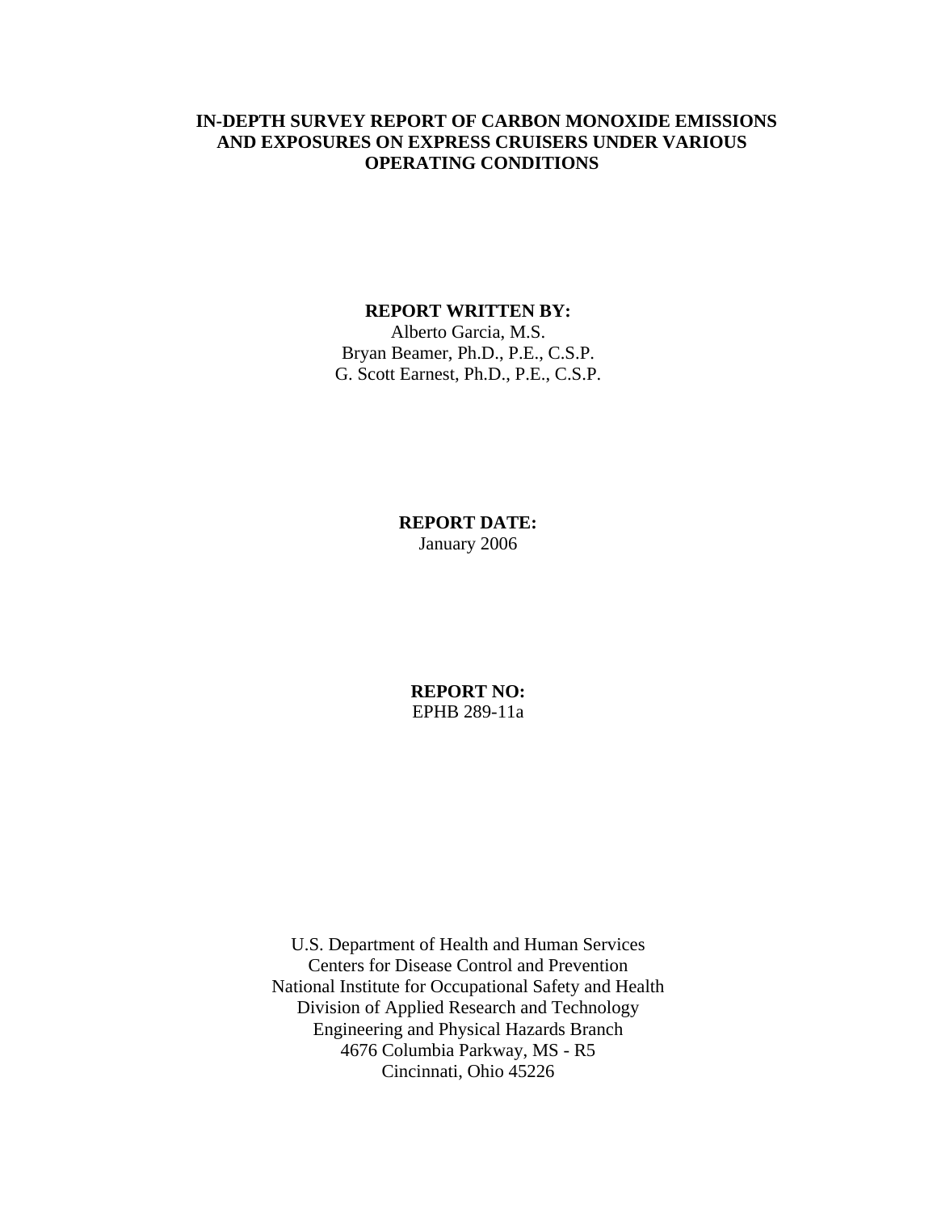# IN-DEPTH SURVEY REPORT OF CARBON MONOXIDE EMISSIONS AND EXPOSURES ON EXPRESS CRUISERS UNDER VARIOUS OPERATING CONDITIONS

**REPORT WRITTEN BY:**
Alberto Garcia, M.S.
Bryan Beamer, Ph.D., P.E., C.S.P.
G. Scott Earnest, Ph.D., P.E., C.S.P.

**REPORT DATE:**
January 2006

**REPORT NO:**
EPHB 289-11a

U.S. Department of Health and Human Services
Centers for Disease Control and Prevention
National Institute for Occupational Safety and Health
Division of Applied Research and Technology
Engineering and Physical Hazards Branch
4676 Columbia Parkway, MS - R5
Cincinnati, Ohio 45226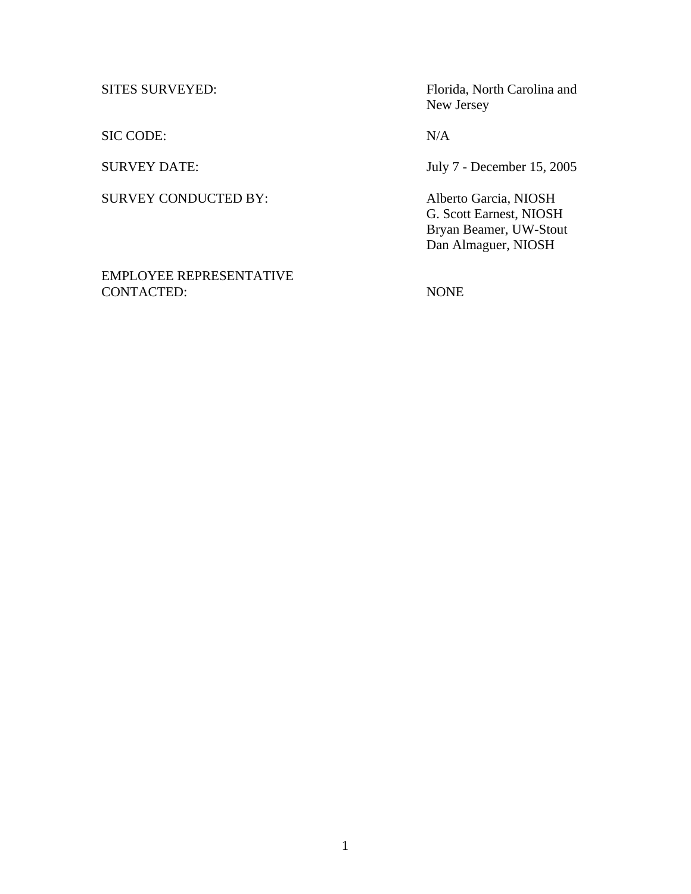| | |
|---|---|
| SITES SURVEYED: | Florida, North Carolina and New Jersey |
| SIC CODE: | N/A |
| SURVEY DATE: | July 7 - December 15, 2005 |
| SURVEY CONDUCTED BY: | Alberto Garcia, NIOSH<br>G. Scott Earnest, NIOSH<br>Bryan Beamer, UW-Stout<br>Dan Almaguer, NIOSH |
| EMPLOYEE REPRESENTATIVE CONTACTED: | NONE |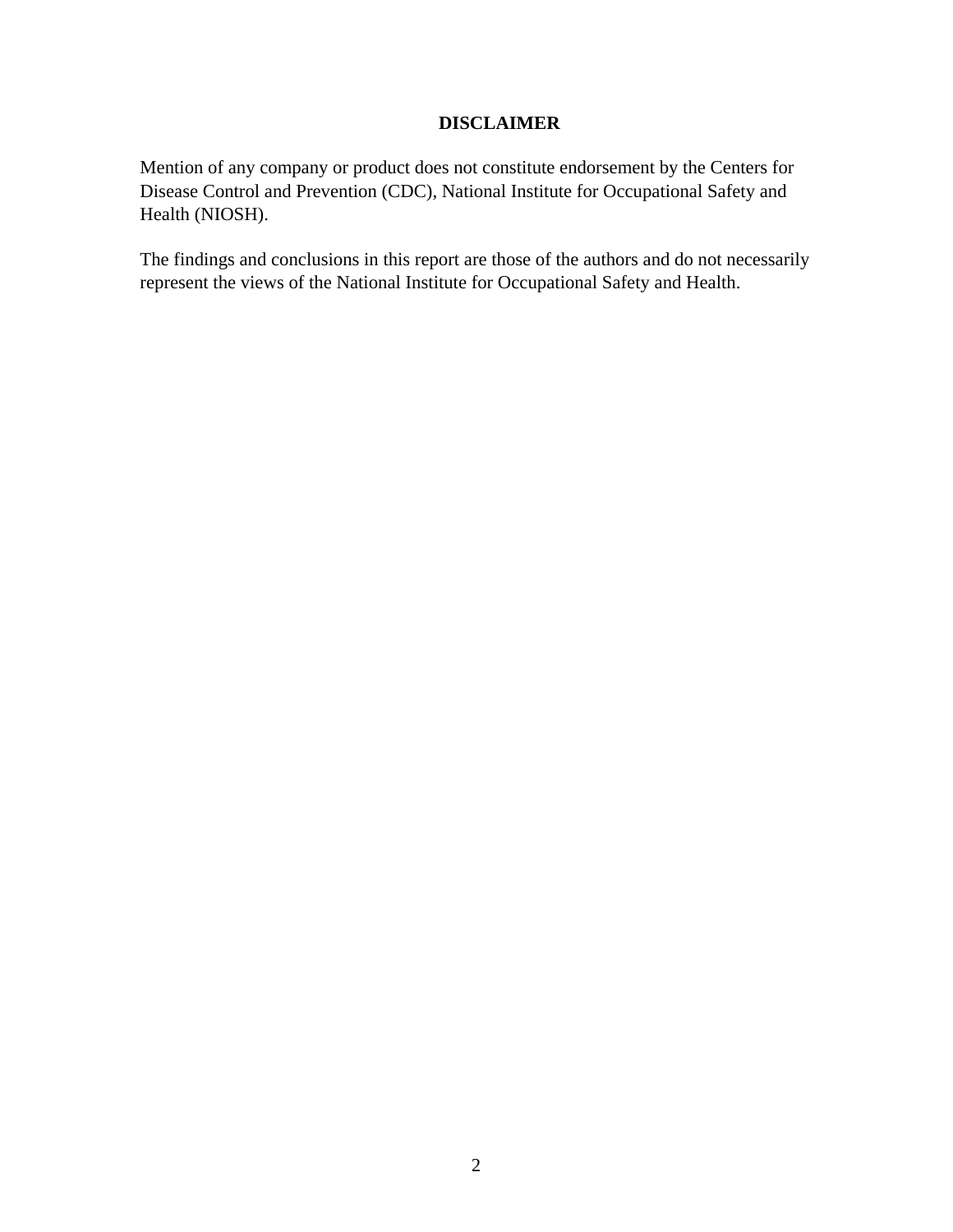## DISCLAIMER

Mention of any company or product does not constitute endorsement by the Centers for Disease Control and Prevention (CDC), National Institute for Occupational Safety and Health (NIOSH).

The findings and conclusions in this report are those of the authors and do not necessarily represent the views of the National Institute for Occupational Safety and Health.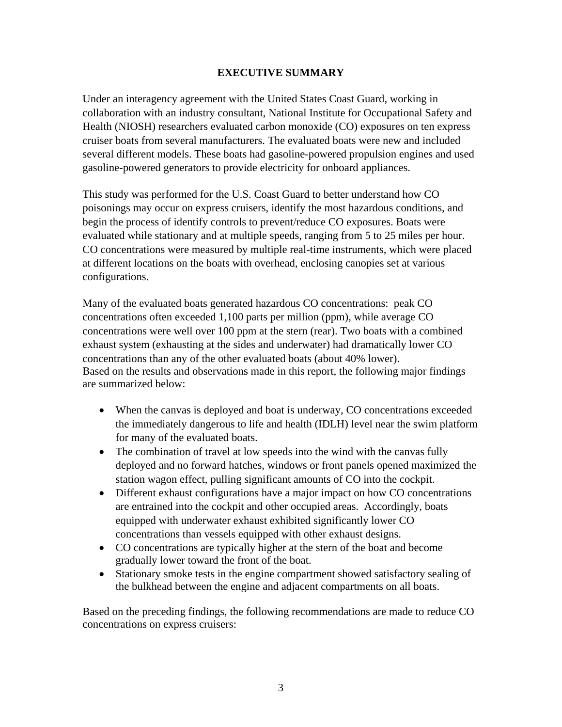## EXECUTIVE SUMMARY

Under an interagency agreement with the United States Coast Guard, working in collaboration with an industry consultant, National Institute for Occupational Safety and Health (NIOSH) researchers evaluated carbon monoxide (CO) exposures on ten express cruiser boats from several manufacturers. The evaluated boats were new and included several different models. These boats had gasoline-powered propulsion engines and used gasoline-powered generators to provide electricity for onboard appliances.

This study was performed for the U.S. Coast Guard to better understand how CO poisonings may occur on express cruisers, identify the most hazardous conditions, and begin the process of identify controls to prevent/reduce CO exposures. Boats were evaluated while stationary and at multiple speeds, ranging from 5 to 25 miles per hour. CO concentrations were measured by multiple real-time instruments, which were placed at different locations on the boats with overhead, enclosing canopies set at various configurations.

Many of the evaluated boats generated hazardous CO concentrations: peak CO concentrations often exceeded 1,100 parts per million (ppm), while average CO concentrations were well over 100 ppm at the stern (rear). Two boats with a combined exhaust system (exhausting at the sides and underwater) had dramatically lower CO concentrations than any of the other evaluated boats (about 40% lower).
Based on the results and observations made in this report, the following major findings are summarized below:

- When the canvas is deployed and boat is underway, CO concentrations exceeded the immediately dangerous to life and health (IDLH) level near the swim platform for many of the evaluated boats.
- The combination of travel at low speeds into the wind with the canvas fully deployed and no forward hatches, windows or front panels opened maximized the station wagon effect, pulling significant amounts of CO into the cockpit.
- Different exhaust configurations have a major impact on how CO concentrations are entrained into the cockpit and other occupied areas. Accordingly, boats equipped with underwater exhaust exhibited significantly lower CO concentrations than vessels equipped with other exhaust designs.
- CO concentrations are typically higher at the stern of the boat and become gradually lower toward the front of the boat.
- Stationary smoke tests in the engine compartment showed satisfactory sealing of the bulkhead between the engine and adjacent compartments on all boats.

Based on the preceding findings, the following recommendations are made to reduce CO concentrations on express cruisers: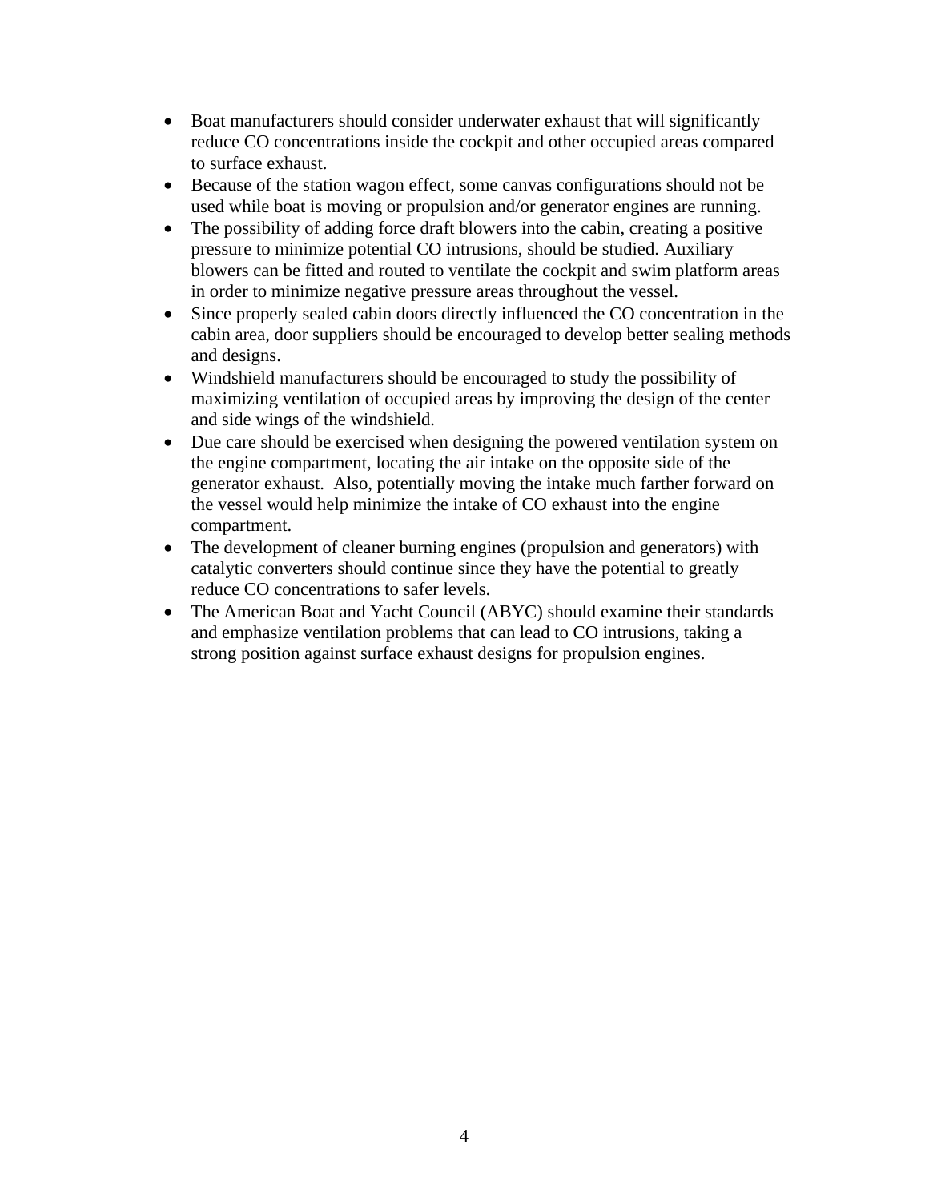- Boat manufacturers should consider underwater exhaust that will significantly reduce CO concentrations inside the cockpit and other occupied areas compared to surface exhaust.
- Because of the station wagon effect, some canvas configurations should not be used while boat is moving or propulsion and/or generator engines are running.
- The possibility of adding force draft blowers into the cabin, creating a positive pressure to minimize potential CO intrusions, should be studied. Auxiliary blowers can be fitted and routed to ventilate the cockpit and swim platform areas in order to minimize negative pressure areas throughout the vessel.
- Since properly sealed cabin doors directly influenced the CO concentration in the cabin area, door suppliers should be encouraged to develop better sealing methods and designs.
- Windshield manufacturers should be encouraged to study the possibility of maximizing ventilation of occupied areas by improving the design of the center and side wings of the windshield.
- Due care should be exercised when designing the powered ventilation system on the engine compartment, locating the air intake on the opposite side of the generator exhaust. Also, potentially moving the intake much farther forward on the vessel would help minimize the intake of CO exhaust into the engine compartment.
- The development of cleaner burning engines (propulsion and generators) with catalytic converters should continue since they have the potential to greatly reduce CO concentrations to safer levels.
- The American Boat and Yacht Council (ABYC) should examine their standards and emphasize ventilation problems that can lead to CO intrusions, taking a strong position against surface exhaust designs for propulsion engines.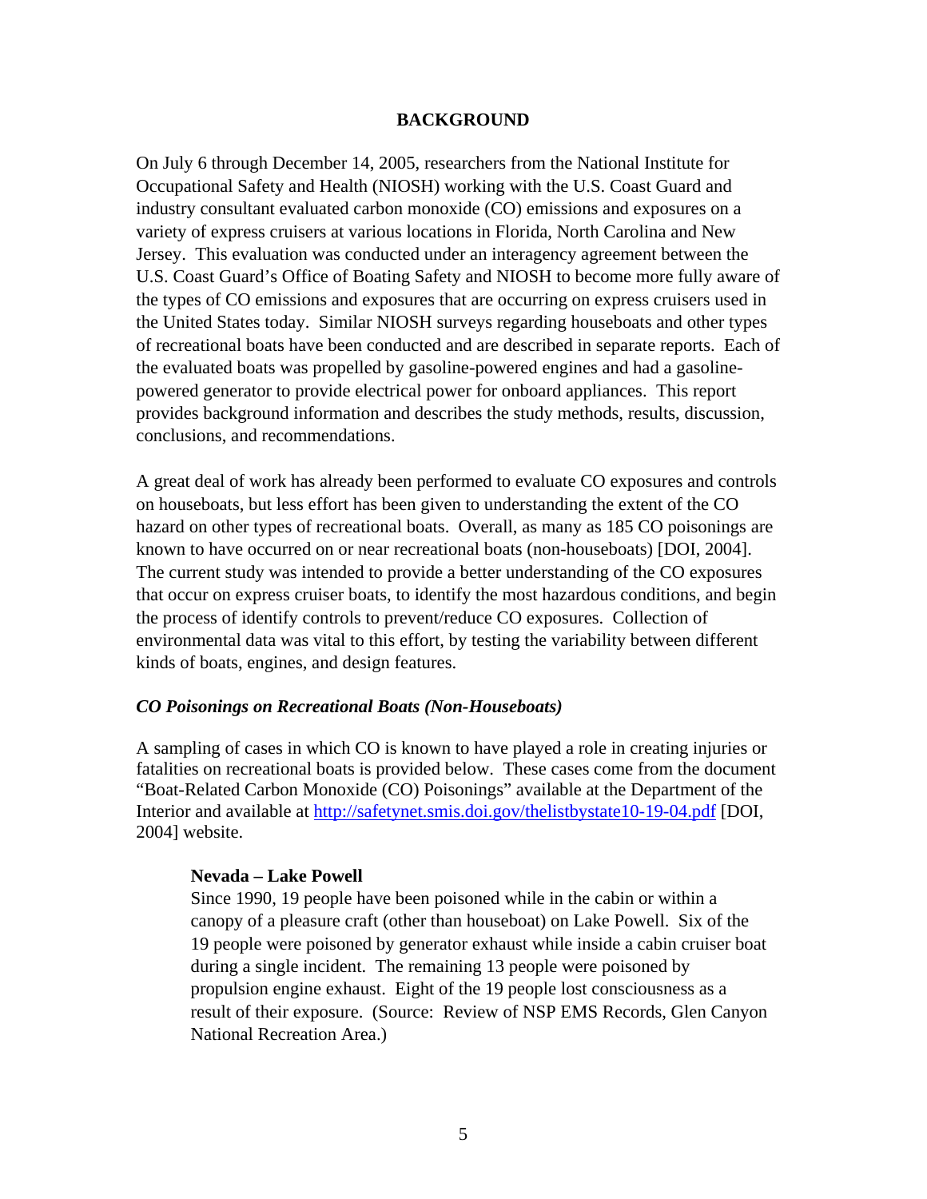## BACKGROUND

On July 6 through December 14, 2005, researchers from the National Institute for Occupational Safety and Health (NIOSH) working with the U.S. Coast Guard and industry consultant evaluated carbon monoxide (CO) emissions and exposures on a variety of express cruisers at various locations in Florida, North Carolina and New Jersey. This evaluation was conducted under an interagency agreement between the U.S. Coast Guard's Office of Boating Safety and NIOSH to become more fully aware of the types of CO emissions and exposures that are occurring on express cruisers used in the United States today. Similar NIOSH surveys regarding houseboats and other types of recreational boats have been conducted and are described in separate reports. Each of the evaluated boats was propelled by gasoline-powered engines and had a gasoline-powered generator to provide electrical power for onboard appliances. This report provides background information and describes the study methods, results, discussion, conclusions, and recommendations.

A great deal of work has already been performed to evaluate CO exposures and controls on houseboats, but less effort has been given to understanding the extent of the CO hazard on other types of recreational boats. Overall, as many as 185 CO poisonings are known to have occurred on or near recreational boats (non-houseboats) [DOI, 2004]. The current study was intended to provide a better understanding of the CO exposures that occur on express cruiser boats, to identify the most hazardous conditions, and begin the process of identify controls to prevent/reduce CO exposures. Collection of environmental data was vital to this effort, by testing the variability between different kinds of boats, engines, and design features.

### *CO Poisonings on Recreational Boats (Non-Houseboats)*

A sampling of cases in which CO is known to have played a role in creating injuries or fatalities on recreational boats is provided below. These cases come from the document "Boat-Related Carbon Monoxide (CO) Poisonings" available at the Department of the Interior and available at http://safetynet.smis.doi.gov/thelistbystate10-19-04.pdf [DOI, 2004] website.

**Nevada – Lake Powell**
Since 1990, 19 people have been poisoned while in the cabin or within a canopy of a pleasure craft (other than houseboat) on Lake Powell. Six of the 19 people were poisoned by generator exhaust while inside a cabin cruiser boat during a single incident. The remaining 13 people were poisoned by propulsion engine exhaust. Eight of the 19 people lost consciousness as a result of their exposure. (Source: Review of NSP EMS Records, Glen Canyon National Recreation Area.)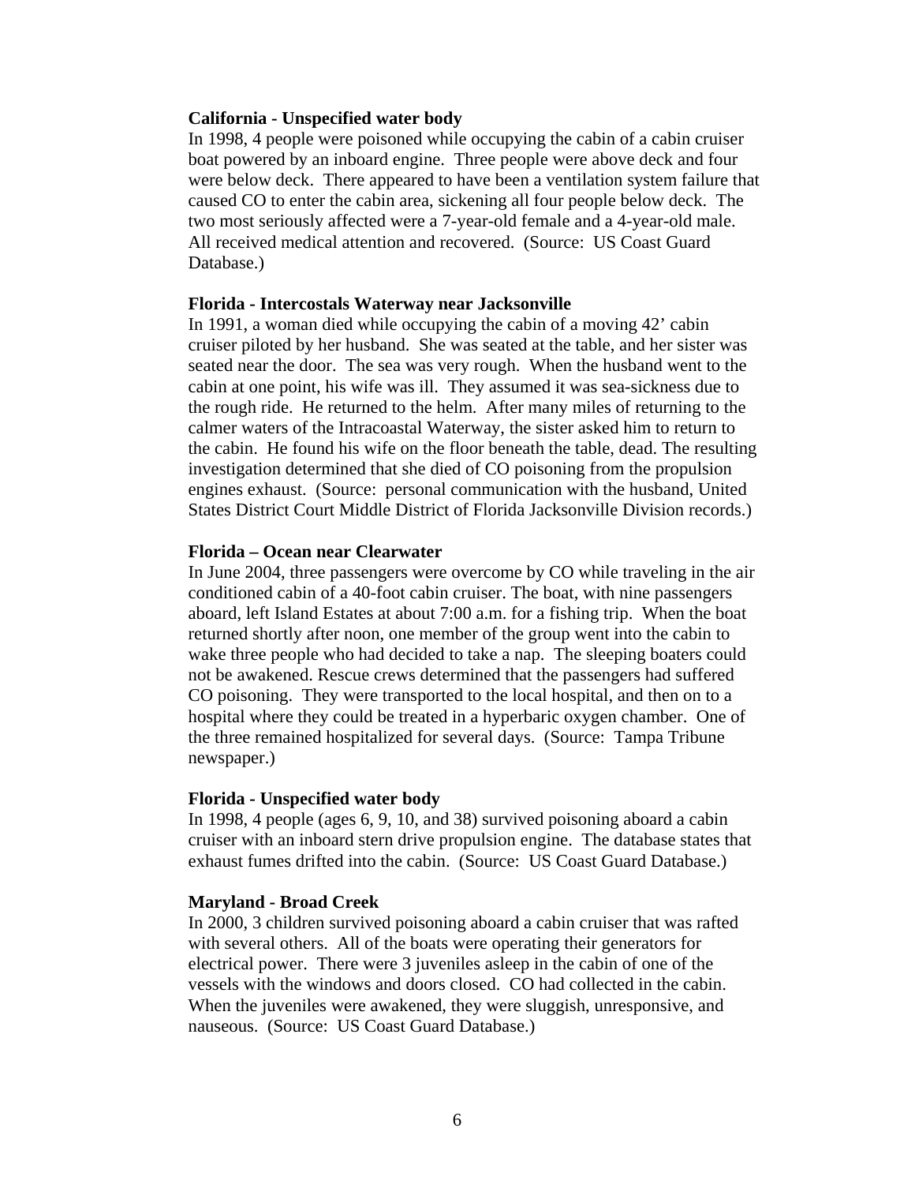**California - Unspecified water body**

In 1998, 4 people were poisoned while occupying the cabin of a cabin cruiser boat powered by an inboard engine. Three people were above deck and four were below deck. There appeared to have been a ventilation system failure that caused CO to enter the cabin area, sickening all four people below deck. The two most seriously affected were a 7-year-old female and a 4-year-old male. All received medical attention and recovered. (Source: US Coast Guard Database.)

**Florida - Intercostals Waterway near Jacksonville**

In 1991, a woman died while occupying the cabin of a moving 42' cabin cruiser piloted by her husband. She was seated at the table, and her sister was seated near the door. The sea was very rough. When the husband went to the cabin at one point, his wife was ill. They assumed it was sea-sickness due to the rough ride. He returned to the helm. After many miles of returning to the calmer waters of the Intracoastal Waterway, the sister asked him to return to the cabin. He found his wife on the floor beneath the table, dead. The resulting investigation determined that she died of CO poisoning from the propulsion engines exhaust. (Source: personal communication with the husband, United States District Court Middle District of Florida Jacksonville Division records.)

**Florida – Ocean near Clearwater**

In June 2004, three passengers were overcome by CO while traveling in the air conditioned cabin of a 40-foot cabin cruiser. The boat, with nine passengers aboard, left Island Estates at about 7:00 a.m. for a fishing trip. When the boat returned shortly after noon, one member of the group went into the cabin to wake three people who had decided to take a nap. The sleeping boaters could not be awakened. Rescue crews determined that the passengers had suffered CO poisoning. They were transported to the local hospital, and then on to a hospital where they could be treated in a hyperbaric oxygen chamber. One of the three remained hospitalized for several days. (Source: Tampa Tribune newspaper.)

**Florida - Unspecified water body**

In 1998, 4 people (ages 6, 9, 10, and 38) survived poisoning aboard a cabin cruiser with an inboard stern drive propulsion engine. The database states that exhaust fumes drifted into the cabin. (Source: US Coast Guard Database.)

**Maryland - Broad Creek**

In 2000, 3 children survived poisoning aboard a cabin cruiser that was rafted with several others. All of the boats were operating their generators for electrical power. There were 3 juveniles asleep in the cabin of one of the vessels with the windows and doors closed. CO had collected in the cabin. When the juveniles were awakened, they were sluggish, unresponsive, and nauseous. (Source: US Coast Guard Database.)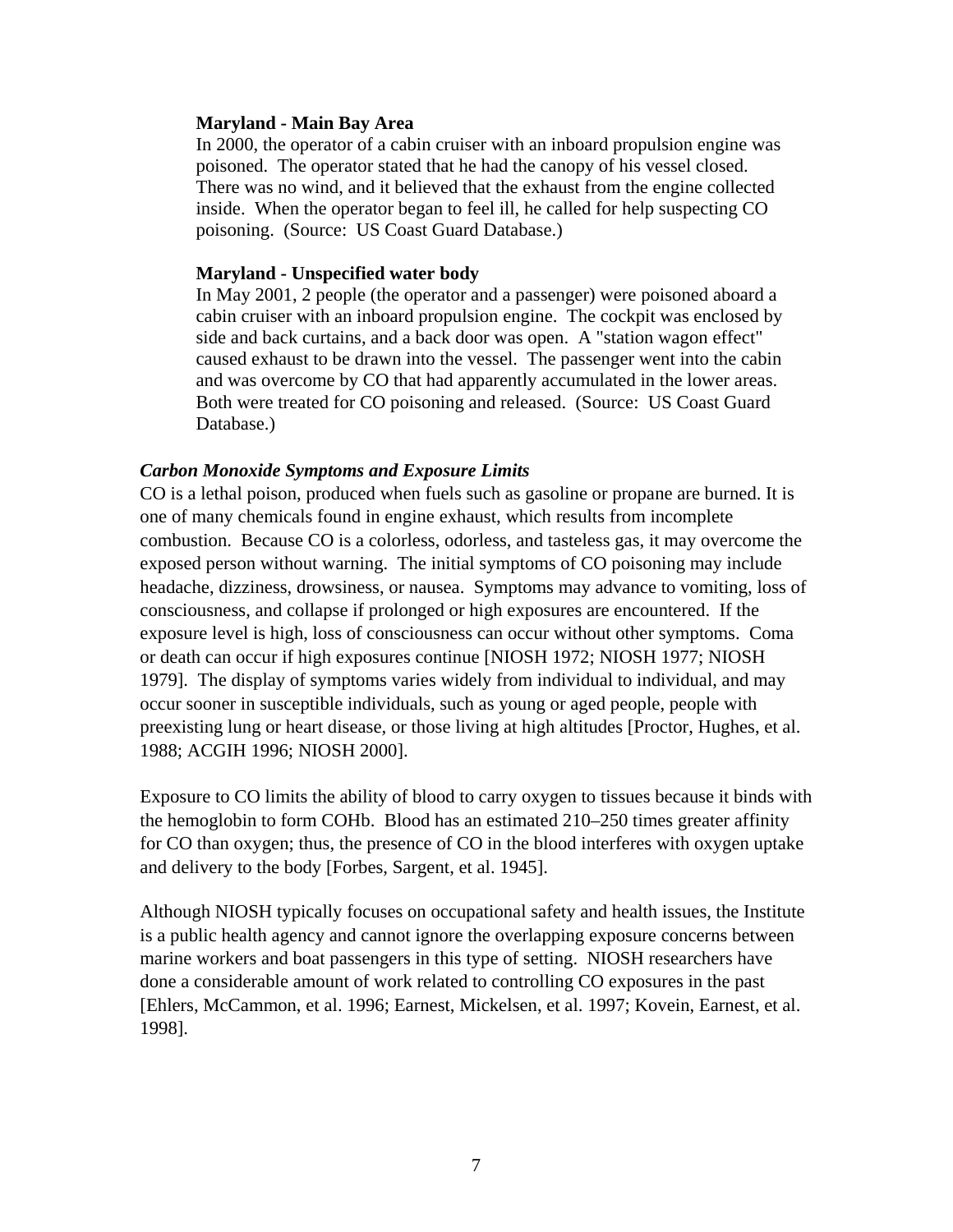**Maryland - Main Bay Area**

In 2000, the operator of a cabin cruiser with an inboard propulsion engine was poisoned. The operator stated that he had the canopy of his vessel closed. There was no wind, and it believed that the exhaust from the engine collected inside. When the operator began to feel ill, he called for help suspecting CO poisoning. (Source: US Coast Guard Database.)

**Maryland - Unspecified water body**

In May 2001, 2 people (the operator and a passenger) were poisoned aboard a cabin cruiser with an inboard propulsion engine. The cockpit was enclosed by side and back curtains, and a back door was open. A "station wagon effect" caused exhaust to be drawn into the vessel. The passenger went into the cabin and was overcome by CO that had apparently accumulated in the lower areas. Both were treated for CO poisoning and released. (Source: US Coast Guard Database.)

***Carbon Monoxide Symptoms and Exposure Limits***

CO is a lethal poison, produced when fuels such as gasoline or propane are burned. It is one of many chemicals found in engine exhaust, which results from incomplete combustion. Because CO is a colorless, odorless, and tasteless gas, it may overcome the exposed person without warning. The initial symptoms of CO poisoning may include headache, dizziness, drowsiness, or nausea. Symptoms may advance to vomiting, loss of consciousness, and collapse if prolonged or high exposures are encountered. If the exposure level is high, loss of consciousness can occur without other symptoms. Coma or death can occur if high exposures continue [NIOSH 1972; NIOSH 1977; NIOSH 1979]. The display of symptoms varies widely from individual to individual, and may occur sooner in susceptible individuals, such as young or aged people, people with preexisting lung or heart disease, or those living at high altitudes [Proctor, Hughes, et al. 1988; ACGIH 1996; NIOSH 2000].

Exposure to CO limits the ability of blood to carry oxygen to tissues because it binds with the hemoglobin to form COHb. Blood has an estimated 210–250 times greater affinity for CO than oxygen; thus, the presence of CO in the blood interferes with oxygen uptake and delivery to the body [Forbes, Sargent, et al. 1945].

Although NIOSH typically focuses on occupational safety and health issues, the Institute is a public health agency and cannot ignore the overlapping exposure concerns between marine workers and boat passengers in this type of setting. NIOSH researchers have done a considerable amount of work related to controlling CO exposures in the past [Ehlers, McCammon, et al. 1996; Earnest, Mickelsen, et al. 1997; Kovein, Earnest, et al. 1998].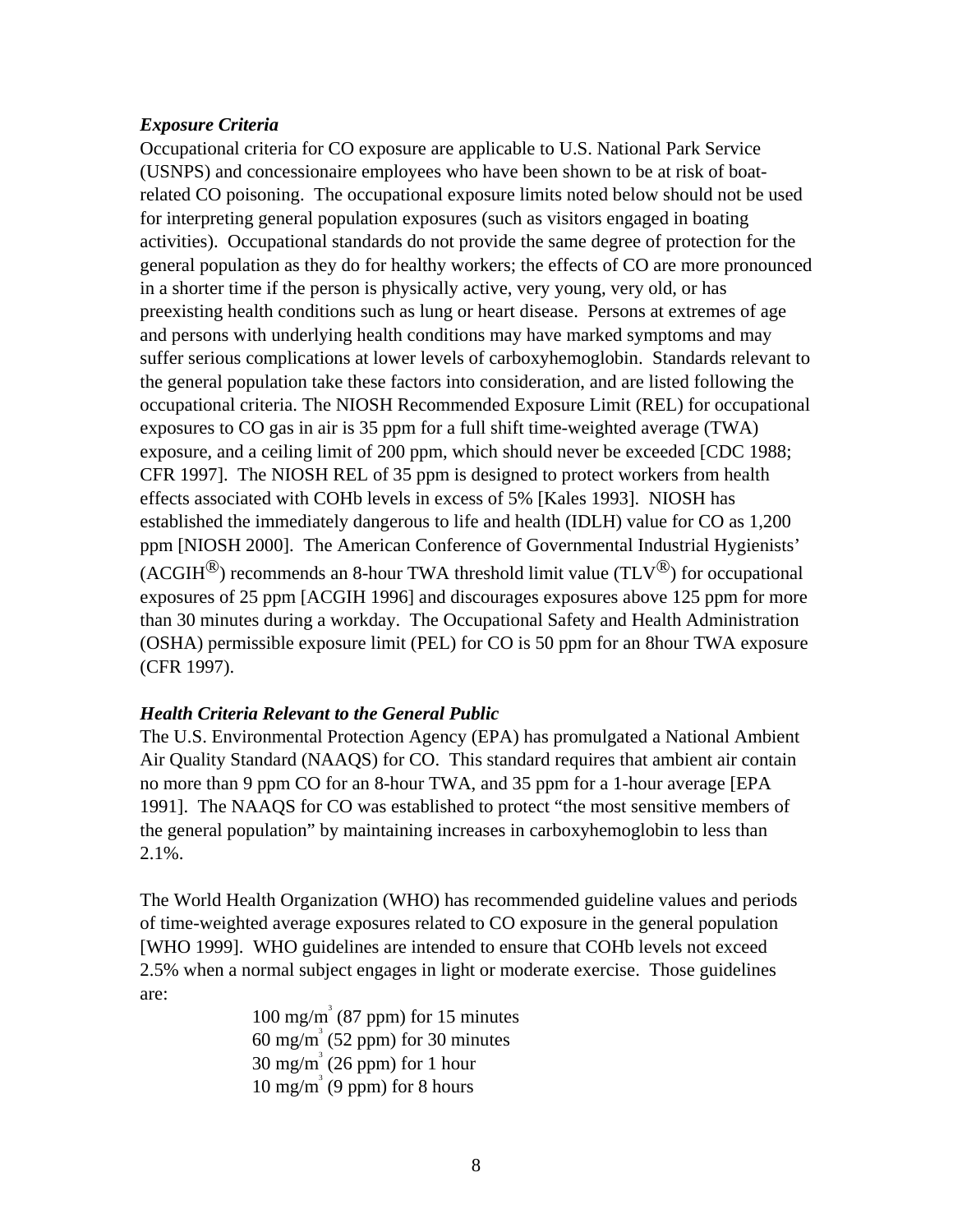### *Exposure Criteria*

Occupational criteria for CO exposure are applicable to U.S. National Park Service (USNPS) and concessionaire employees who have been shown to be at risk of boat-related CO poisoning. The occupational exposure limits noted below should not be used for interpreting general population exposures (such as visitors engaged in boating activities). Occupational standards do not provide the same degree of protection for the general population as they do for healthy workers; the effects of CO are more pronounced in a shorter time if the person is physically active, very young, very old, or has preexisting health conditions such as lung or heart disease. Persons at extremes of age and persons with underlying health conditions may have marked symptoms and may suffer serious complications at lower levels of carboxyhemoglobin. Standards relevant to the general population take these factors into consideration, and are listed following the occupational criteria. The NIOSH Recommended Exposure Limit (REL) for occupational exposures to CO gas in air is 35 ppm for a full shift time-weighted average (TWA) exposure, and a ceiling limit of 200 ppm, which should never be exceeded [CDC 1988; CFR 1997]. The NIOSH REL of 35 ppm is designed to protect workers from health effects associated with COHb levels in excess of 5% [Kales 1993]. NIOSH has established the immediately dangerous to life and health (IDLH) value for CO as 1,200 ppm [NIOSH 2000]. The American Conference of Governmental Industrial Hygienists' (ACGIH®) recommends an 8-hour TWA threshold limit value (TLV®) for occupational exposures of 25 ppm [ACGIH 1996] and discourages exposures above 125 ppm for more than 30 minutes during a workday. The Occupational Safety and Health Administration (OSHA) permissible exposure limit (PEL) for CO is 50 ppm for an 8hour TWA exposure (CFR 1997).

### *Health Criteria Relevant to the General Public*

The U.S. Environmental Protection Agency (EPA) has promulgated a National Ambient Air Quality Standard (NAAQS) for CO. This standard requires that ambient air contain no more than 9 ppm CO for an 8-hour TWA, and 35 ppm for a 1-hour average [EPA 1991]. The NAAQS for CO was established to protect "the most sensitive members of the general population" by maintaining increases in carboxyhemoglobin to less than 2.1%.

The World Health Organization (WHO) has recommended guideline values and periods of time-weighted average exposures related to CO exposure in the general population [WHO 1999]. WHO guidelines are intended to ensure that COHb levels not exceed 2.5% when a normal subject engages in light or moderate exercise. Those guidelines are:

100 mg/$m^3$ (87 ppm) for 15 minutes  
60 mg/$m^3$ (52 ppm) for 30 minutes  
30 mg/$m^3$ (26 ppm) for 1 hour  
10 mg/$m^3$ (9 ppm) for 8 hours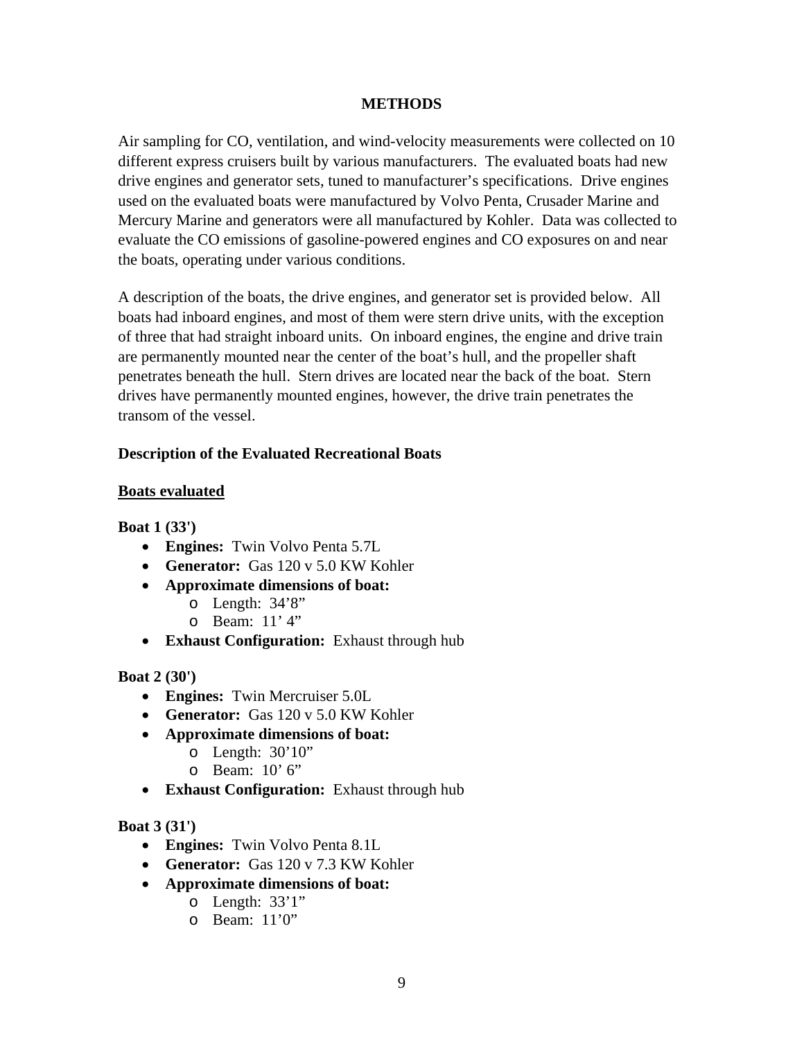## METHODS

Air sampling for CO, ventilation, and wind-velocity measurements were collected on 10 different express cruisers built by various manufacturers. The evaluated boats had new drive engines and generator sets, tuned to manufacturer's specifications. Drive engines used on the evaluated boats were manufactured by Volvo Penta, Crusader Marine and Mercury Marine and generators were all manufactured by Kohler. Data was collected to evaluate the CO emissions of gasoline-powered engines and CO exposures on and near the boats, operating under various conditions.

A description of the boats, the drive engines, and generator set is provided below. All boats had inboard engines, and most of them were stern drive units, with the exception of three that had straight inboard units. On inboard engines, the engine and drive train are permanently mounted near the center of the boat's hull, and the propeller shaft penetrates beneath the hull. Stern drives are located near the back of the boat. Stern drives have permanently mounted engines, however, the drive train penetrates the transom of the vessel.

### Description of the Evaluated Recreational Boats

#### Boats evaluated

**Boat 1 (33')**

- **Engines:** Twin Volvo Penta 5.7L
- **Generator:** Gas 120 v 5.0 KW Kohler
- **Approximate dimensions of boat:**
  - Length: 34'8"
  - Beam: 11' 4"
- **Exhaust Configuration:** Exhaust through hub

**Boat 2 (30')**

- **Engines:** Twin Mercruiser 5.0L
- **Generator:** Gas 120 v 5.0 KW Kohler
- **Approximate dimensions of boat:**
  - Length: 30'10"
  - Beam: 10' 6"
- **Exhaust Configuration:** Exhaust through hub

**Boat 3 (31')**

- **Engines:** Twin Volvo Penta 8.1L
- **Generator:** Gas 120 v 7.3 KW Kohler
- **Approximate dimensions of boat:**
  - Length: 33'1"
  - Beam: 11'0"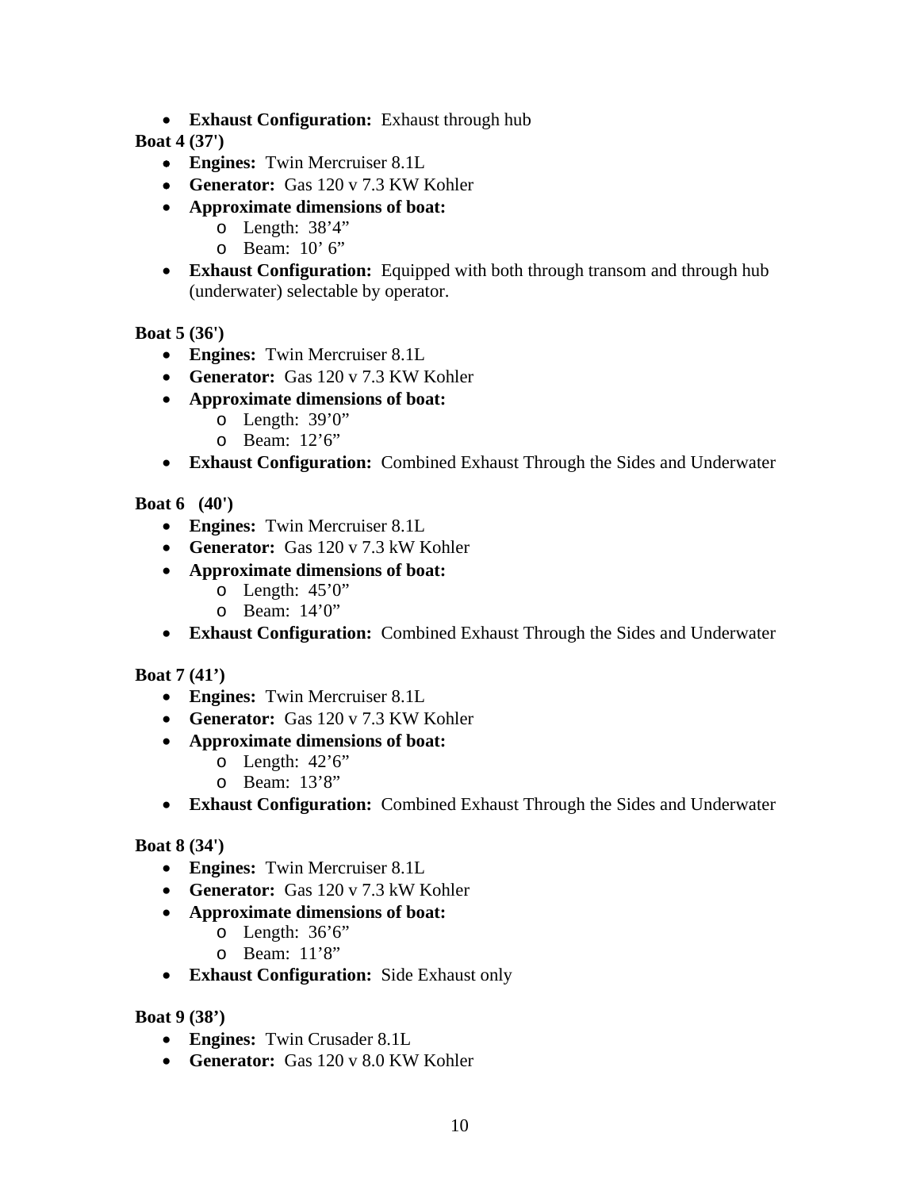- **Exhaust Configuration:** Exhaust through hub

**Boat 4 (37')**

- **Engines:** Twin Mercruiser 8.1L
- **Generator:** Gas 120 v 7.3 KW Kohler
- **Approximate dimensions of boat:**
  - Length: 38'4"
  - Beam: 10' 6"
- **Exhaust Configuration:** Equipped with both through transom and through hub (underwater) selectable by operator.

**Boat 5 (36')**

- **Engines:** Twin Mercruiser 8.1L
- **Generator:** Gas 120 v 7.3 KW Kohler
- **Approximate dimensions of boat:**
  - Length: 39'0"
  - Beam: 12'6"
- **Exhaust Configuration:** Combined Exhaust Through the Sides and Underwater

**Boat 6 (40')**

- **Engines:** Twin Mercruiser 8.1L
- **Generator:** Gas 120 v 7.3 kW Kohler
- **Approximate dimensions of boat:**
  - Length: 45'0"
  - Beam: 14'0"
- **Exhaust Configuration:** Combined Exhaust Through the Sides and Underwater

**Boat 7 (41')**

- **Engines:** Twin Mercruiser 8.1L
- **Generator:** Gas 120 v 7.3 KW Kohler
- **Approximate dimensions of boat:**
  - Length: 42'6"
  - Beam: 13'8"
- **Exhaust Configuration:** Combined Exhaust Through the Sides and Underwater

**Boat 8 (34')**

- **Engines:** Twin Mercruiser 8.1L
- **Generator:** Gas 120 v 7.3 kW Kohler
- **Approximate dimensions of boat:**
  - Length: 36'6"
  - Beam: 11'8"
- **Exhaust Configuration:** Side Exhaust only

**Boat 9 (38')**

- **Engines:** Twin Crusader 8.1L
- **Generator:** Gas 120 v 8.0 KW Kohler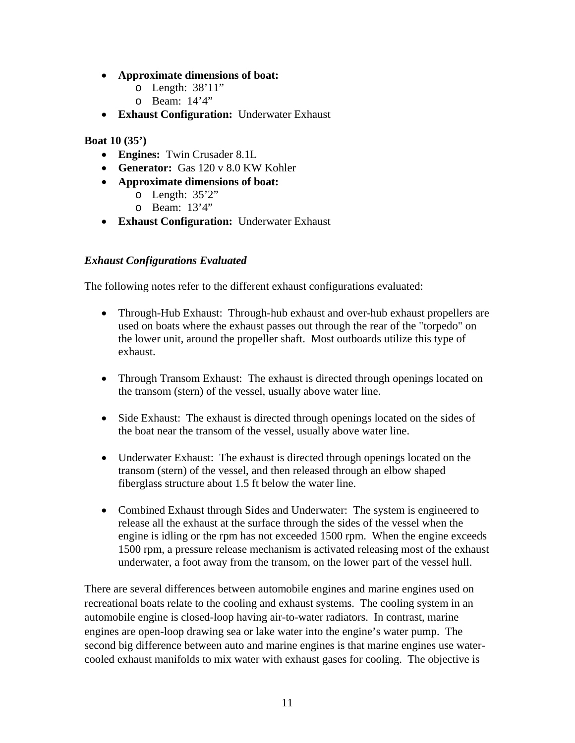- **Approximate dimensions of boat:**
    - Length: 38'11"
    - Beam: 14'4"
- **Exhaust Configuration:** Underwater Exhaust

**Boat 10 (35')**

- **Engines:** Twin Crusader 8.1L
- **Generator:** Gas 120 v 8.0 KW Kohler
- **Approximate dimensions of boat:**
    - Length: 35'2"
    - Beam: 13'4"
- **Exhaust Configuration:** Underwater Exhaust

***Exhaust Configurations Evaluated***

The following notes refer to the different exhaust configurations evaluated:

- Through-Hub Exhaust: Through-hub exhaust and over-hub exhaust propellers are used on boats where the exhaust passes out through the rear of the "torpedo" on the lower unit, around the propeller shaft. Most outboards utilize this type of exhaust.

- Through Transom Exhaust: The exhaust is directed through openings located on the transom (stern) of the vessel, usually above water line.

- Side Exhaust: The exhaust is directed through openings located on the sides of the boat near the transom of the vessel, usually above water line.

- Underwater Exhaust: The exhaust is directed through openings located on the transom (stern) of the vessel, and then released through an elbow shaped fiberglass structure about 1.5 ft below the water line.

- Combined Exhaust through Sides and Underwater: The system is engineered to release all the exhaust at the surface through the sides of the vessel when the engine is idling or the rpm has not exceeded 1500 rpm. When the engine exceeds 1500 rpm, a pressure release mechanism is activated releasing most of the exhaust underwater, a foot away from the transom, on the lower part of the vessel hull.

There are several differences between automobile engines and marine engines used on recreational boats relate to the cooling and exhaust systems. The cooling system in an automobile engine is closed-loop having air-to-water radiators. In contrast, marine engines are open-loop drawing sea or lake water into the engine's water pump. The second big difference between auto and marine engines is that marine engines use water-cooled exhaust manifolds to mix water with exhaust gases for cooling. The objective is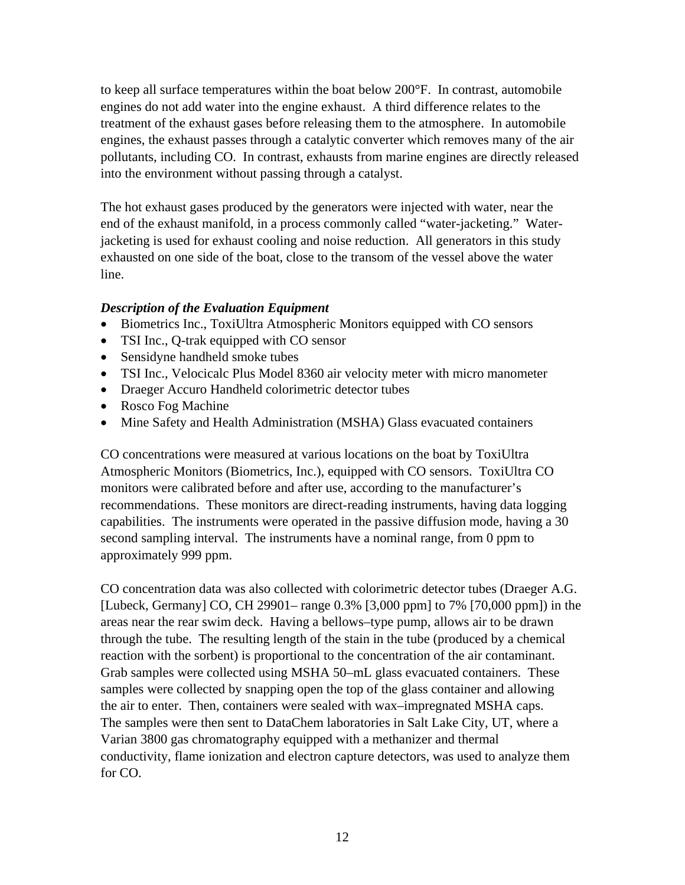to keep all surface temperatures within the boat below 200°F. In contrast, automobile engines do not add water into the engine exhaust. A third difference relates to the treatment of the exhaust gases before releasing them to the atmosphere. In automobile engines, the exhaust passes through a catalytic converter which removes many of the air pollutants, including CO. In contrast, exhausts from marine engines are directly released into the environment without passing through a catalyst.

The hot exhaust gases produced by the generators were injected with water, near the end of the exhaust manifold, in a process commonly called "water-jacketing." Water-jacketing is used for exhaust cooling and noise reduction. All generators in this study exhausted on one side of the boat, close to the transom of the vessel above the water line.

***Description of the Evaluation Equipment***

- Biometrics Inc., ToxiUltra Atmospheric Monitors equipped with CO sensors
- TSI Inc., Q-trak equipped with CO sensor
- Sensidyne handheld smoke tubes
- TSI Inc., Velocicalc Plus Model 8360 air velocity meter with micro manometer
- Draeger Accuro Handheld colorimetric detector tubes
- Rosco Fog Machine
- Mine Safety and Health Administration (MSHA) Glass evacuated containers

CO concentrations were measured at various locations on the boat by ToxiUltra Atmospheric Monitors (Biometrics, Inc.), equipped with CO sensors. ToxiUltra CO monitors were calibrated before and after use, according to the manufacturer's recommendations. These monitors are direct-reading instruments, having data logging capabilities. The instruments were operated in the passive diffusion mode, having a 30 second sampling interval. The instruments have a nominal range, from 0 ppm to approximately 999 ppm.

CO concentration data was also collected with colorimetric detector tubes (Draeger A.G. [Lubeck, Germany] CO, CH 29901– range 0.3% [3,000 ppm] to 7% [70,000 ppm]) in the areas near the rear swim deck. Having a bellows–type pump, allows air to be drawn through the tube. The resulting length of the stain in the tube (produced by a chemical reaction with the sorbent) is proportional to the concentration of the air contaminant. Grab samples were collected using MSHA 50–mL glass evacuated containers. These samples were collected by snapping open the top of the glass container and allowing the air to enter. Then, containers were sealed with wax–impregnated MSHA caps. The samples were then sent to DataChem laboratories in Salt Lake City, UT, where a Varian 3800 gas chromatography equipped with a methanizer and thermal conductivity, flame ionization and electron capture detectors, was used to analyze them for CO.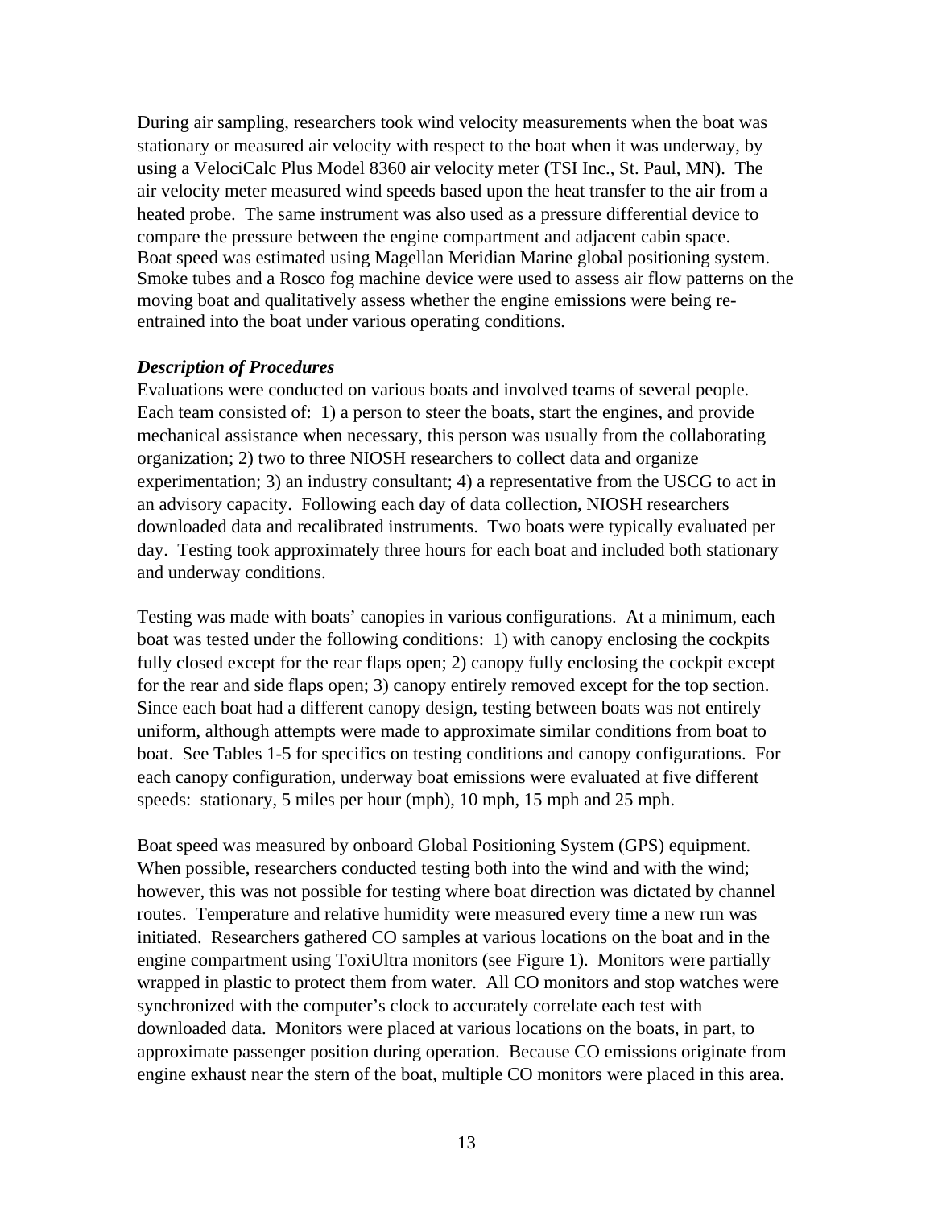During air sampling, researchers took wind velocity measurements when the boat was stationary or measured air velocity with respect to the boat when it was underway, by using a VelociCalc Plus Model 8360 air velocity meter (TSI Inc., St. Paul, MN). The air velocity meter measured wind speeds based upon the heat transfer to the air from a heated probe. The same instrument was also used as a pressure differential device to compare the pressure between the engine compartment and adjacent cabin space. Boat speed was estimated using Magellan Meridian Marine global positioning system. Smoke tubes and a Rosco fog machine device were used to assess air flow patterns on the moving boat and qualitatively assess whether the engine emissions were being re-entrained into the boat under various operating conditions.

***Description of Procedures***

Evaluations were conducted on various boats and involved teams of several people. Each team consisted of: 1) a person to steer the boats, start the engines, and provide mechanical assistance when necessary, this person was usually from the collaborating organization; 2) two to three NIOSH researchers to collect data and organize experimentation; 3) an industry consultant; 4) a representative from the USCG to act in an advisory capacity. Following each day of data collection, NIOSH researchers downloaded data and recalibrated instruments. Two boats were typically evaluated per day. Testing took approximately three hours for each boat and included both stationary and underway conditions.

Testing was made with boats' canopies in various configurations. At a minimum, each boat was tested under the following conditions: 1) with canopy enclosing the cockpits fully closed except for the rear flaps open; 2) canopy fully enclosing the cockpit except for the rear and side flaps open; 3) canopy entirely removed except for the top section. Since each boat had a different canopy design, testing between boats was not entirely uniform, although attempts were made to approximate similar conditions from boat to boat. See Tables 1-5 for specifics on testing conditions and canopy configurations. For each canopy configuration, underway boat emissions were evaluated at five different speeds: stationary, 5 miles per hour (mph), 10 mph, 15 mph and 25 mph.

Boat speed was measured by onboard Global Positioning System (GPS) equipment. When possible, researchers conducted testing both into the wind and with the wind; however, this was not possible for testing where boat direction was dictated by channel routes. Temperature and relative humidity were measured every time a new run was initiated. Researchers gathered CO samples at various locations on the boat and in the engine compartment using ToxiUltra monitors (see Figure 1). Monitors were partially wrapped in plastic to protect them from water. All CO monitors and stop watches were synchronized with the computer's clock to accurately correlate each test with downloaded data. Monitors were placed at various locations on the boats, in part, to approximate passenger position during operation. Because CO emissions originate from engine exhaust near the stern of the boat, multiple CO monitors were placed in this area.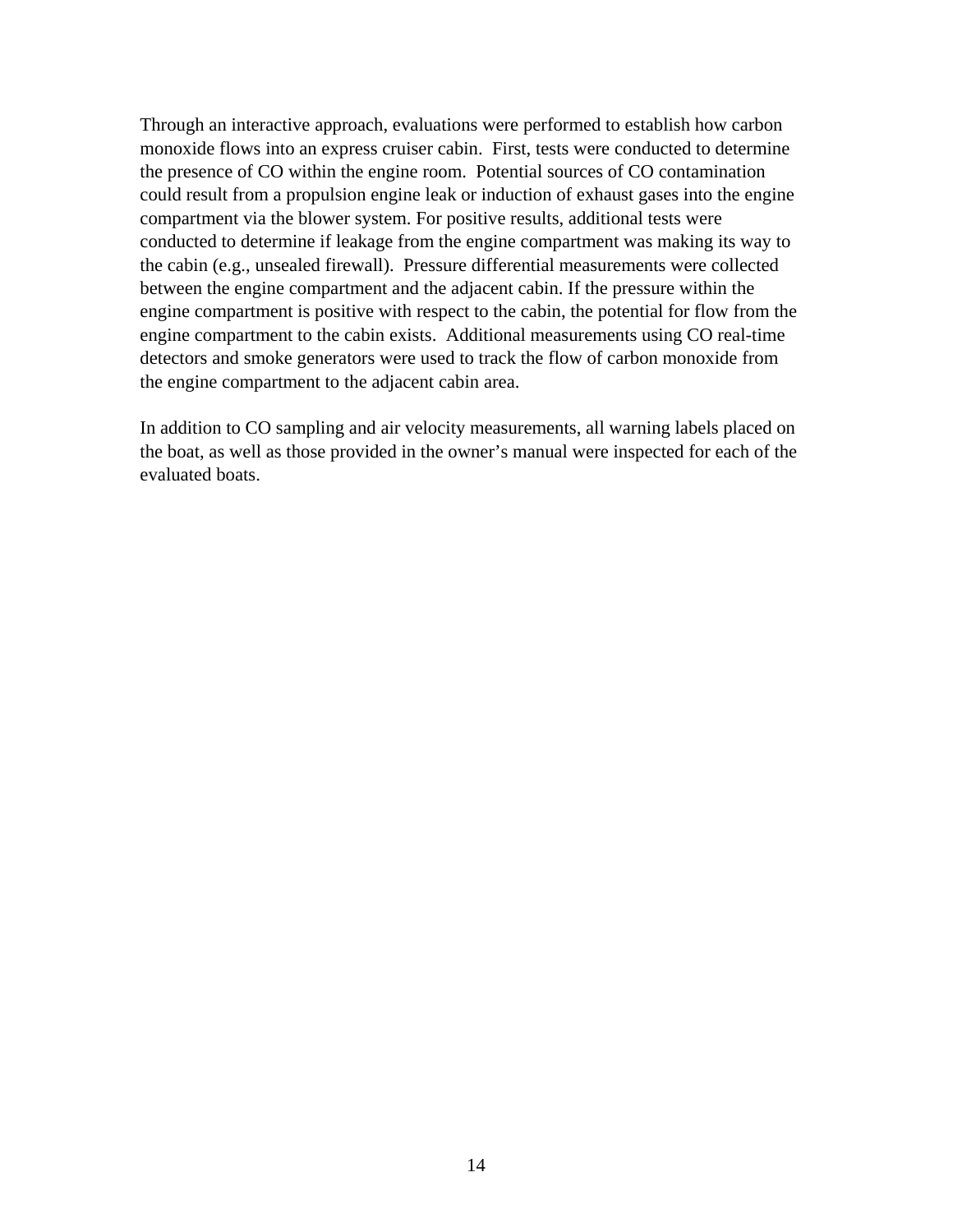Through an interactive approach, evaluations were performed to establish how carbon monoxide flows into an express cruiser cabin. First, tests were conducted to determine the presence of CO within the engine room. Potential sources of CO contamination could result from a propulsion engine leak or induction of exhaust gases into the engine compartment via the blower system. For positive results, additional tests were conducted to determine if leakage from the engine compartment was making its way to the cabin (e.g., unsealed firewall). Pressure differential measurements were collected between the engine compartment and the adjacent cabin. If the pressure within the engine compartment is positive with respect to the cabin, the potential for flow from the engine compartment to the cabin exists. Additional measurements using CO real-time detectors and smoke generators were used to track the flow of carbon monoxide from the engine compartment to the adjacent cabin area.

In addition to CO sampling and air velocity measurements, all warning labels placed on the boat, as well as those provided in the owner's manual were inspected for each of the evaluated boats.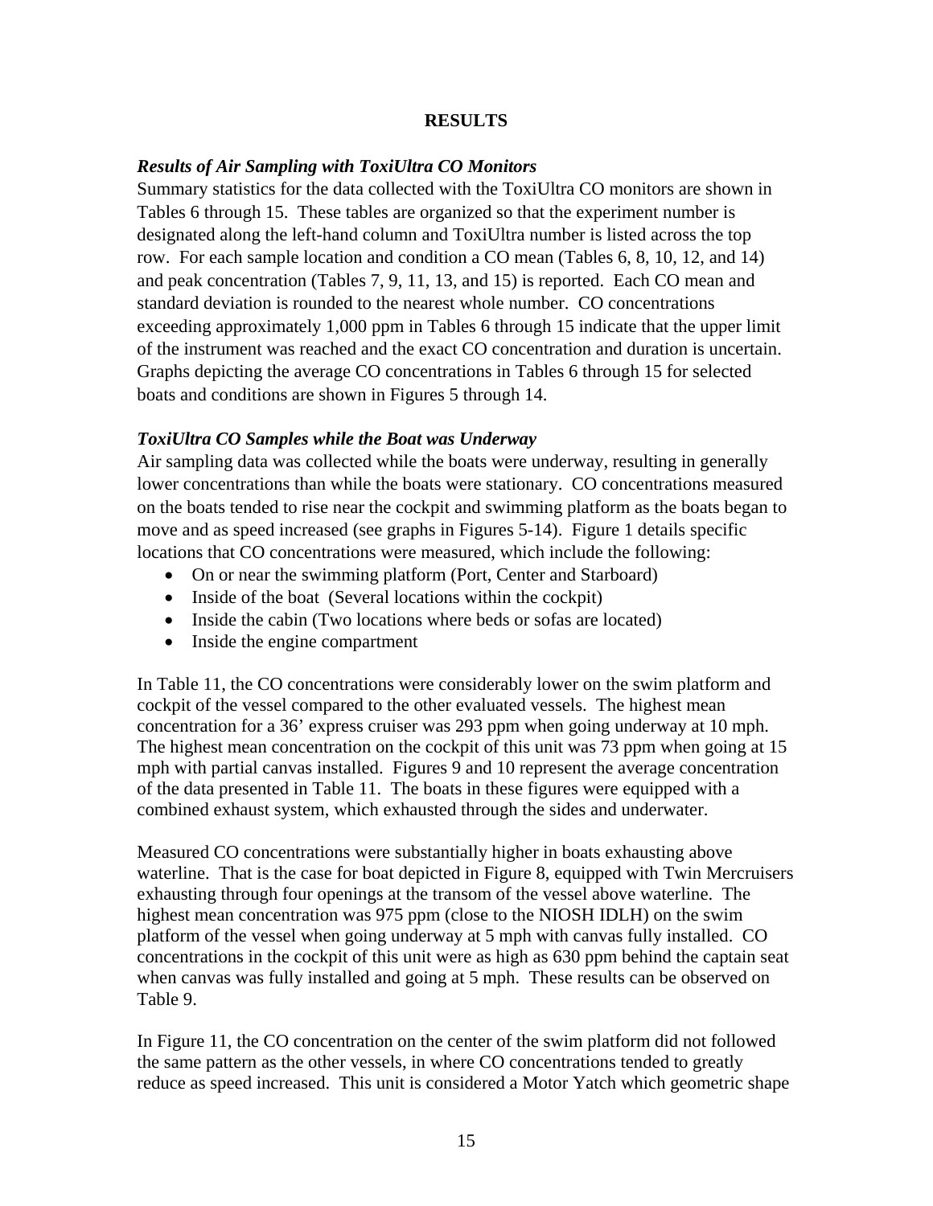**RESULTS**

### *Results of Air Sampling with ToxiUltra CO Monitors*

Summary statistics for the data collected with the ToxiUltra CO monitors are shown in Tables 6 through 15. These tables are organized so that the experiment number is designated along the left-hand column and ToxiUltra number is listed across the top row. For each sample location and condition a CO mean (Tables 6, 8, 10, 12, and 14) and peak concentration (Tables 7, 9, 11, 13, and 15) is reported. Each CO mean and standard deviation is rounded to the nearest whole number. CO concentrations exceeding approximately 1,000 ppm in Tables 6 through 15 indicate that the upper limit of the instrument was reached and the exact CO concentration and duration is uncertain. Graphs depicting the average CO concentrations in Tables 6 through 15 for selected boats and conditions are shown in Figures 5 through 14.

### *ToxiUltra CO Samples while the Boat was Underway*

Air sampling data was collected while the boats were underway, resulting in generally lower concentrations than while the boats were stationary. CO concentrations measured on the boats tended to rise near the cockpit and swimming platform as the boats began to move and as speed increased (see graphs in Figures 5-14). Figure 1 details specific locations that CO concentrations were measured, which include the following:

- On or near the swimming platform (Port, Center and Starboard)
- Inside of the boat (Several locations within the cockpit)
- Inside the cabin (Two locations where beds or sofas are located)
- Inside the engine compartment

In Table 11, the CO concentrations were considerably lower on the swim platform and cockpit of the vessel compared to the other evaluated vessels. The highest mean concentration for a 36' express cruiser was 293 ppm when going underway at 10 mph. The highest mean concentration on the cockpit of this unit was 73 ppm when going at 15 mph with partial canvas installed. Figures 9 and 10 represent the average concentration of the data presented in Table 11. The boats in these figures were equipped with a combined exhaust system, which exhausted through the sides and underwater.

Measured CO concentrations were substantially higher in boats exhausting above waterline. That is the case for boat depicted in Figure 8, equipped with Twin Mercruisers exhausting through four openings at the transom of the vessel above waterline. The highest mean concentration was 975 ppm (close to the NIOSH IDLH) on the swim platform of the vessel when going underway at 5 mph with canvas fully installed. CO concentrations in the cockpit of this unit were as high as 630 ppm behind the captain seat when canvas was fully installed and going at 5 mph. These results can be observed on Table 9.

In Figure 11, the CO concentration on the center of the swim platform did not followed the same pattern as the other vessels, in where CO concentrations tended to greatly reduce as speed increased. This unit is considered a Motor Yatch which geometric shape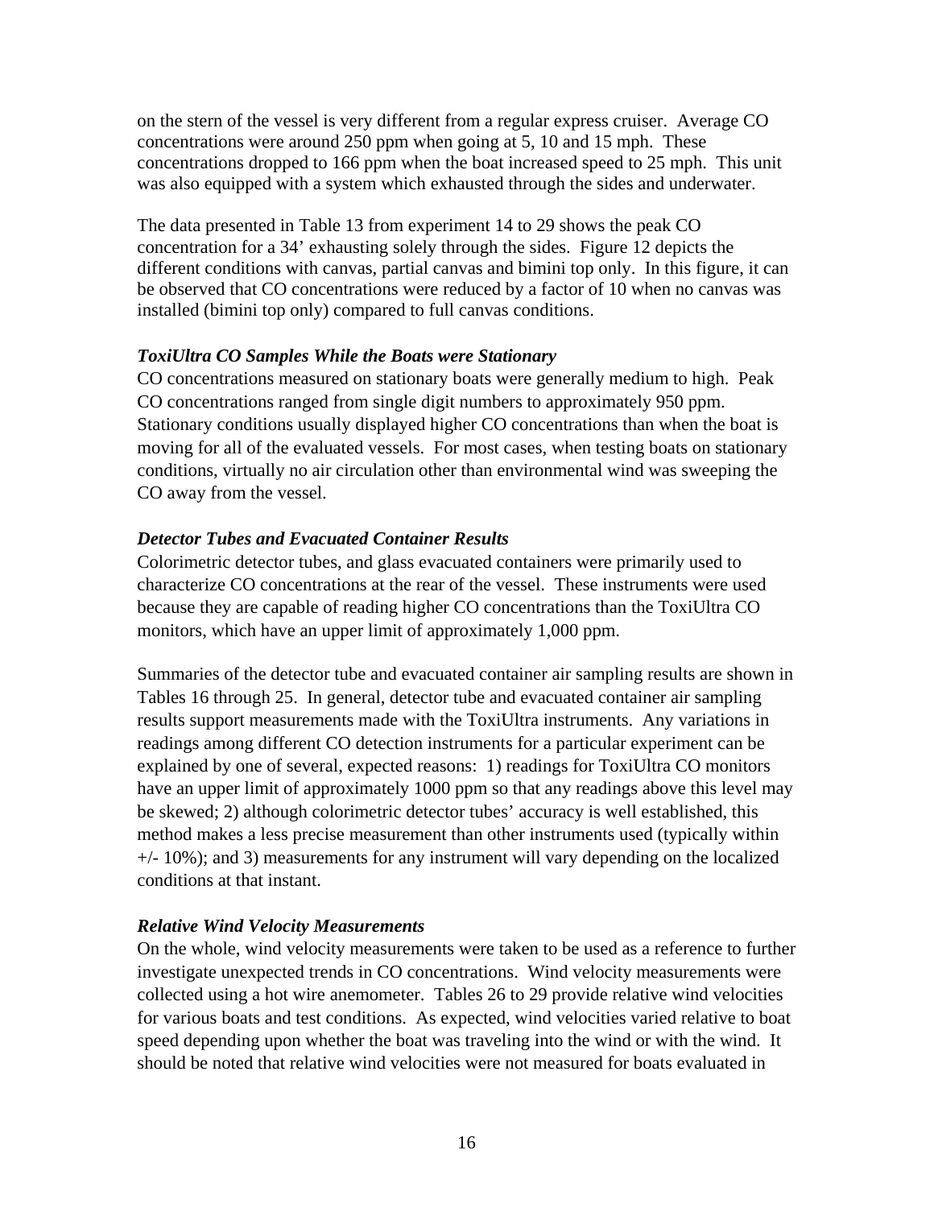on the stern of the vessel is very different from a regular express cruiser. Average CO concentrations were around 250 ppm when going at 5, 10 and 15 mph. These concentrations dropped to 166 ppm when the boat increased speed to 25 mph. This unit was also equipped with a system which exhausted through the sides and underwater.

The data presented in Table 13 from experiment 14 to 29 shows the peak CO concentration for a 34' exhausting solely through the sides. Figure 12 depicts the different conditions with canvas, partial canvas and bimini top only. In this figure, it can be observed that CO concentrations were reduced by a factor of 10 when no canvas was installed (bimini top only) compared to full canvas conditions.

***ToxiUltra CO Samples While the Boats were Stationary***

CO concentrations measured on stationary boats were generally medium to high. Peak CO concentrations ranged from single digit numbers to approximately 950 ppm. Stationary conditions usually displayed higher CO concentrations than when the boat is moving for all of the evaluated vessels. For most cases, when testing boats on stationary conditions, virtually no air circulation other than environmental wind was sweeping the CO away from the vessel.

***Detector Tubes and Evacuated Container Results***

Colorimetric detector tubes, and glass evacuated containers were primarily used to characterize CO concentrations at the rear of the vessel. These instruments were used because they are capable of reading higher CO concentrations than the ToxiUltra CO monitors, which have an upper limit of approximately 1,000 ppm.

Summaries of the detector tube and evacuated container air sampling results are shown in Tables 16 through 25. In general, detector tube and evacuated container air sampling results support measurements made with the ToxiUltra instruments. Any variations in readings among different CO detection instruments for a particular experiment can be explained by one of several, expected reasons: 1) readings for ToxiUltra CO monitors have an upper limit of approximately 1000 ppm so that any readings above this level may be skewed; 2) although colorimetric detector tubes' accuracy is well established, this method makes a less precise measurement than other instruments used (typically within +/- 10%); and 3) measurements for any instrument will vary depending on the localized conditions at that instant.

***Relative Wind Velocity Measurements***

On the whole, wind velocity measurements were taken to be used as a reference to further investigate unexpected trends in CO concentrations. Wind velocity measurements were collected using a hot wire anemometer. Tables 26 to 29 provide relative wind velocities for various boats and test conditions. As expected, wind velocities varied relative to boat speed depending upon whether the boat was traveling into the wind or with the wind. It should be noted that relative wind velocities were not measured for boats evaluated in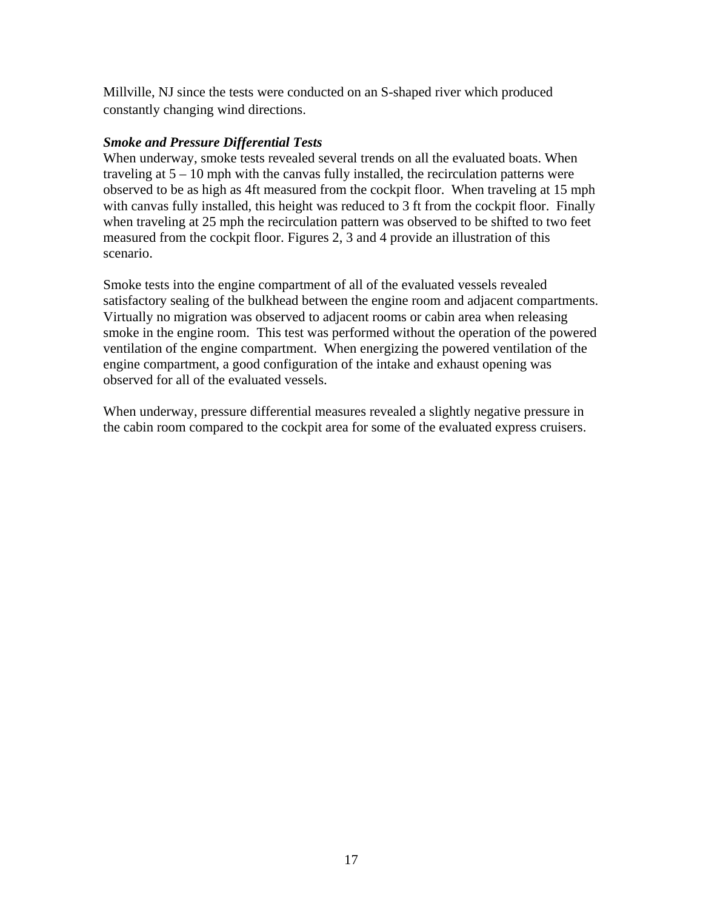Millville, NJ since the tests were conducted on an S-shaped river which produced constantly changing wind directions.

***Smoke and Pressure Differential Tests***

When underway, smoke tests revealed several trends on all the evaluated boats. When traveling at 5 – 10 mph with the canvas fully installed, the recirculation patterns were observed to be as high as 4ft measured from the cockpit floor. When traveling at 15 mph with canvas fully installed, this height was reduced to 3 ft from the cockpit floor. Finally when traveling at 25 mph the recirculation pattern was observed to be shifted to two feet measured from the cockpit floor. Figures 2, 3 and 4 provide an illustration of this scenario.

Smoke tests into the engine compartment of all of the evaluated vessels revealed satisfactory sealing of the bulkhead between the engine room and adjacent compartments. Virtually no migration was observed to adjacent rooms or cabin area when releasing smoke in the engine room. This test was performed without the operation of the powered ventilation of the engine compartment. When energizing the powered ventilation of the engine compartment, a good configuration of the intake and exhaust opening was observed for all of the evaluated vessels.

When underway, pressure differential measures revealed a slightly negative pressure in the cabin room compared to the cockpit area for some of the evaluated express cruisers.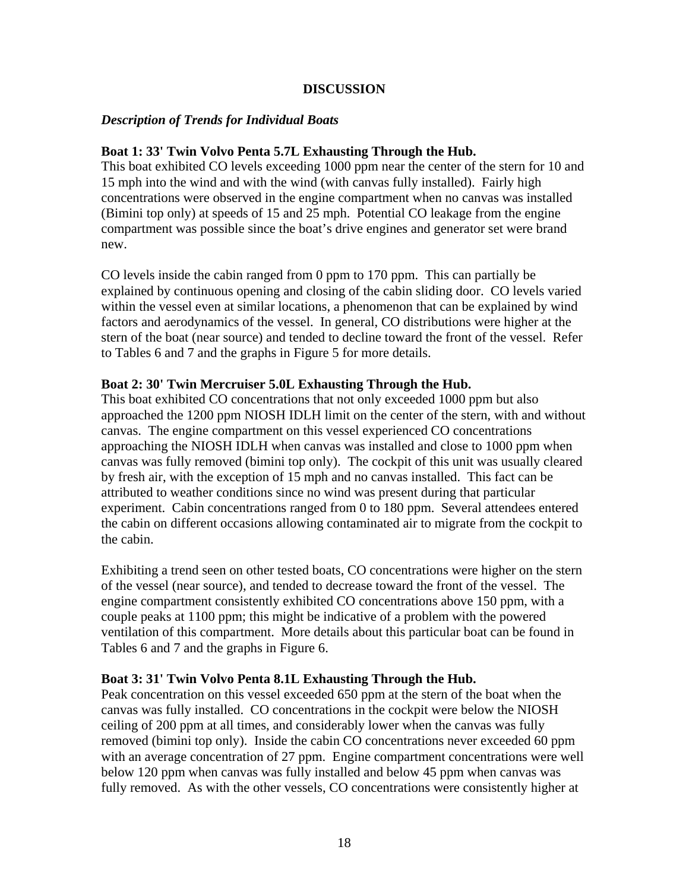## DISCUSSION

### *Description of Trends for Individual Boats*

**Boat 1: 33' Twin Volvo Penta 5.7L Exhausting Through the Hub.**
This boat exhibited CO levels exceeding 1000 ppm near the center of the stern for 10 and 15 mph into the wind and with the wind (with canvas fully installed). Fairly high concentrations were observed in the engine compartment when no canvas was installed (Bimini top only) at speeds of 15 and 25 mph. Potential CO leakage from the engine compartment was possible since the boat's drive engines and generator set were brand new.

CO levels inside the cabin ranged from 0 ppm to 170 ppm. This can partially be explained by continuous opening and closing of the cabin sliding door. CO levels varied within the vessel even at similar locations, a phenomenon that can be explained by wind factors and aerodynamics of the vessel. In general, CO distributions were higher at the stern of the boat (near source) and tended to decline toward the front of the vessel. Refer to Tables 6 and 7 and the graphs in Figure 5 for more details.

**Boat 2: 30' Twin Mercruiser 5.0L Exhausting Through the Hub.**
This boat exhibited CO concentrations that not only exceeded 1000 ppm but also approached the 1200 ppm NIOSH IDLH limit on the center of the stern, with and without canvas. The engine compartment on this vessel experienced CO concentrations approaching the NIOSH IDLH when canvas was installed and close to 1000 ppm when canvas was fully removed (bimini top only). The cockpit of this unit was usually cleared by fresh air, with the exception of 15 mph and no canvas installed. This fact can be attributed to weather conditions since no wind was present during that particular experiment. Cabin concentrations ranged from 0 to 180 ppm. Several attendees entered the cabin on different occasions allowing contaminated air to migrate from the cockpit to the cabin.

Exhibiting a trend seen on other tested boats, CO concentrations were higher on the stern of the vessel (near source), and tended to decrease toward the front of the vessel. The engine compartment consistently exhibited CO concentrations above 150 ppm, with a couple peaks at 1100 ppm; this might be indicative of a problem with the powered ventilation of this compartment. More details about this particular boat can be found in Tables 6 and 7 and the graphs in Figure 6.

**Boat 3: 31' Twin Volvo Penta 8.1L Exhausting Through the Hub.**
Peak concentration on this vessel exceeded 650 ppm at the stern of the boat when the canvas was fully installed. CO concentrations in the cockpit were below the NIOSH ceiling of 200 ppm at all times, and considerably lower when the canvas was fully removed (bimini top only). Inside the cabin CO concentrations never exceeded 60 ppm with an average concentration of 27 ppm. Engine compartment concentrations were well below 120 ppm when canvas was fully installed and below 45 ppm when canvas was fully removed. As with the other vessels, CO concentrations were consistently higher at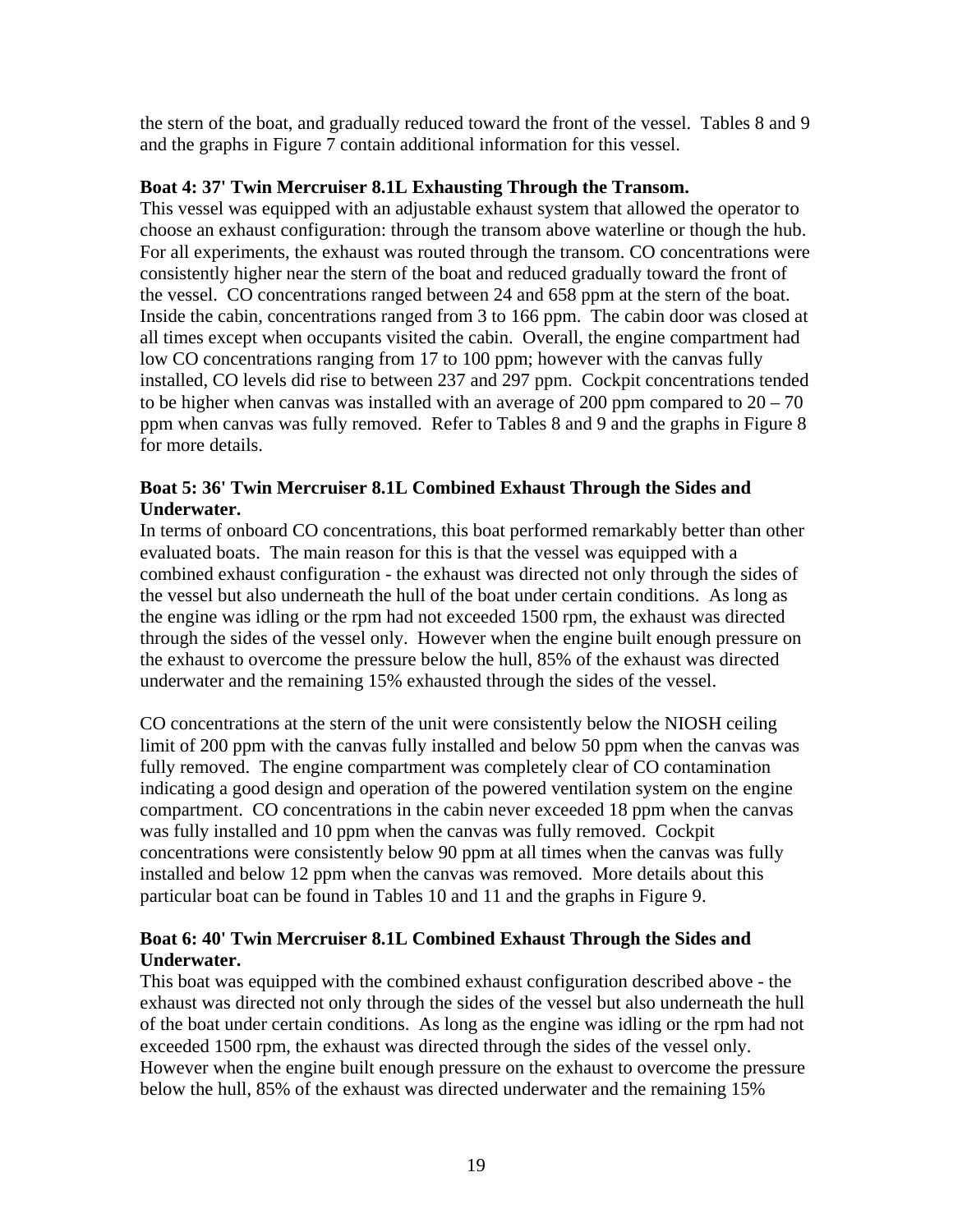the stern of the boat, and gradually reduced toward the front of the vessel. Tables 8 and 9 and the graphs in Figure 7 contain additional information for this vessel.

**Boat 4: 37' Twin Mercruiser 8.1L Exhausting Through the Transom.**

This vessel was equipped with an adjustable exhaust system that allowed the operator to choose an exhaust configuration: through the transom above waterline or though the hub. For all experiments, the exhaust was routed through the transom. CO concentrations were consistently higher near the stern of the boat and reduced gradually toward the front of the vessel. CO concentrations ranged between 24 and 658 ppm at the stern of the boat. Inside the cabin, concentrations ranged from 3 to 166 ppm. The cabin door was closed at all times except when occupants visited the cabin. Overall, the engine compartment had low CO concentrations ranging from 17 to 100 ppm; however with the canvas fully installed, CO levels did rise to between 237 and 297 ppm. Cockpit concentrations tended to be higher when canvas was installed with an average of 200 ppm compared to 20 – 70 ppm when canvas was fully removed. Refer to Tables 8 and 9 and the graphs in Figure 8 for more details.

**Boat 5: 36' Twin Mercruiser 8.1L Combined Exhaust Through the Sides and Underwater.**

In terms of onboard CO concentrations, this boat performed remarkably better than other evaluated boats. The main reason for this is that the vessel was equipped with a combined exhaust configuration - the exhaust was directed not only through the sides of the vessel but also underneath the hull of the boat under certain conditions. As long as the engine was idling or the rpm had not exceeded 1500 rpm, the exhaust was directed through the sides of the vessel only. However when the engine built enough pressure on the exhaust to overcome the pressure below the hull, 85% of the exhaust was directed underwater and the remaining 15% exhausted through the sides of the vessel.

CO concentrations at the stern of the unit were consistently below the NIOSH ceiling limit of 200 ppm with the canvas fully installed and below 50 ppm when the canvas was fully removed. The engine compartment was completely clear of CO contamination indicating a good design and operation of the powered ventilation system on the engine compartment. CO concentrations in the cabin never exceeded 18 ppm when the canvas was fully installed and 10 ppm when the canvas was fully removed. Cockpit concentrations were consistently below 90 ppm at all times when the canvas was fully installed and below 12 ppm when the canvas was removed. More details about this particular boat can be found in Tables 10 and 11 and the graphs in Figure 9.

**Boat 6: 40' Twin Mercruiser 8.1L Combined Exhaust Through the Sides and Underwater.**

This boat was equipped with the combined exhaust configuration described above - the exhaust was directed not only through the sides of the vessel but also underneath the hull of the boat under certain conditions. As long as the engine was idling or the rpm had not exceeded 1500 rpm, the exhaust was directed through the sides of the vessel only. However when the engine built enough pressure on the exhaust to overcome the pressure below the hull, 85% of the exhaust was directed underwater and the remaining 15%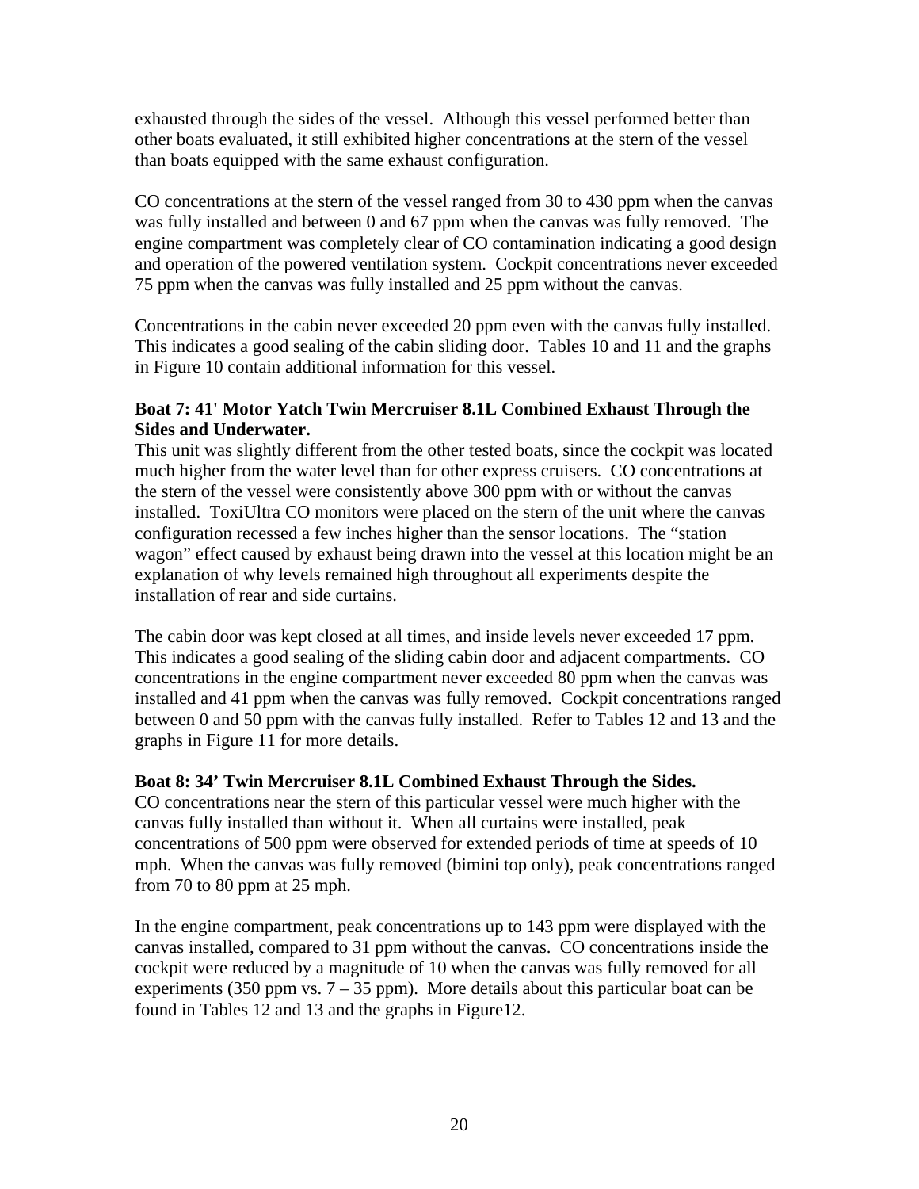exhausted through the sides of the vessel. Although this vessel performed better than other boats evaluated, it still exhibited higher concentrations at the stern of the vessel than boats equipped with the same exhaust configuration.

CO concentrations at the stern of the vessel ranged from 30 to 430 ppm when the canvas was fully installed and between 0 and 67 ppm when the canvas was fully removed. The engine compartment was completely clear of CO contamination indicating a good design and operation of the powered ventilation system. Cockpit concentrations never exceeded 75 ppm when the canvas was fully installed and 25 ppm without the canvas.

Concentrations in the cabin never exceeded 20 ppm even with the canvas fully installed. This indicates a good sealing of the cabin sliding door. Tables 10 and 11 and the graphs in Figure 10 contain additional information for this vessel.

**Boat 7: 41' Motor Yacht Twin Mercruiser 8.1L Combined Exhaust Through the Sides and Underwater.**

This unit was slightly different from the other tested boats, since the cockpit was located much higher from the water level than for other express cruisers. CO concentrations at the stern of the vessel were consistently above 300 ppm with or without the canvas installed. ToxiUltra CO monitors were placed on the stern of the unit where the canvas configuration recessed a few inches higher than the sensor locations. The "station wagon" effect caused by exhaust being drawn into the vessel at this location might be an explanation of why levels remained high throughout all experiments despite the installation of rear and side curtains.

The cabin door was kept closed at all times, and inside levels never exceeded 17 ppm. This indicates a good sealing of the sliding cabin door and adjacent compartments. CO concentrations in the engine compartment never exceeded 80 ppm when the canvas was installed and 41 ppm when the canvas was fully removed. Cockpit concentrations ranged between 0 and 50 ppm with the canvas fully installed. Refer to Tables 12 and 13 and the graphs in Figure 11 for more details.

**Boat 8: 34' Twin Mercruiser 8.1L Combined Exhaust Through the Sides.**

CO concentrations near the stern of this particular vessel were much higher with the canvas fully installed than without it. When all curtains were installed, peak concentrations of 500 ppm were observed for extended periods of time at speeds of 10 mph. When the canvas was fully removed (bimini top only), peak concentrations ranged from 70 to 80 ppm at 25 mph.

In the engine compartment, peak concentrations up to 143 ppm were displayed with the canvas installed, compared to 31 ppm without the canvas. CO concentrations inside the cockpit were reduced by a magnitude of 10 when the canvas was fully removed for all experiments (350 ppm vs. 7 – 35 ppm). More details about this particular boat can be found in Tables 12 and 13 and the graphs in Figure12.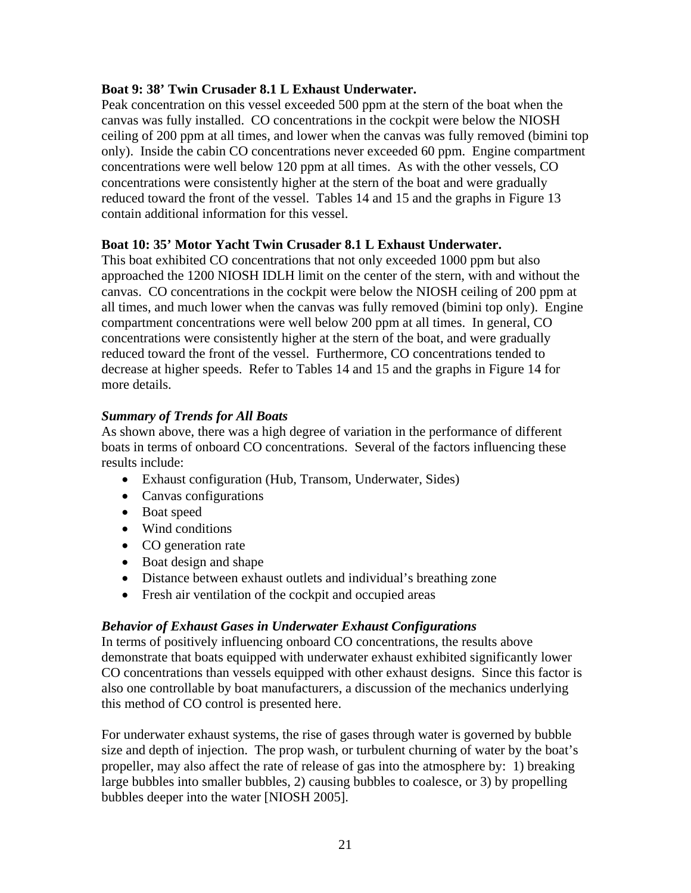**Boat 9: 38' Twin Crusader 8.1 L Exhaust Underwater.**

Peak concentration on this vessel exceeded 500 ppm at the stern of the boat when the canvas was fully installed. CO concentrations in the cockpit were below the NIOSH ceiling of 200 ppm at all times, and lower when the canvas was fully removed (bimini top only). Inside the cabin CO concentrations never exceeded 60 ppm. Engine compartment concentrations were well below 120 ppm at all times. As with the other vessels, CO concentrations were consistently higher at the stern of the boat and were gradually reduced toward the front of the vessel. Tables 14 and 15 and the graphs in Figure 13 contain additional information for this vessel.

**Boat 10: 35' Motor Yacht Twin Crusader 8.1 L Exhaust Underwater.**

This boat exhibited CO concentrations that not only exceeded 1000 ppm but also approached the 1200 NIOSH IDLH limit on the center of the stern, with and without the canvas. CO concentrations in the cockpit were below the NIOSH ceiling of 200 ppm at all times, and much lower when the canvas was fully removed (bimini top only). Engine compartment concentrations were well below 200 ppm at all times. In general, CO concentrations were consistently higher at the stern of the boat, and were gradually reduced toward the front of the vessel. Furthermore, CO concentrations tended to decrease at higher speeds. Refer to Tables 14 and 15 and the graphs in Figure 14 for more details.

***Summary of Trends for All Boats***

As shown above, there was a high degree of variation in the performance of different boats in terms of onboard CO concentrations. Several of the factors influencing these results include:

- Exhaust configuration (Hub, Transom, Underwater, Sides)
- Canvas configurations
- Boat speed
- Wind conditions
- CO generation rate
- Boat design and shape
- Distance between exhaust outlets and individual's breathing zone
- Fresh air ventilation of the cockpit and occupied areas

***Behavior of Exhaust Gases in Underwater Exhaust Configurations***

In terms of positively influencing onboard CO concentrations, the results above demonstrate that boats equipped with underwater exhaust exhibited significantly lower CO concentrations than vessels equipped with other exhaust designs. Since this factor is also one controllable by boat manufacturers, a discussion of the mechanics underlying this method of CO control is presented here.

For underwater exhaust systems, the rise of gases through water is governed by bubble size and depth of injection. The prop wash, or turbulent churning of water by the boat's propeller, may also affect the rate of release of gas into the atmosphere by: 1) breaking large bubbles into smaller bubbles, 2) causing bubbles to coalesce, or 3) by propelling bubbles deeper into the water [NIOSH 2005].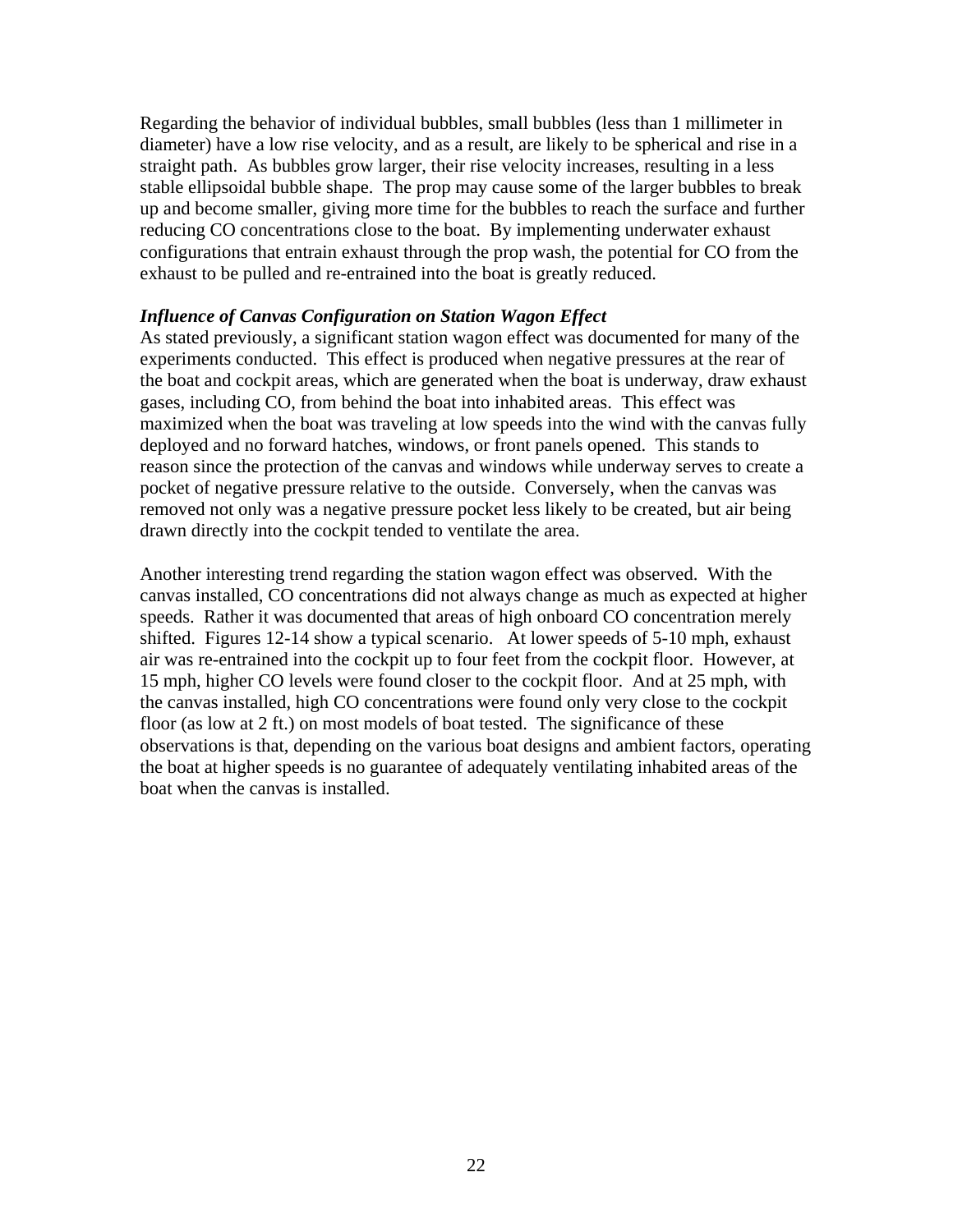Regarding the behavior of individual bubbles, small bubbles (less than 1 millimeter in diameter) have a low rise velocity, and as a result, are likely to be spherical and rise in a straight path. As bubbles grow larger, their rise velocity increases, resulting in a less stable ellipsoidal bubble shape. The prop may cause some of the larger bubbles to break up and become smaller, giving more time for the bubbles to reach the surface and further reducing CO concentrations close to the boat. By implementing underwater exhaust configurations that entrain exhaust through the prop wash, the potential for CO from the exhaust to be pulled and re-entrained into the boat is greatly reduced.

***Influence of Canvas Configuration on Station Wagon Effect***

As stated previously, a significant station wagon effect was documented for many of the experiments conducted. This effect is produced when negative pressures at the rear of the boat and cockpit areas, which are generated when the boat is underway, draw exhaust gases, including CO, from behind the boat into inhabited areas. This effect was maximized when the boat was traveling at low speeds into the wind with the canvas fully deployed and no forward hatches, windows, or front panels opened. This stands to reason since the protection of the canvas and windows while underway serves to create a pocket of negative pressure relative to the outside. Conversely, when the canvas was removed not only was a negative pressure pocket less likely to be created, but air being drawn directly into the cockpit tended to ventilate the area.

Another interesting trend regarding the station wagon effect was observed. With the canvas installed, CO concentrations did not always change as much as expected at higher speeds. Rather it was documented that areas of high onboard CO concentration merely shifted. Figures 12-14 show a typical scenario. At lower speeds of 5-10 mph, exhaust air was re-entrained into the cockpit up to four feet from the cockpit floor. However, at 15 mph, higher CO levels were found closer to the cockpit floor. And at 25 mph, with the canvas installed, high CO concentrations were found only very close to the cockpit floor (as low at 2 ft.) on most models of boat tested. The significance of these observations is that, depending on the various boat designs and ambient factors, operating the boat at higher speeds is no guarantee of adequately ventilating inhabited areas of the boat when the canvas is installed.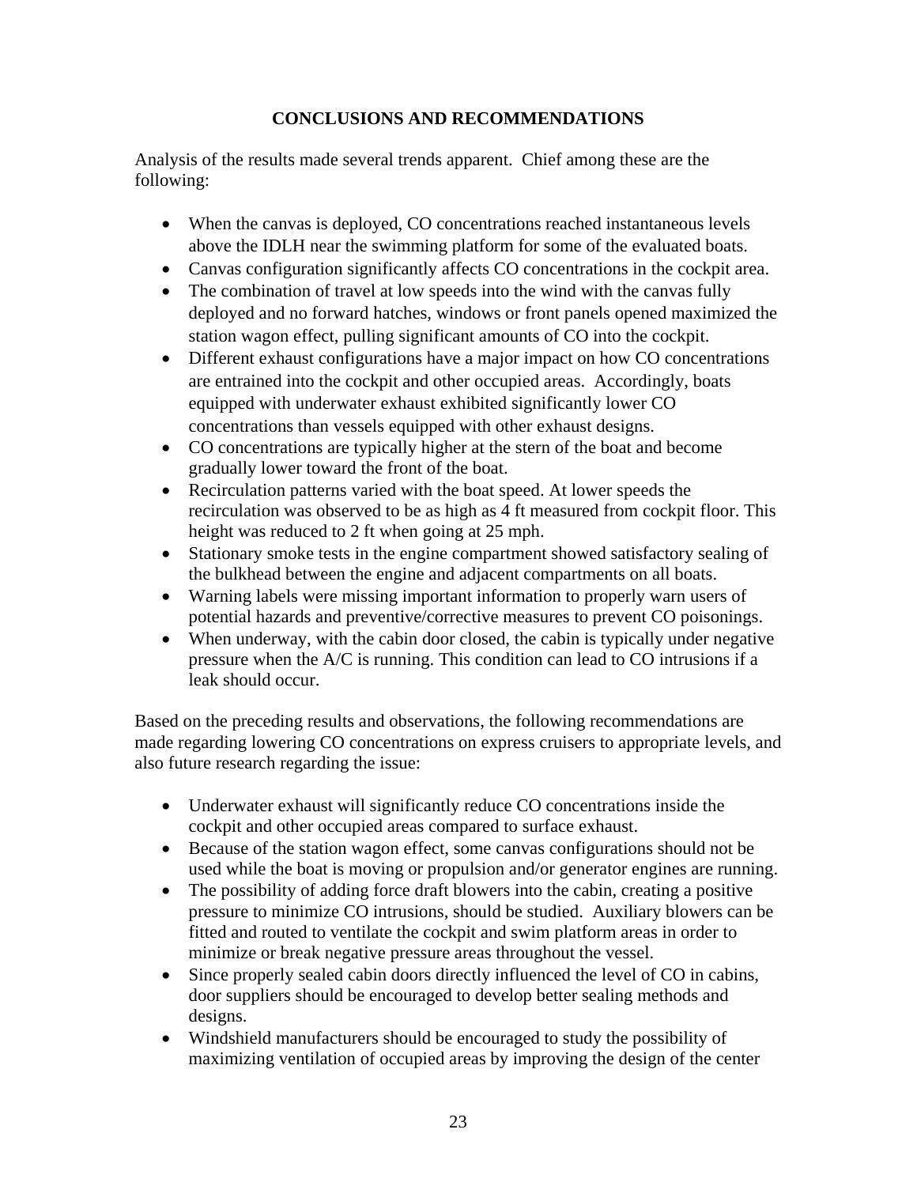## CONCLUSIONS AND RECOMMENDATIONS

Analysis of the results made several trends apparent. Chief among these are the following:

- When the canvas is deployed, CO concentrations reached instantaneous levels above the IDLH near the swimming platform for some of the evaluated boats.
- Canvas configuration significantly affects CO concentrations in the cockpit area.
- The combination of travel at low speeds into the wind with the canvas fully deployed and no forward hatches, windows or front panels opened maximized the station wagon effect, pulling significant amounts of CO into the cockpit.
- Different exhaust configurations have a major impact on how CO concentrations are entrained into the cockpit and other occupied areas. Accordingly, boats equipped with underwater exhaust exhibited significantly lower CO concentrations than vessels equipped with other exhaust designs.
- CO concentrations are typically higher at the stern of the boat and become gradually lower toward the front of the boat.
- Recirculation patterns varied with the boat speed. At lower speeds the recirculation was observed to be as high as 4 ft measured from cockpit floor. This height was reduced to 2 ft when going at 25 mph.
- Stationary smoke tests in the engine compartment showed satisfactory sealing of the bulkhead between the engine and adjacent compartments on all boats.
- Warning labels were missing important information to properly warn users of potential hazards and preventive/corrective measures to prevent CO poisonings.
- When underway, with the cabin door closed, the cabin is typically under negative pressure when the A/C is running. This condition can lead to CO intrusions if a leak should occur.

Based on the preceding results and observations, the following recommendations are made regarding lowering CO concentrations on express cruisers to appropriate levels, and also future research regarding the issue:

- Underwater exhaust will significantly reduce CO concentrations inside the cockpit and other occupied areas compared to surface exhaust.
- Because of the station wagon effect, some canvas configurations should not be used while the boat is moving or propulsion and/or generator engines are running.
- The possibility of adding force draft blowers into the cabin, creating a positive pressure to minimize CO intrusions, should be studied. Auxiliary blowers can be fitted and routed to ventilate the cockpit and swim platform areas in order to minimize or break negative pressure areas throughout the vessel.
- Since properly sealed cabin doors directly influenced the level of CO in cabins, door suppliers should be encouraged to develop better sealing methods and designs.
- Windshield manufacturers should be encouraged to study the possibility of maximizing ventilation of occupied areas by improving the design of the center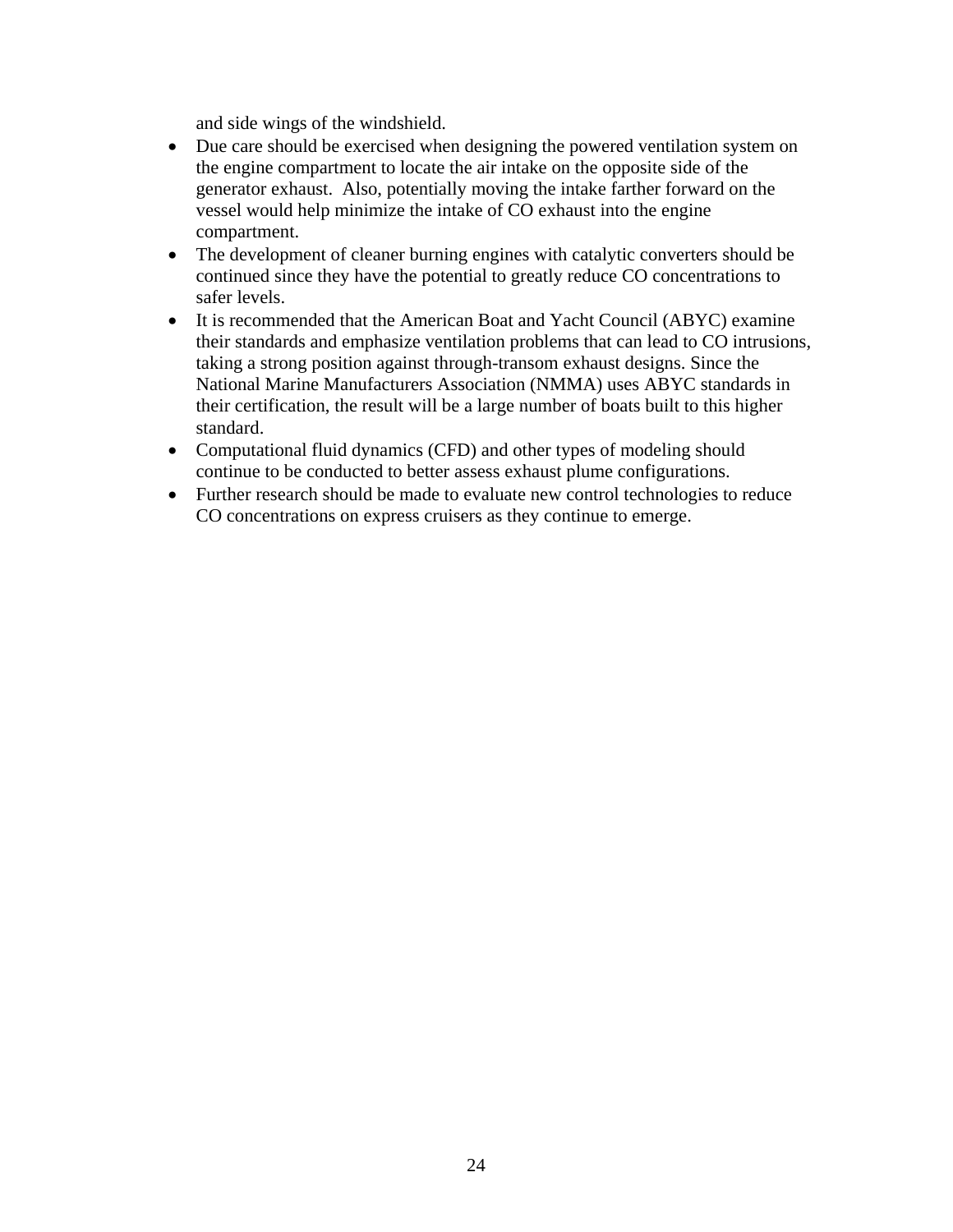and side wings of the windshield.

- Due care should be exercised when designing the powered ventilation system on the engine compartment to locate the air intake on the opposite side of the generator exhaust. Also, potentially moving the intake farther forward on the vessel would help minimize the intake of CO exhaust into the engine compartment.
- The development of cleaner burning engines with catalytic converters should be continued since they have the potential to greatly reduce CO concentrations to safer levels.
- It is recommended that the American Boat and Yacht Council (ABYC) examine their standards and emphasize ventilation problems that can lead to CO intrusions, taking a strong position against through-transom exhaust designs. Since the National Marine Manufacturers Association (NMMA) uses ABYC standards in their certification, the result will be a large number of boats built to this higher standard.
- Computational fluid dynamics (CFD) and other types of modeling should continue to be conducted to better assess exhaust plume configurations.
- Further research should be made to evaluate new control technologies to reduce CO concentrations on express cruisers as they continue to emerge.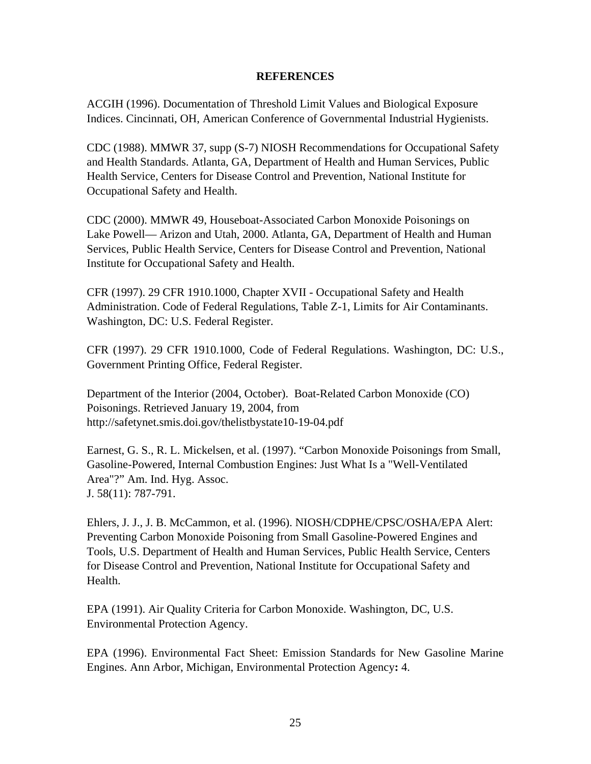# REFERENCES

ACGIH (1996). Documentation of Threshold Limit Values and Biological Exposure Indices. Cincinnati, OH, American Conference of Governmental Industrial Hygienists.

CDC (1988). MMWR 37, supp (S-7) NIOSH Recommendations for Occupational Safety and Health Standards. Atlanta, GA, Department of Health and Human Services, Public Health Service, Centers for Disease Control and Prevention, National Institute for Occupational Safety and Health.

CDC (2000). MMWR 49, Houseboat-Associated Carbon Monoxide Poisonings on Lake Powell— Arizon and Utah, 2000. Atlanta, GA, Department of Health and Human Services, Public Health Service, Centers for Disease Control and Prevention, National Institute for Occupational Safety and Health.

CFR (1997). 29 CFR 1910.1000, Chapter XVII - Occupational Safety and Health Administration. Code of Federal Regulations, Table Z-1, Limits for Air Contaminants. Washington, DC: U.S. Federal Register.

CFR (1997). 29 CFR 1910.1000, Code of Federal Regulations. Washington, DC: U.S., Government Printing Office, Federal Register.

Department of the Interior (2004, October). Boat-Related Carbon Monoxide (CO) Poisonings. Retrieved January 19, 2004, from http://safetynet.smis.doi.gov/thelistbystate10-19-04.pdf

Earnest, G. S., R. L. Mickelsen, et al. (1997). "Carbon Monoxide Poisonings from Small, Gasoline-Powered, Internal Combustion Engines: Just What Is a "Well-Ventilated Area"?" Am. Ind. Hyg. Assoc. J. 58(11): 787-791.

Ehlers, J. J., J. B. McCammon, et al. (1996). NIOSH/CDPHE/CPSC/OSHA/EPA Alert: Preventing Carbon Monoxide Poisoning from Small Gasoline-Powered Engines and Tools, U.S. Department of Health and Human Services, Public Health Service, Centers for Disease Control and Prevention, National Institute for Occupational Safety and Health.

EPA (1991). Air Quality Criteria for Carbon Monoxide. Washington, DC, U.S. Environmental Protection Agency.

EPA (1996). Environmental Fact Sheet: Emission Standards for New Gasoline Marine Engines. Ann Arbor, Michigan, Environmental Protection Agency**:** 4.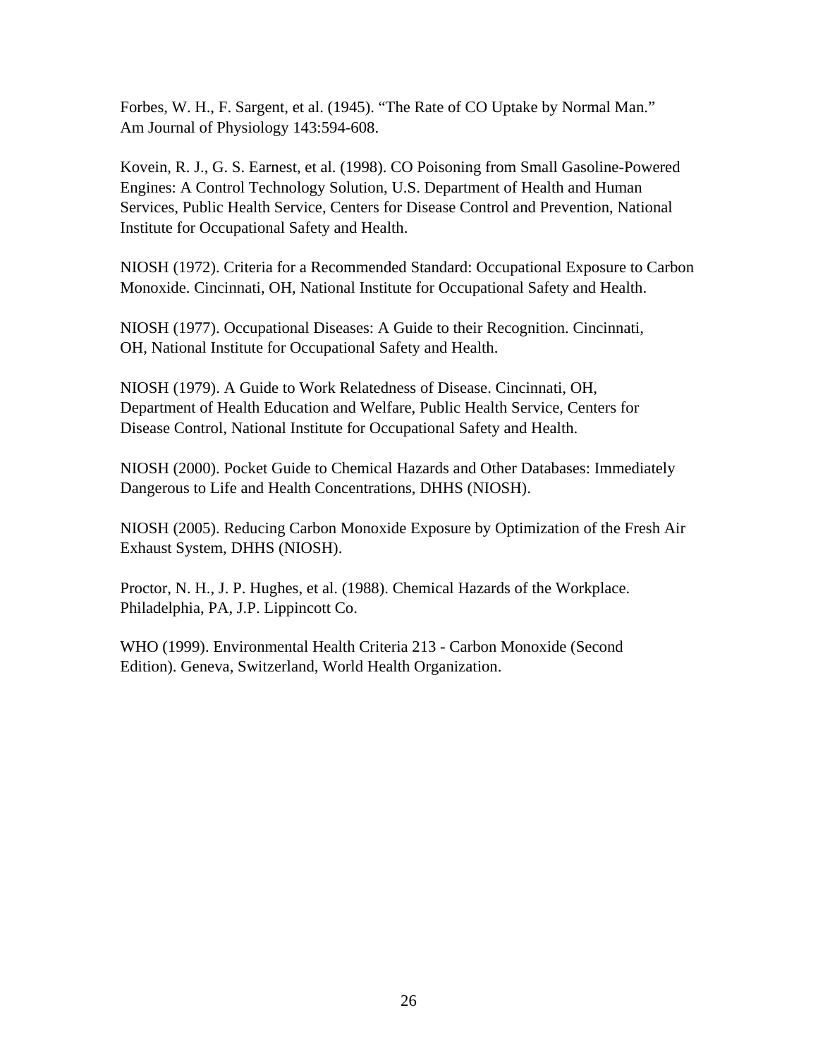Forbes, W. H., F. Sargent, et al. (1945). "The Rate of CO Uptake by Normal Man." Am Journal of Physiology 143:594-608.

Kovein, R. J., G. S. Earnest, et al. (1998). CO Poisoning from Small Gasoline-Powered Engines: A Control Technology Solution, U.S. Department of Health and Human Services, Public Health Service, Centers for Disease Control and Prevention, National Institute for Occupational Safety and Health.

NIOSH (1972). Criteria for a Recommended Standard: Occupational Exposure to Carbon Monoxide. Cincinnati, OH, National Institute for Occupational Safety and Health.

NIOSH (1977). Occupational Diseases: A Guide to their Recognition. Cincinnati, OH, National Institute for Occupational Safety and Health.

NIOSH (1979). A Guide to Work Relatedness of Disease. Cincinnati, OH, Department of Health Education and Welfare, Public Health Service, Centers for Disease Control, National Institute for Occupational Safety and Health.

NIOSH (2000). Pocket Guide to Chemical Hazards and Other Databases: Immediately Dangerous to Life and Health Concentrations, DHHS (NIOSH).

NIOSH (2005). Reducing Carbon Monoxide Exposure by Optimization of the Fresh Air Exhaust System, DHHS (NIOSH).

Proctor, N. H., J. P. Hughes, et al. (1988). Chemical Hazards of the Workplace. Philadelphia, PA, J.P. Lippincott Co.

WHO (1999). Environmental Health Criteria 213 - Carbon Monoxide (Second Edition). Geneva, Switzerland, World Health Organization.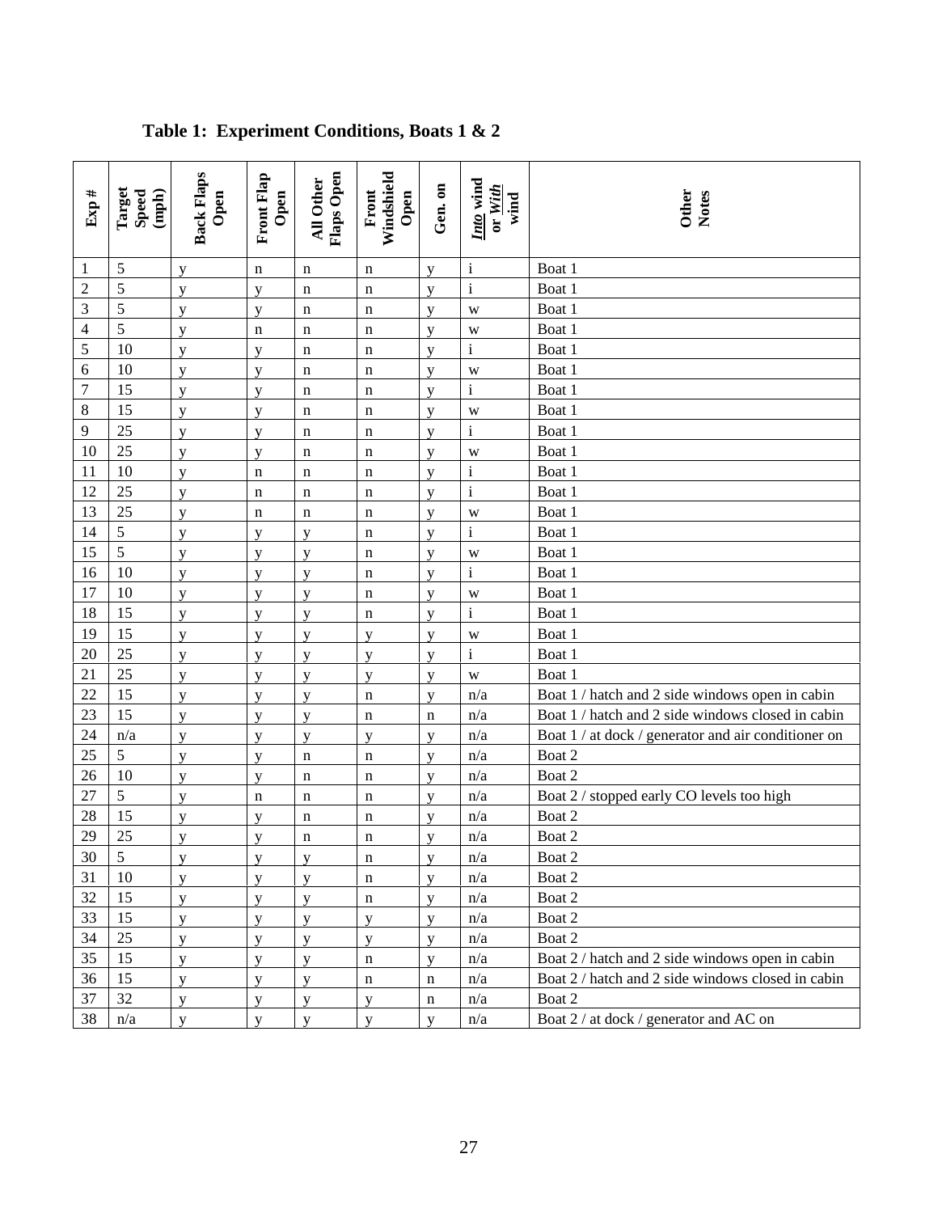**Table 1: Experiment Conditions, Boats 1 & 2**

| Exp # | Target Speed (mph) | Back Flaps Open | Front Flap Open | All Other Flaps Open | Front Windshield Open | Gen. on | ***Into*** wind or ***With*** wind | Other Notes |
|---|---|---|---|---|---|---|---|---|
| 1 | 5 | y | n | n | n | y | i | Boat 1 |
| 2 | 5 | y | y | n | n | y | i | Boat 1 |
| 3 | 5 | y | y | n | n | y | w | Boat 1 |
| 4 | 5 | y | n | n | n | y | w | Boat 1 |
| 5 | 10 | y | y | n | n | y | i | Boat 1 |
| 6 | 10 | y | y | n | n | y | w | Boat 1 |
| 7 | 15 | y | y | n | n | y | i | Boat 1 |
| 8 | 15 | y | y | n | n | y | w | Boat 1 |
| 9 | 25 | y | y | n | n | y | i | Boat 1 |
| 10 | 25 | y | y | n | n | y | w | Boat 1 |
| 11 | 10 | y | n | n | n | y | i | Boat 1 |
| 12 | 25 | y | n | n | n | y | i | Boat 1 |
| 13 | 25 | y | n | n | n | y | w | Boat 1 |
| 14 | 5 | y | y | y | n | y | i | Boat 1 |
| 15 | 5 | y | y | y | n | y | w | Boat 1 |
| 16 | 10 | y | y | y | n | y | i | Boat 1 |
| 17 | 10 | y | y | y | n | y | w | Boat 1 |
| 18 | 15 | y | y | y | n | y | i | Boat 1 |
| 19 | 15 | y | y | y | y | y | w | Boat 1 |
| 20 | 25 | y | y | y | y | y | i | Boat 1 |
| 21 | 25 | y | y | y | y | y | w | Boat 1 |
| 22 | 15 | y | y | y | n | y | n/a | Boat 1 / hatch and 2 side windows open in cabin |
| 23 | 15 | y | y | y | n | n | n/a | Boat 1 / hatch and 2 side windows closed in cabin |
| 24 | n/a | y | y | y | y | y | n/a | Boat 1 / at dock / generator and air conditioner on |
| 25 | 5 | y | y | n | n | y | n/a | Boat 2 |
| 26 | 10 | y | y | n | n | y | n/a | Boat 2 |
| 27 | 5 | y | n | n | n | y | n/a | Boat 2 / stopped early CO levels too high |
| 28 | 15 | y | y | n | n | y | n/a | Boat 2 |
| 29 | 25 | y | y | n | n | y | n/a | Boat 2 |
| 30 | 5 | y | y | y | n | y | n/a | Boat 2 |
| 31 | 10 | y | y | y | n | y | n/a | Boat 2 |
| 32 | 15 | y | y | y | n | y | n/a | Boat 2 |
| 33 | 15 | y | y | y | y | y | n/a | Boat 2 |
| 34 | 25 | y | y | y | y | y | n/a | Boat 2 |
| 35 | 15 | y | y | y | n | y | n/a | Boat 2 / hatch and 2 side windows open in cabin |
| 36 | 15 | y | y | y | n | n | n/a | Boat 2 / hatch and 2 side windows closed in cabin |
| 37 | 32 | y | y | y | y | n | n/a | Boat 2 |
| 38 | n/a | y | y | y | y | y | n/a | Boat 2 / at dock / generator and AC on |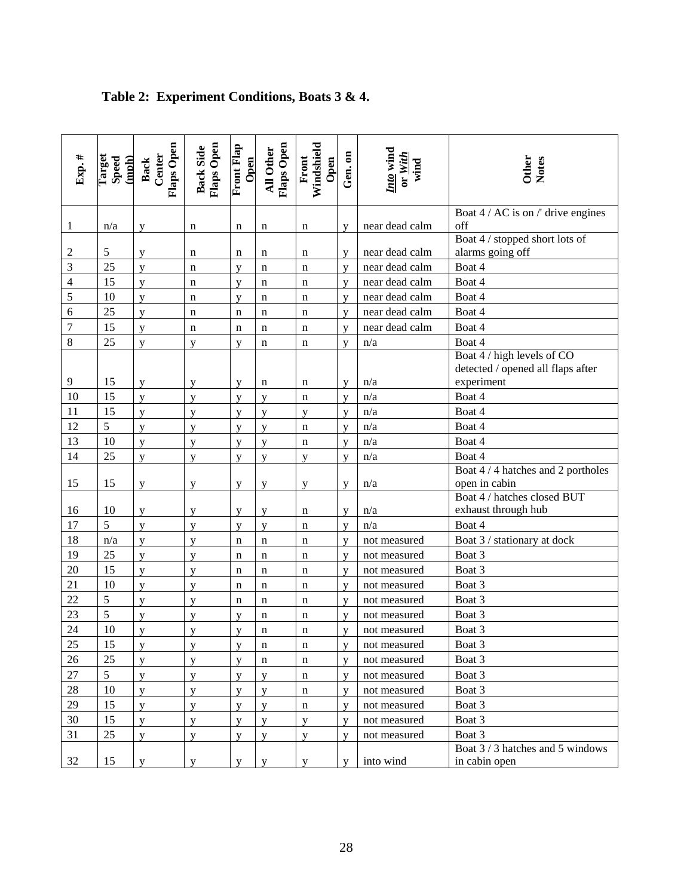**Table 2: Experiment Conditions, Boats 3 & 4.**

| Exp. # | Target Speed (mph) | Back Center Flaps Open | Back Side Flaps Open | Front Flap Open | All Other Flaps Open | Front Windshield Open | Gen. on | *Into* wind or *With* wind | Other Notes |
|---|---|---|---|---|---|---|---|---|---|
| 1 | n/a | y | n | n | n | n | y | near dead calm | Boat 4 / AC is on /' drive engines off |
| 2 | 5 | y | n | n | n | n | y | near dead calm | Boat 4 / stopped short lots of alarms going off |
| 3 | 25 | y | n | y | n | n | y | near dead calm | Boat 4 |
| 4 | 15 | y | n | y | n | n | y | near dead calm | Boat 4 |
| 5 | 10 | y | n | y | n | n | y | near dead calm | Boat 4 |
| 6 | 25 | y | n | n | n | n | y | near dead calm | Boat 4 |
| 7 | 15 | y | n | n | n | n | y | near dead calm | Boat 4 |
| 8 | 25 | y | y | y | n | n | y | n/a | Boat 4 |
| 9 | 15 | y | y | y | n | n | y | n/a | Boat 4 / high levels of CO detected / opened all flaps after experiment |
| 10 | 15 | y | y | y | y | n | y | n/a | Boat 4 |
| 11 | 15 | y | y | y | y | y | y | n/a | Boat 4 |
| 12 | 5 | y | y | y | y | n | y | n/a | Boat 4 |
| 13 | 10 | y | y | y | y | n | y | n/a | Boat 4 |
| 14 | 25 | y | y | y | y | y | y | n/a | Boat 4 |
| 15 | 15 | y | y | y | y | y | y | n/a | Boat 4 / 4 hatches and 2 portholes open in cabin |
| 16 | 10 | y | y | y | y | n | y | n/a | Boat 4 / hatches closed BUT exhaust through hub |
| 17 | 5 | y | y | y | y | n | y | n/a | Boat 4 |
| 18 | n/a | y | y | n | n | n | y | not measured | Boat 3 / stationary at dock |
| 19 | 25 | y | y | n | n | n | y | not measured | Boat 3 |
| 20 | 15 | y | y | n | n | n | y | not measured | Boat 3 |
| 21 | 10 | y | y | n | n | n | y | not measured | Boat 3 |
| 22 | 5 | y | y | n | n | n | y | not measured | Boat 3 |
| 23 | 5 | y | y | y | n | n | y | not measured | Boat 3 |
| 24 | 10 | y | y | y | n | n | y | not measured | Boat 3 |
| 25 | 15 | y | y | y | n | n | y | not measured | Boat 3 |
| 26 | 25 | y | y | y | n | n | y | not measured | Boat 3 |
| 27 | 5 | y | y | y | y | n | y | not measured | Boat 3 |
| 28 | 10 | y | y | y | y | n | y | not measured | Boat 3 |
| 29 | 15 | y | y | y | y | n | y | not measured | Boat 3 |
| 30 | 15 | y | y | y | y | y | y | not measured | Boat 3 |
| 31 | 25 | y | y | y | y | y | y | not measured | Boat 3 |
| 32 | 15 | y | y | y | y | y | y | into wind | Boat 3 / 3 hatches and 5 windows in cabin open |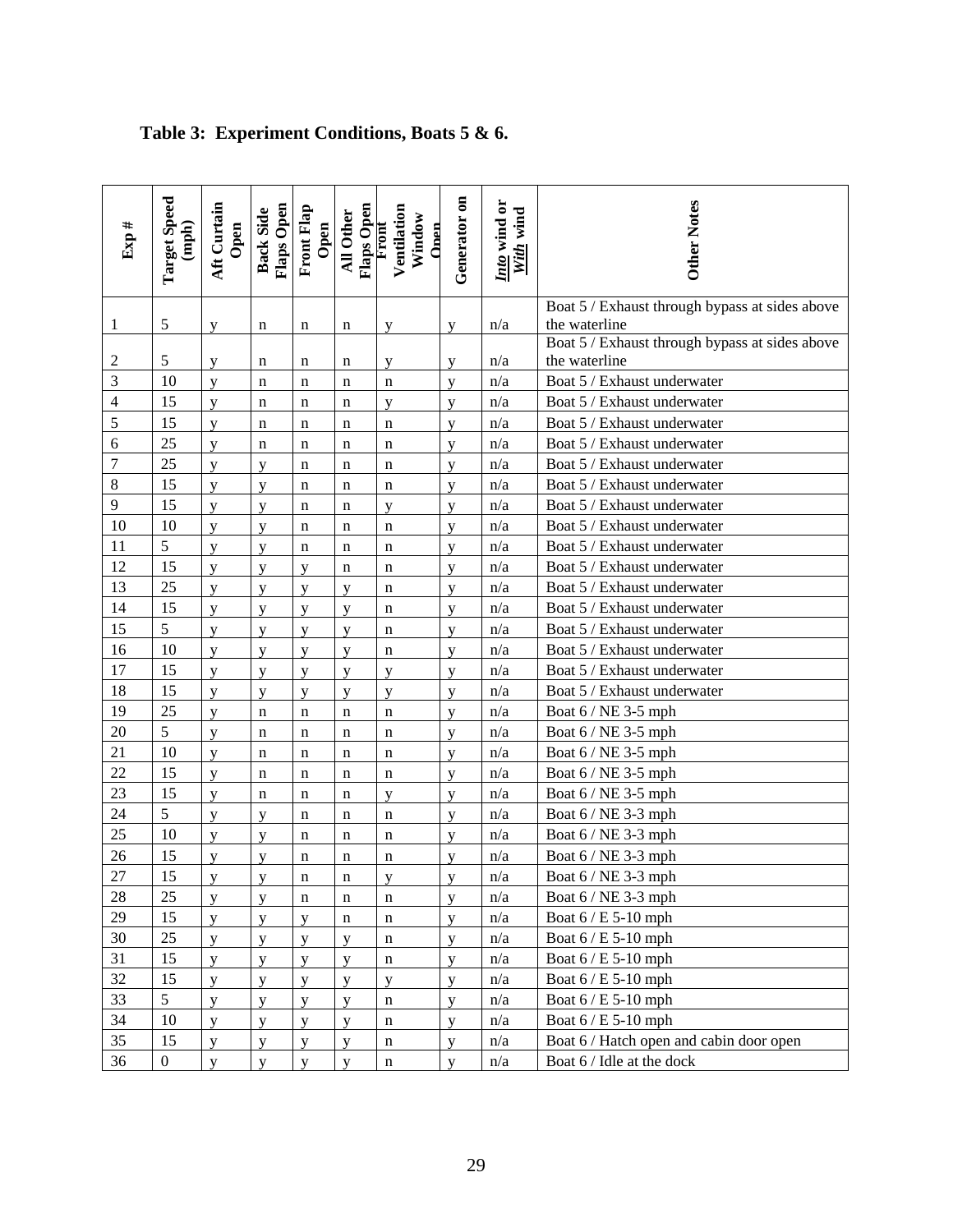**Table 3: Experiment Conditions, Boats 5 & 6.**

| Exp # | Target Speed (mph) | Aft Curtain Open | Back Side Flaps Open | Front Flap Open | All Other Flaps Open | Front Ventilation Window Open | Generator on | *Into* wind or *With* wind | Other Notes |
|---|---|---|---|---|---|---|---|---|---|
| 1 | 5 | y | n | n | n | y | y | n/a | Boat 5 / Exhaust through bypass at sides above the waterline |
| 2 | 5 | y | n | n | n | y | y | n/a | Boat 5 / Exhaust through bypass at sides above the waterline |
| 3 | 10 | y | n | n | n | n | y | n/a | Boat 5 / Exhaust underwater |
| 4 | 15 | y | n | n | n | y | y | n/a | Boat 5 / Exhaust underwater |
| 5 | 15 | y | n | n | n | n | y | n/a | Boat 5 / Exhaust underwater |
| 6 | 25 | y | n | n | n | n | y | n/a | Boat 5 / Exhaust underwater |
| 7 | 25 | y | y | n | n | n | y | n/a | Boat 5 / Exhaust underwater |
| 8 | 15 | y | y | n | n | n | y | n/a | Boat 5 / Exhaust underwater |
| 9 | 15 | y | y | n | n | y | y | n/a | Boat 5 / Exhaust underwater |
| 10 | 10 | y | y | n | n | n | y | n/a | Boat 5 / Exhaust underwater |
| 11 | 5 | y | y | n | n | n | y | n/a | Boat 5 / Exhaust underwater |
| 12 | 15 | y | y | y | n | n | y | n/a | Boat 5 / Exhaust underwater |
| 13 | 25 | y | y | y | y | n | y | n/a | Boat 5 / Exhaust underwater |
| 14 | 15 | y | y | y | y | n | y | n/a | Boat 5 / Exhaust underwater |
| 15 | 5 | y | y | y | y | n | y | n/a | Boat 5 / Exhaust underwater |
| 16 | 10 | y | y | y | y | n | y | n/a | Boat 5 / Exhaust underwater |
| 17 | 15 | y | y | y | y | y | y | n/a | Boat 5 / Exhaust underwater |
| 18 | 15 | y | y | y | y | y | y | n/a | Boat 5 / Exhaust underwater |
| 19 | 25 | y | n | n | n | n | y | n/a | Boat 6 / NE 3-5 mph |
| 20 | 5 | y | n | n | n | n | y | n/a | Boat 6 / NE 3-5 mph |
| 21 | 10 | y | n | n | n | n | y | n/a | Boat 6 / NE 3-5 mph |
| 22 | 15 | y | n | n | n | n | y | n/a | Boat 6 / NE 3-5 mph |
| 23 | 15 | y | n | n | n | y | y | n/a | Boat 6 / NE 3-5 mph |
| 24 | 5 | y | y | n | n | n | y | n/a | Boat 6 / NE 3-3 mph |
| 25 | 10 | y | y | n | n | n | y | n/a | Boat 6 / NE 3-3 mph |
| 26 | 15 | y | y | n | n | n | y | n/a | Boat 6 / NE 3-3 mph |
| 27 | 15 | y | y | n | n | y | y | n/a | Boat 6 / NE 3-3 mph |
| 28 | 25 | y | y | n | n | n | y | n/a | Boat 6 / NE 3-3 mph |
| 29 | 15 | y | y | y | n | n | y | n/a | Boat 6 / E 5-10 mph |
| 30 | 25 | y | y | y | y | n | y | n/a | Boat 6 / E 5-10 mph |
| 31 | 15 | y | y | y | y | n | y | n/a | Boat 6 / E 5-10 mph |
| 32 | 15 | y | y | y | y | y | y | n/a | Boat 6 / E 5-10 mph |
| 33 | 5 | y | y | y | y | n | y | n/a | Boat 6 / E 5-10 mph |
| 34 | 10 | y | y | y | y | n | y | n/a | Boat 6 / E 5-10 mph |
| 35 | 15 | y | y | y | y | n | y | n/a | Boat 6 / Hatch open and cabin door open |
| 36 | 0 | y | y | y | y | n | y | n/a | Boat 6 / Idle at the dock |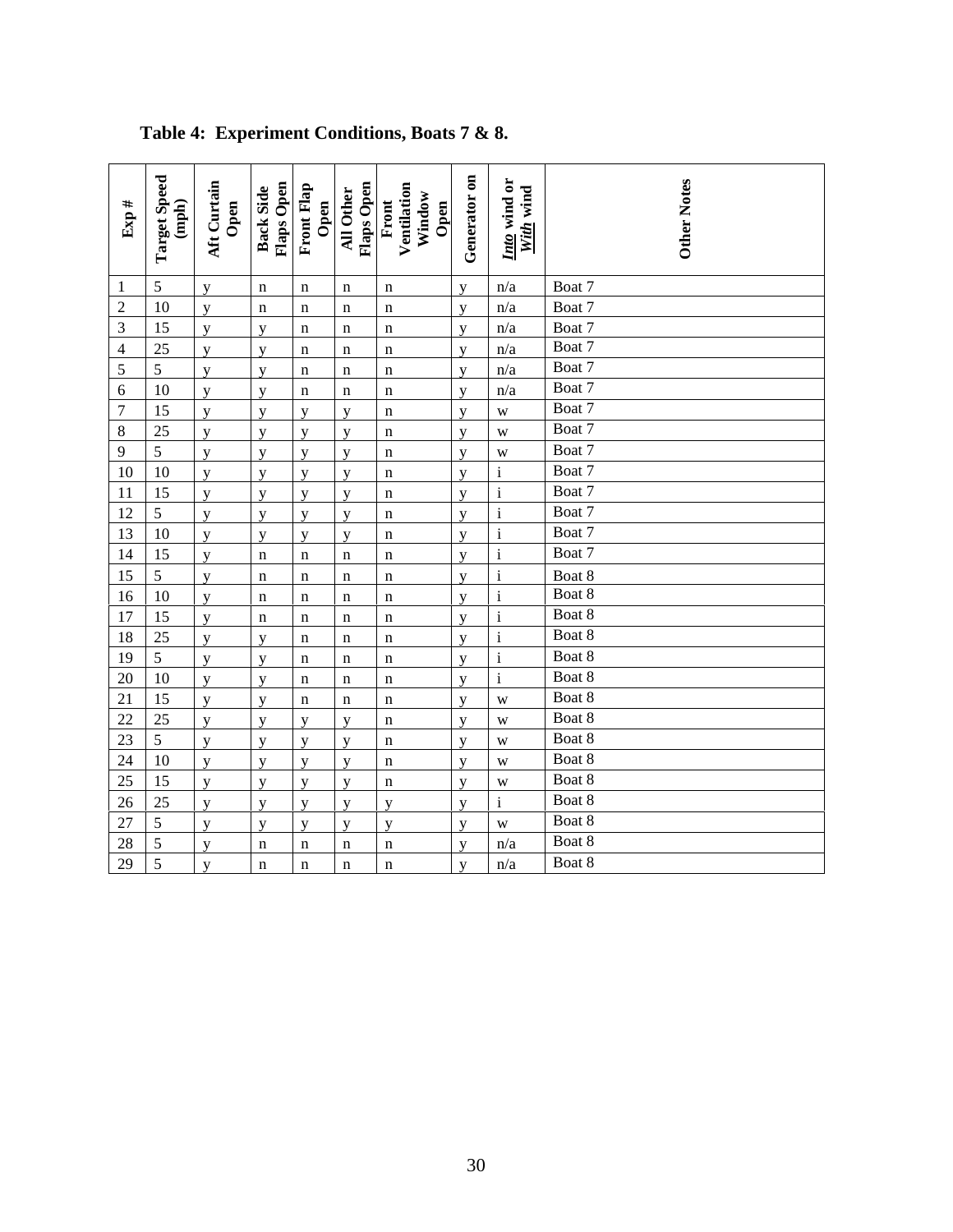**Table 4: Experiment Conditions, Boats 7 & 8.**

| Exp # | Target Speed (mph) | Aft Curtain Open | Back Side Flaps Open | Front Flap Open | All Other Flaps Open | Front Ventilation Window Open | Generator on | ***Into*** wind or ***With*** wind | Other Notes |
|---|---|---|---|---|---|---|---|---|---|
| 1 | 5 | y | n | n | n | n | y | n/a | Boat 7 |
| 2 | 10 | y | n | n | n | n | y | n/a | Boat 7 |
| 3 | 15 | y | y | n | n | n | y | n/a | Boat 7 |
| 4 | 25 | y | y | n | n | n | y | n/a | Boat 7 |
| 5 | 5 | y | y | n | n | n | y | n/a | Boat 7 |
| 6 | 10 | y | y | n | n | n | y | n/a | Boat 7 |
| 7 | 15 | y | y | y | y | n | y | w | Boat 7 |
| 8 | 25 | y | y | y | y | n | y | w | Boat 7 |
| 9 | 5 | y | y | y | y | n | y | w | Boat 7 |
| 10 | 10 | y | y | y | y | n | y | i | Boat 7 |
| 11 | 15 | y | y | y | y | n | y | i | Boat 7 |
| 12 | 5 | y | y | y | y | n | y | i | Boat 7 |
| 13 | 10 | y | y | y | y | n | y | i | Boat 7 |
| 14 | 15 | y | n | n | n | n | y | i | Boat 7 |
| 15 | 5 | y | n | n | n | n | y | i | Boat 8 |
| 16 | 10 | y | n | n | n | n | y | i | Boat 8 |
| 17 | 15 | y | n | n | n | n | y | i | Boat 8 |
| 18 | 25 | y | y | n | n | n | y | i | Boat 8 |
| 19 | 5 | y | y | n | n | n | y | i | Boat 8 |
| 20 | 10 | y | y | n | n | n | y | i | Boat 8 |
| 21 | 15 | y | y | n | n | n | y | w | Boat 8 |
| 22 | 25 | y | y | y | y | n | y | w | Boat 8 |
| 23 | 5 | y | y | y | y | n | y | w | Boat 8 |
| 24 | 10 | y | y | y | y | n | y | w | Boat 8 |
| 25 | 15 | y | y | y | y | n | y | w | Boat 8 |
| 26 | 25 | y | y | y | y | y | y | i | Boat 8 |
| 27 | 5 | y | y | y | y | y | y | w | Boat 8 |
| 28 | 5 | y | n | n | n | n | y | n/a | Boat 8 |
| 29 | 5 | y | n | n | n | n | y | n/a | Boat 8 |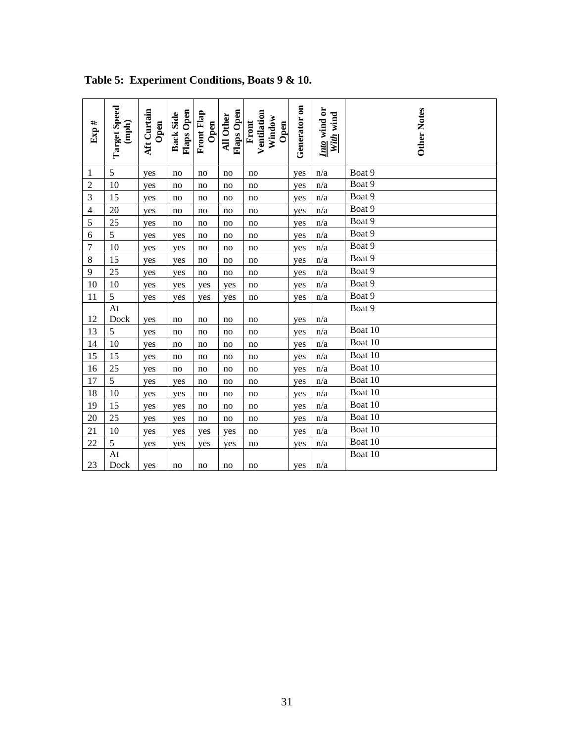**Table 5: Experiment Conditions, Boats 9 & 10.**

| Exp # | Target Speed (mph) | Aft Curtain Open | Back Side Flaps Open | Front Flap Open | All Other Flaps Open | Front Ventilation Window Open | Generator on | ***Into*** wind or ***With*** wind | Other Notes |
|---|---|---|---|---|---|---|---|---|---|
| 1 | 5 | yes | no | no | no | no | yes | n/a | Boat 9 |
| 2 | 10 | yes | no | no | no | no | yes | n/a | Boat 9 |
| 3 | 15 | yes | no | no | no | no | yes | n/a | Boat 9 |
| 4 | 20 | yes | no | no | no | no | yes | n/a | Boat 9 |
| 5 | 25 | yes | no | no | no | no | yes | n/a | Boat 9 |
| 6 | 5 | yes | yes | no | no | no | yes | n/a | Boat 9 |
| 7 | 10 | yes | yes | no | no | no | yes | n/a | Boat 9 |
| 8 | 15 | yes | yes | no | no | no | yes | n/a | Boat 9 |
| 9 | 25 | yes | yes | no | no | no | yes | n/a | Boat 9 |
| 10 | 10 | yes | yes | yes | yes | no | yes | n/a | Boat 9 |
| 11 | 5 | yes | yes | yes | yes | no | yes | n/a | Boat 9 |
| 12 | At Dock | yes | no | no | no | no | yes | n/a | Boat 9 |
| 13 | 5 | yes | no | no | no | no | yes | n/a | Boat 10 |
| 14 | 10 | yes | no | no | no | no | yes | n/a | Boat 10 |
| 15 | 15 | yes | no | no | no | no | yes | n/a | Boat 10 |
| 16 | 25 | yes | no | no | no | no | yes | n/a | Boat 10 |
| 17 | 5 | yes | yes | no | no | no | yes | n/a | Boat 10 |
| 18 | 10 | yes | yes | no | no | no | yes | n/a | Boat 10 |
| 19 | 15 | yes | yes | no | no | no | yes | n/a | Boat 10 |
| 20 | 25 | yes | yes | no | no | no | yes | n/a | Boat 10 |
| 21 | 10 | yes | yes | yes | yes | no | yes | n/a | Boat 10 |
| 22 | 5 | yes | yes | yes | yes | no | yes | n/a | Boat 10 |
| 23 | At Dock | yes | no | no | no | no | yes | n/a | Boat 10 |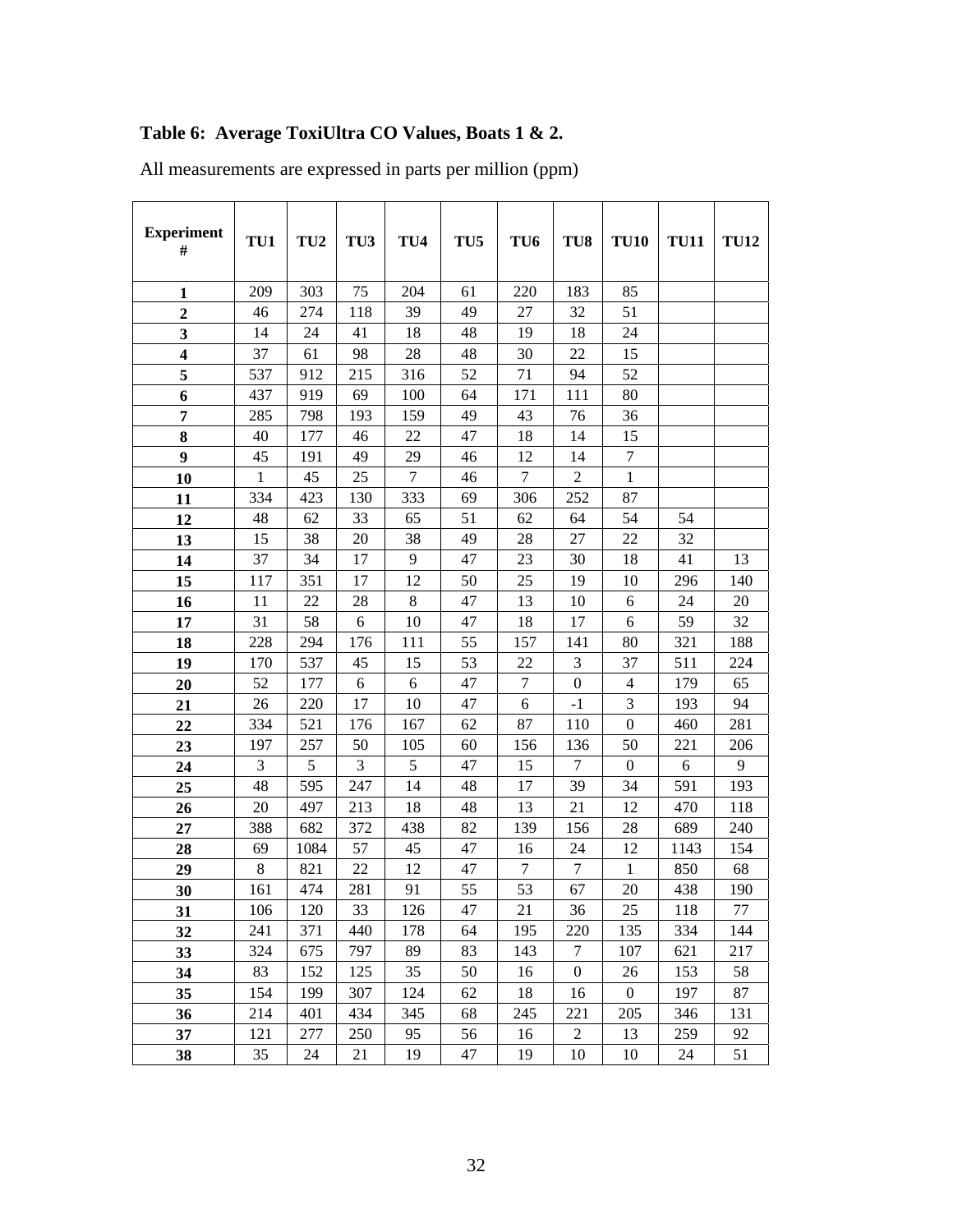**Table 6: Average ToxiUltra CO Values, Boats 1 & 2.**

All measurements are expressed in parts per million (ppm)

| Experiment # | TU1 | TU2 | TU3 | TU4 | TU5 | TU6 | TU8 | TU10 | TU11 | TU12 |
|---|---|---|---|---|---|---|---|---|---|---|
| **1** | 209 | 303 | 75 | 204 | 61 | 220 | 183 | 85 | | |
| **2** | 46 | 274 | 118 | 39 | 49 | 27 | 32 | 51 | | |
| **3** | 14 | 24 | 41 | 18 | 48 | 19 | 18 | 24 | | |
| **4** | 37 | 61 | 98 | 28 | 48 | 30 | 22 | 15 | | |
| **5** | 537 | 912 | 215 | 316 | 52 | 71 | 94 | 52 | | |
| **6** | 437 | 919 | 69 | 100 | 64 | 171 | 111 | 80 | | |
| **7** | 285 | 798 | 193 | 159 | 49 | 43 | 76 | 36 | | |
| **8** | 40 | 177 | 46 | 22 | 47 | 18 | 14 | 15 | | |
| **9** | 45 | 191 | 49 | 29 | 46 | 12 | 14 | 7 | | |
| **10** | 1 | 45 | 25 | 7 | 46 | 7 | 2 | 1 | | |
| **11** | 334 | 423 | 130 | 333 | 69 | 306 | 252 | 87 | | |
| **12** | 48 | 62 | 33 | 65 | 51 | 62 | 64 | 54 | 54 | |
| **13** | 15 | 38 | 20 | 38 | 49 | 28 | 27 | 22 | 32 | |
| **14** | 37 | 34 | 17 | 9 | 47 | 23 | 30 | 18 | 41 | 13 |
| **15** | 117 | 351 | 17 | 12 | 50 | 25 | 19 | 10 | 296 | 140 |
| **16** | 11 | 22 | 28 | 8 | 47 | 13 | 10 | 6 | 24 | 20 |
| **17** | 31 | 58 | 6 | 10 | 47 | 18 | 17 | 6 | 59 | 32 |
| **18** | 228 | 294 | 176 | 111 | 55 | 157 | 141 | 80 | 321 | 188 |
| **19** | 170 | 537 | 45 | 15 | 53 | 22 | 3 | 37 | 511 | 224 |
| **20** | 52 | 177 | 6 | 6 | 47 | 7 | 0 | 4 | 179 | 65 |
| **21** | 26 | 220 | 17 | 10 | 47 | 6 | -1 | 3 | 193 | 94 |
| **22** | 334 | 521 | 176 | 167 | 62 | 87 | 110 | 0 | 460 | 281 |
| **23** | 197 | 257 | 50 | 105 | 60 | 156 | 136 | 50 | 221 | 206 |
| **24** | 3 | 5 | 3 | 5 | 47 | 15 | 7 | 0 | 6 | 9 |
| **25** | 48 | 595 | 247 | 14 | 48 | 17 | 39 | 34 | 591 | 193 |
| **26** | 20 | 497 | 213 | 18 | 48 | 13 | 21 | 12 | 470 | 118 |
| **27** | 388 | 682 | 372 | 438 | 82 | 139 | 156 | 28 | 689 | 240 |
| **28** | 69 | 1084 | 57 | 45 | 47 | 16 | 24 | 12 | 1143 | 154 |
| **29** | 8 | 821 | 22 | 12 | 47 | 7 | 7 | 1 | 850 | 68 |
| **30** | 161 | 474 | 281 | 91 | 55 | 53 | 67 | 20 | 438 | 190 |
| **31** | 106 | 120 | 33 | 126 | 47 | 21 | 36 | 25 | 118 | 77 |
| **32** | 241 | 371 | 440 | 178 | 64 | 195 | 220 | 135 | 334 | 144 |
| **33** | 324 | 675 | 797 | 89 | 83 | 143 | 7 | 107 | 621 | 217 |
| **34** | 83 | 152 | 125 | 35 | 50 | 16 | 0 | 26 | 153 | 58 |
| **35** | 154 | 199 | 307 | 124 | 62 | 18 | 16 | 0 | 197 | 87 |
| **36** | 214 | 401 | 434 | 345 | 68 | 245 | 221 | 205 | 346 | 131 |
| **37** | 121 | 277 | 250 | 95 | 56 | 16 | 2 | 13 | 259 | 92 |
| **38** | 35 | 24 | 21 | 19 | 47 | 19 | 10 | 10 | 24 | 51 |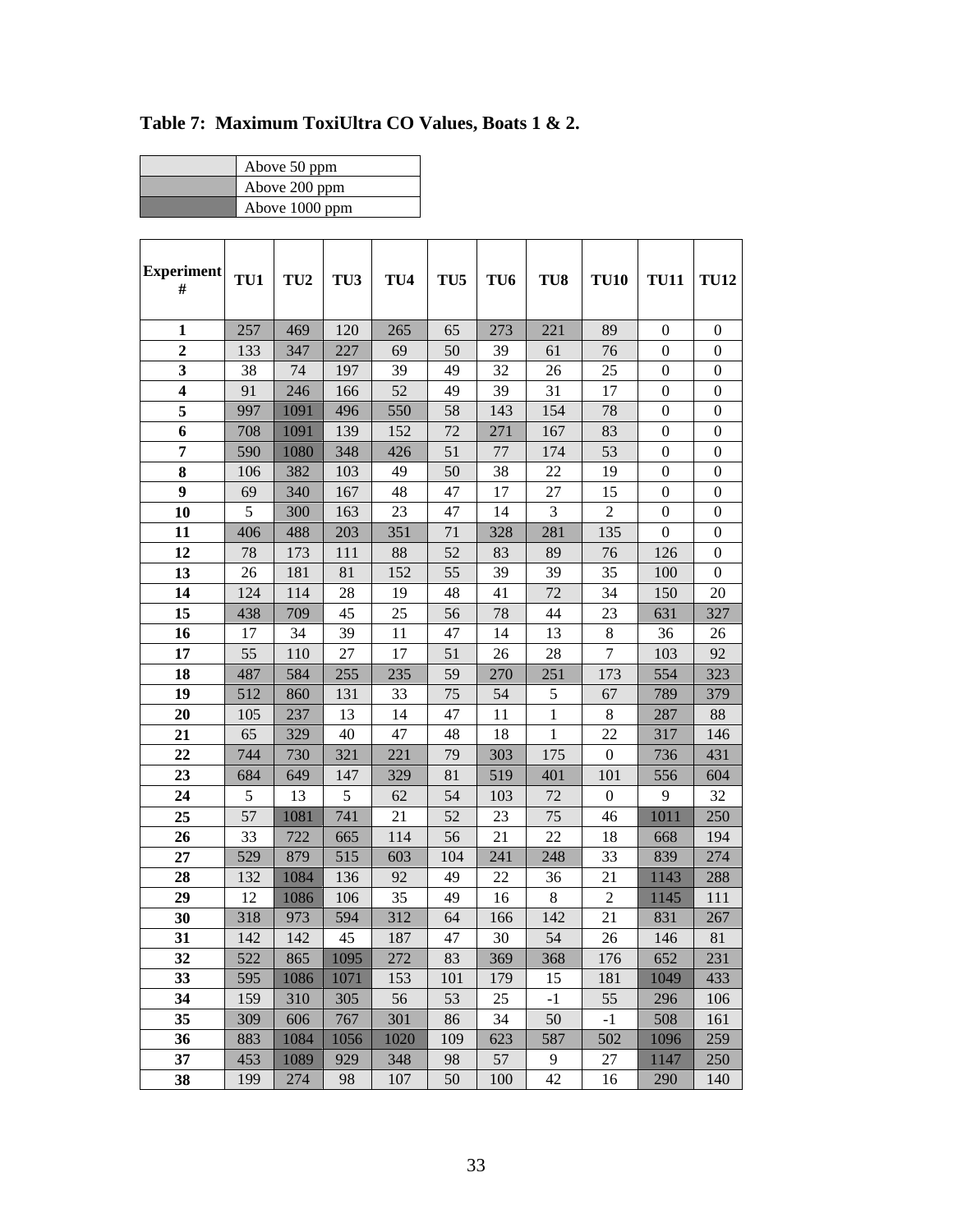**Table 7: Maximum ToxiUltra CO Values, Boats 1 & 2.**

| Shading | Meaning |
|---|---|
| (light gray) | Above 50 ppm |
| (medium gray) | Above 200 ppm |
| (dark gray) | Above 1000 ppm |

| Experiment # | TU1 | TU2 | TU3 | TU4 | TU5 | TU6 | TU8 | TU10 | TU11 | TU12 |
|---|---|---|---|---|---|---|---|---|---|---|
| 1 | 257 | 469 | 120 | 265 | 65 | 273 | 221 | 89 | 0 | 0 |
| 2 | 133 | 347 | 227 | 69 | 50 | 39 | 61 | 76 | 0 | 0 |
| 3 | 38 | 74 | 197 | 39 | 49 | 32 | 26 | 25 | 0 | 0 |
| 4 | 91 | 246 | 166 | 52 | 49 | 39 | 31 | 17 | 0 | 0 |
| 5 | 997 | 1091 | 496 | 550 | 58 | 143 | 154 | 78 | 0 | 0 |
| 6 | 708 | 1091 | 139 | 152 | 72 | 271 | 167 | 83 | 0 | 0 |
| 7 | 590 | 1080 | 348 | 426 | 51 | 77 | 174 | 53 | 0 | 0 |
| 8 | 106 | 382 | 103 | 49 | 50 | 38 | 22 | 19 | 0 | 0 |
| 9 | 69 | 340 | 167 | 48 | 47 | 17 | 27 | 15 | 0 | 0 |
| 10 | 5 | 300 | 163 | 23 | 47 | 14 | 3 | 2 | 0 | 0 |
| 11 | 406 | 488 | 203 | 351 | 71 | 328 | 281 | 135 | 0 | 0 |
| 12 | 78 | 173 | 111 | 88 | 52 | 83 | 89 | 76 | 126 | 0 |
| 13 | 26 | 181 | 81 | 152 | 55 | 39 | 39 | 35 | 100 | 0 |
| 14 | 124 | 114 | 28 | 19 | 48 | 41 | 72 | 34 | 150 | 20 |
| 15 | 438 | 709 | 45 | 25 | 56 | 78 | 44 | 23 | 631 | 327 |
| 16 | 17 | 34 | 39 | 11 | 47 | 14 | 13 | 8 | 36 | 26 |
| 17 | 55 | 110 | 27 | 17 | 51 | 26 | 28 | 7 | 103 | 92 |
| 18 | 487 | 584 | 255 | 235 | 59 | 270 | 251 | 173 | 554 | 323 |
| 19 | 512 | 860 | 131 | 33 | 75 | 54 | 5 | 67 | 789 | 379 |
| 20 | 105 | 237 | 13 | 14 | 47 | 11 | 1 | 8 | 287 | 88 |
| 21 | 65 | 329 | 40 | 47 | 48 | 18 | 1 | 22 | 317 | 146 |
| 22 | 744 | 730 | 321 | 221 | 79 | 303 | 175 | 0 | 736 | 431 |
| 23 | 684 | 649 | 147 | 329 | 81 | 519 | 401 | 101 | 556 | 604 |
| 24 | 5 | 13 | 5 | 62 | 54 | 103 | 72 | 0 | 9 | 32 |
| 25 | 57 | 1081 | 741 | 21 | 52 | 23 | 75 | 46 | 1011 | 250 |
| 26 | 33 | 722 | 665 | 114 | 56 | 21 | 22 | 18 | 668 | 194 |
| 27 | 529 | 879 | 515 | 603 | 104 | 241 | 248 | 33 | 839 | 274 |
| 28 | 132 | 1084 | 136 | 92 | 49 | 22 | 36 | 21 | 1143 | 288 |
| 29 | 12 | 1086 | 106 | 35 | 49 | 16 | 8 | 2 | 1145 | 111 |
| 30 | 318 | 973 | 594 | 312 | 64 | 166 | 142 | 21 | 831 | 267 |
| 31 | 142 | 142 | 45 | 187 | 47 | 30 | 54 | 26 | 146 | 81 |
| 32 | 522 | 865 | 1095 | 272 | 83 | 369 | 368 | 176 | 652 | 231 |
| 33 | 595 | 1086 | 1071 | 153 | 101 | 179 | 15 | 181 | 1049 | 433 |
| 34 | 159 | 310 | 305 | 56 | 53 | 25 | -1 | 55 | 296 | 106 |
| 35 | 309 | 606 | 767 | 301 | 86 | 34 | 50 | -1 | 508 | 161 |
| 36 | 883 | 1084 | 1056 | 1020 | 109 | 623 | 587 | 502 | 1096 | 259 |
| 37 | 453 | 1089 | 929 | 348 | 98 | 57 | 9 | 27 | 1147 | 250 |
| 38 | 199 | 274 | 98 | 107 | 50 | 100 | 42 | 16 | 290 | 140 |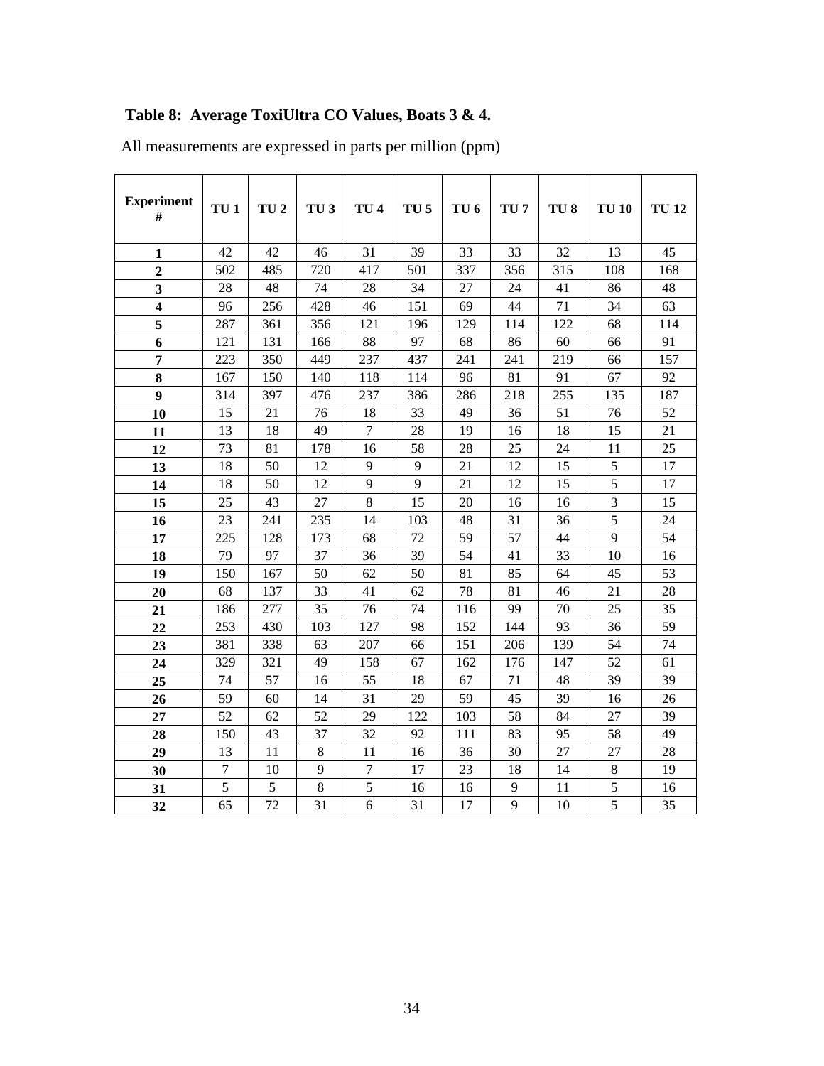**Table 8: Average ToxiUltra CO Values, Boats 3 & 4.**

All measurements are expressed in parts per million (ppm)

| Experiment # | TU 1 | TU 2 | TU 3 | TU 4 | TU 5 | TU 6 | TU 7 | TU 8 | TU 10 | TU 12 |
|---|---|---|---|---|---|---|---|---|---|---|
| **1** | 42 | 42 | 46 | 31 | 39 | 33 | 33 | 32 | 13 | 45 |
| **2** | 502 | 485 | 720 | 417 | 501 | 337 | 356 | 315 | 108 | 168 |
| **3** | 28 | 48 | 74 | 28 | 34 | 27 | 24 | 41 | 86 | 48 |
| **4** | 96 | 256 | 428 | 46 | 151 | 69 | 44 | 71 | 34 | 63 |
| **5** | 287 | 361 | 356 | 121 | 196 | 129 | 114 | 122 | 68 | 114 |
| **6** | 121 | 131 | 166 | 88 | 97 | 68 | 86 | 60 | 66 | 91 |
| **7** | 223 | 350 | 449 | 237 | 437 | 241 | 241 | 219 | 66 | 157 |
| **8** | 167 | 150 | 140 | 118 | 114 | 96 | 81 | 91 | 67 | 92 |
| **9** | 314 | 397 | 476 | 237 | 386 | 286 | 218 | 255 | 135 | 187 |
| **10** | 15 | 21 | 76 | 18 | 33 | 49 | 36 | 51 | 76 | 52 |
| **11** | 13 | 18 | 49 | 7 | 28 | 19 | 16 | 18 | 15 | 21 |
| **12** | 73 | 81 | 178 | 16 | 58 | 28 | 25 | 24 | 11 | 25 |
| **13** | 18 | 50 | 12 | 9 | 9 | 21 | 12 | 15 | 5 | 17 |
| **14** | 18 | 50 | 12 | 9 | 9 | 21 | 12 | 15 | 5 | 17 |
| **15** | 25 | 43 | 27 | 8 | 15 | 20 | 16 | 16 | 3 | 15 |
| **16** | 23 | 241 | 235 | 14 | 103 | 48 | 31 | 36 | 5 | 24 |
| **17** | 225 | 128 | 173 | 68 | 72 | 59 | 57 | 44 | 9 | 54 |
| **18** | 79 | 97 | 37 | 36 | 39 | 54 | 41 | 33 | 10 | 16 |
| **19** | 150 | 167 | 50 | 62 | 50 | 81 | 85 | 64 | 45 | 53 |
| **20** | 68 | 137 | 33 | 41 | 62 | 78 | 81 | 46 | 21 | 28 |
| **21** | 186 | 277 | 35 | 76 | 74 | 116 | 99 | 70 | 25 | 35 |
| **22** | 253 | 430 | 103 | 127 | 98 | 152 | 144 | 93 | 36 | 59 |
| **23** | 381 | 338 | 63 | 207 | 66 | 151 | 206 | 139 | 54 | 74 |
| **24** | 329 | 321 | 49 | 158 | 67 | 162 | 176 | 147 | 52 | 61 |
| **25** | 74 | 57 | 16 | 55 | 18 | 67 | 71 | 48 | 39 | 39 |
| **26** | 59 | 60 | 14 | 31 | 29 | 59 | 45 | 39 | 16 | 26 |
| **27** | 52 | 62 | 52 | 29 | 122 | 103 | 58 | 84 | 27 | 39 |
| **28** | 150 | 43 | 37 | 32 | 92 | 111 | 83 | 95 | 58 | 49 |
| **29** | 13 | 11 | 8 | 11 | 16 | 36 | 30 | 27 | 27 | 28 |
| **30** | 7 | 10 | 9 | 7 | 17 | 23 | 18 | 14 | 8 | 19 |
| **31** | 5 | 5 | 8 | 5 | 16 | 16 | 9 | 11 | 5 | 16 |
| **32** | 65 | 72 | 31 | 6 | 31 | 17 | 9 | 10 | 5 | 35 |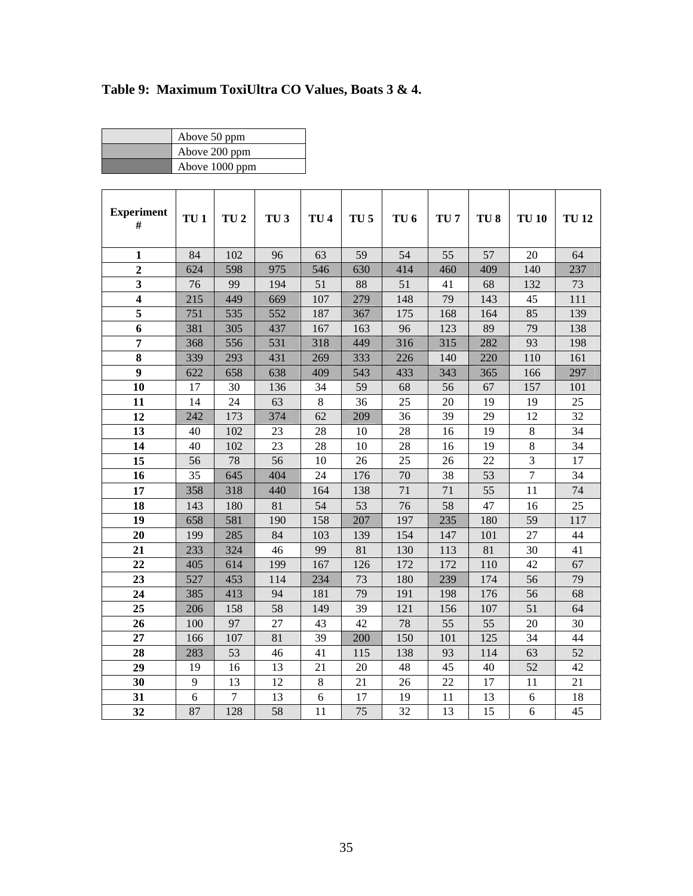**Table 9: Maximum ToxiUltra CO Values, Boats 3 & 4.**

| | |
|---|---|
| (light shading) | Above 50 ppm |
| (medium shading) | Above 200 ppm |
| (dark shading) | Above 1000 ppm |

| Experiment # | TU 1 | TU 2 | TU 3 | TU 4 | TU 5 | TU 6 | TU 7 | TU 8 | TU 10 | TU 12 |
|---|---|---|---|---|---|---|---|---|---|---|
| 1 | 84 | 102 | 96 | 63 | 59 | 54 | 55 | 57 | 20 | 64 |
| 2 | 624 | 598 | 975 | 546 | 630 | 414 | 460 | 409 | 140 | 237 |
| 3 | 76 | 99 | 194 | 51 | 88 | 51 | 41 | 68 | 132 | 73 |
| 4 | 215 | 449 | 669 | 107 | 279 | 148 | 79 | 143 | 45 | 111 |
| 5 | 751 | 535 | 552 | 187 | 367 | 175 | 168 | 164 | 85 | 139 |
| 6 | 381 | 305 | 437 | 167 | 163 | 96 | 123 | 89 | 79 | 138 |
| 7 | 368 | 556 | 531 | 318 | 449 | 316 | 315 | 282 | 93 | 198 |
| 8 | 339 | 293 | 431 | 269 | 333 | 226 | 140 | 220 | 110 | 161 |
| 9 | 622 | 658 | 638 | 409 | 543 | 433 | 343 | 365 | 166 | 297 |
| 10 | 17 | 30 | 136 | 34 | 59 | 68 | 56 | 67 | 157 | 101 |
| 11 | 14 | 24 | 63 | 8 | 36 | 25 | 20 | 19 | 19 | 25 |
| 12 | 242 | 173 | 374 | 62 | 209 | 36 | 39 | 29 | 12 | 32 |
| 13 | 40 | 102 | 23 | 28 | 10 | 28 | 16 | 19 | 8 | 34 |
| 14 | 40 | 102 | 23 | 28 | 10 | 28 | 16 | 19 | 8 | 34 |
| 15 | 56 | 78 | 56 | 10 | 26 | 25 | 26 | 22 | 3 | 17 |
| 16 | 35 | 645 | 404 | 24 | 176 | 70 | 38 | 53 | 7 | 34 |
| 17 | 358 | 318 | 440 | 164 | 138 | 71 | 71 | 55 | 11 | 74 |
| 18 | 143 | 180 | 81 | 54 | 53 | 76 | 58 | 47 | 16 | 25 |
| 19 | 658 | 581 | 190 | 158 | 207 | 197 | 235 | 180 | 59 | 117 |
| 20 | 199 | 285 | 84 | 103 | 139 | 154 | 147 | 101 | 27 | 44 |
| 21 | 233 | 324 | 46 | 99 | 81 | 130 | 113 | 81 | 30 | 41 |
| 22 | 405 | 614 | 199 | 167 | 126 | 172 | 172 | 110 | 42 | 67 |
| 23 | 527 | 453 | 114 | 234 | 73 | 180 | 239 | 174 | 56 | 79 |
| 24 | 385 | 413 | 94 | 181 | 79 | 191 | 198 | 176 | 56 | 68 |
| 25 | 206 | 158 | 58 | 149 | 39 | 121 | 156 | 107 | 51 | 64 |
| 26 | 100 | 97 | 27 | 43 | 42 | 78 | 55 | 55 | 20 | 30 |
| 27 | 166 | 107 | 81 | 39 | 200 | 150 | 101 | 125 | 34 | 44 |
| 28 | 283 | 53 | 46 | 41 | 115 | 138 | 93 | 114 | 63 | 52 |
| 29 | 19 | 16 | 13 | 21 | 20 | 48 | 45 | 40 | 52 | 42 |
| 30 | 9 | 13 | 12 | 8 | 21 | 26 | 22 | 17 | 11 | 21 |
| 31 | 6 | 7 | 13 | 6 | 17 | 19 | 11 | 13 | 6 | 18 |
| 32 | 87 | 128 | 58 | 11 | 75 | 32 | 13 | 15 | 6 | 45 |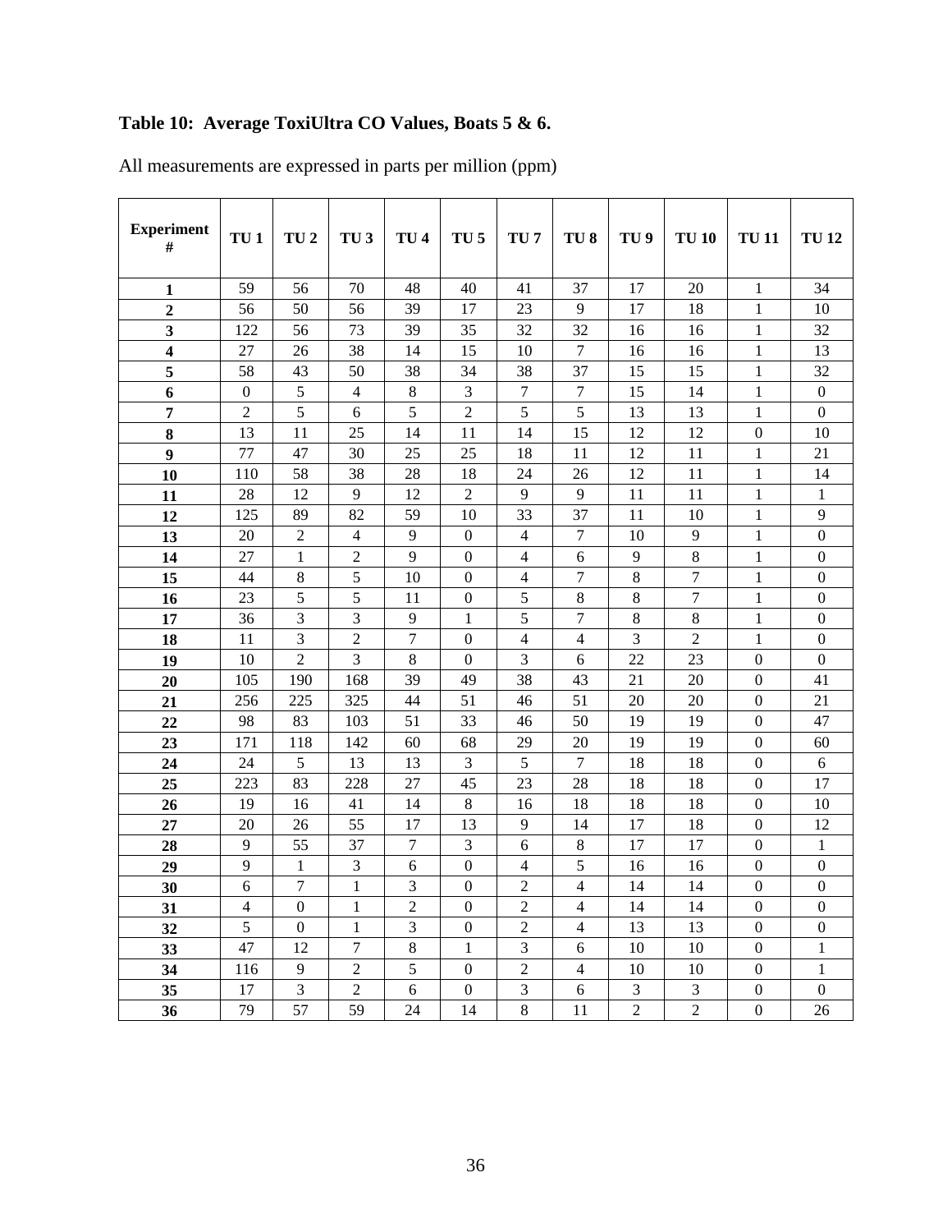**Table 10: Average ToxiUltra CO Values, Boats 5 & 6.**

All measurements are expressed in parts per million (ppm)

| Experiment # | TU 1 | TU 2 | TU 3 | TU 4 | TU 5 | TU 7 | TU 8 | TU 9 | TU 10 | TU 11 | TU 12 |
|---|---|---|---|---|---|---|---|---|---|---|---|
| **1** | 59 | 56 | 70 | 48 | 40 | 41 | 37 | 17 | 20 | 1 | 34 |
| **2** | 56 | 50 | 56 | 39 | 17 | 23 | 9 | 17 | 18 | 1 | 10 |
| **3** | 122 | 56 | 73 | 39 | 35 | 32 | 32 | 16 | 16 | 1 | 32 |
| **4** | 27 | 26 | 38 | 14 | 15 | 10 | 7 | 16 | 16 | 1 | 13 |
| **5** | 58 | 43 | 50 | 38 | 34 | 38 | 37 | 15 | 15 | 1 | 32 |
| **6** | 0 | 5 | 4 | 8 | 3 | 7 | 7 | 15 | 14 | 1 | 0 |
| **7** | 2 | 5 | 6 | 5 | 2 | 5 | 5 | 13 | 13 | 1 | 0 |
| **8** | 13 | 11 | 25 | 14 | 11 | 14 | 15 | 12 | 12 | 0 | 10 |
| **9** | 77 | 47 | 30 | 25 | 25 | 18 | 11 | 12 | 11 | 1 | 21 |
| **10** | 110 | 58 | 38 | 28 | 18 | 24 | 26 | 12 | 11 | 1 | 14 |
| **11** | 28 | 12 | 9 | 12 | 2 | 9 | 9 | 11 | 11 | 1 | 1 |
| **12** | 125 | 89 | 82 | 59 | 10 | 33 | 37 | 11 | 10 | 1 | 9 |
| **13** | 20 | 2 | 4 | 9 | 0 | 4 | 7 | 10 | 9 | 1 | 0 |
| **14** | 27 | 1 | 2 | 9 | 0 | 4 | 6 | 9 | 8 | 1 | 0 |
| **15** | 44 | 8 | 5 | 10 | 0 | 4 | 7 | 8 | 7 | 1 | 0 |
| **16** | 23 | 5 | 5 | 11 | 0 | 5 | 8 | 8 | 7 | 1 | 0 |
| **17** | 36 | 3 | 3 | 9 | 1 | 5 | 7 | 8 | 8 | 1 | 0 |
| **18** | 11 | 3 | 2 | 7 | 0 | 4 | 4 | 3 | 2 | 1 | 0 |
| **19** | 10 | 2 | 3 | 8 | 0 | 3 | 6 | 22 | 23 | 0 | 0 |
| **20** | 105 | 190 | 168 | 39 | 49 | 38 | 43 | 21 | 20 | 0 | 41 |
| **21** | 256 | 225 | 325 | 44 | 51 | 46 | 51 | 20 | 20 | 0 | 21 |
| **22** | 98 | 83 | 103 | 51 | 33 | 46 | 50 | 19 | 19 | 0 | 47 |
| **23** | 171 | 118 | 142 | 60 | 68 | 29 | 20 | 19 | 19 | 0 | 60 |
| **24** | 24 | 5 | 13 | 13 | 3 | 5 | 7 | 18 | 18 | 0 | 6 |
| **25** | 223 | 83 | 228 | 27 | 45 | 23 | 28 | 18 | 18 | 0 | 17 |
| **26** | 19 | 16 | 41 | 14 | 8 | 16 | 18 | 18 | 18 | 0 | 10 |
| **27** | 20 | 26 | 55 | 17 | 13 | 9 | 14 | 17 | 18 | 0 | 12 |
| **28** | 9 | 55 | 37 | 7 | 3 | 6 | 8 | 17 | 17 | 0 | 1 |
| **29** | 9 | 1 | 3 | 6 | 0 | 4 | 5 | 16 | 16 | 0 | 0 |
| **30** | 6 | 7 | 1 | 3 | 0 | 2 | 4 | 14 | 14 | 0 | 0 |
| **31** | 4 | 0 | 1 | 2 | 0 | 2 | 4 | 14 | 14 | 0 | 0 |
| **32** | 5 | 0 | 1 | 3 | 0 | 2 | 4 | 13 | 13 | 0 | 0 |
| **33** | 47 | 12 | 7 | 8 | 1 | 3 | 6 | 10 | 10 | 0 | 1 |
| **34** | 116 | 9 | 2 | 5 | 0 | 2 | 4 | 10 | 10 | 0 | 1 |
| **35** | 17 | 3 | 2 | 6 | 0 | 3 | 6 | 3 | 3 | 0 | 0 |
| **36** | 79 | 57 | 59 | 24 | 14 | 8 | 11 | 2 | 2 | 0 | 26 |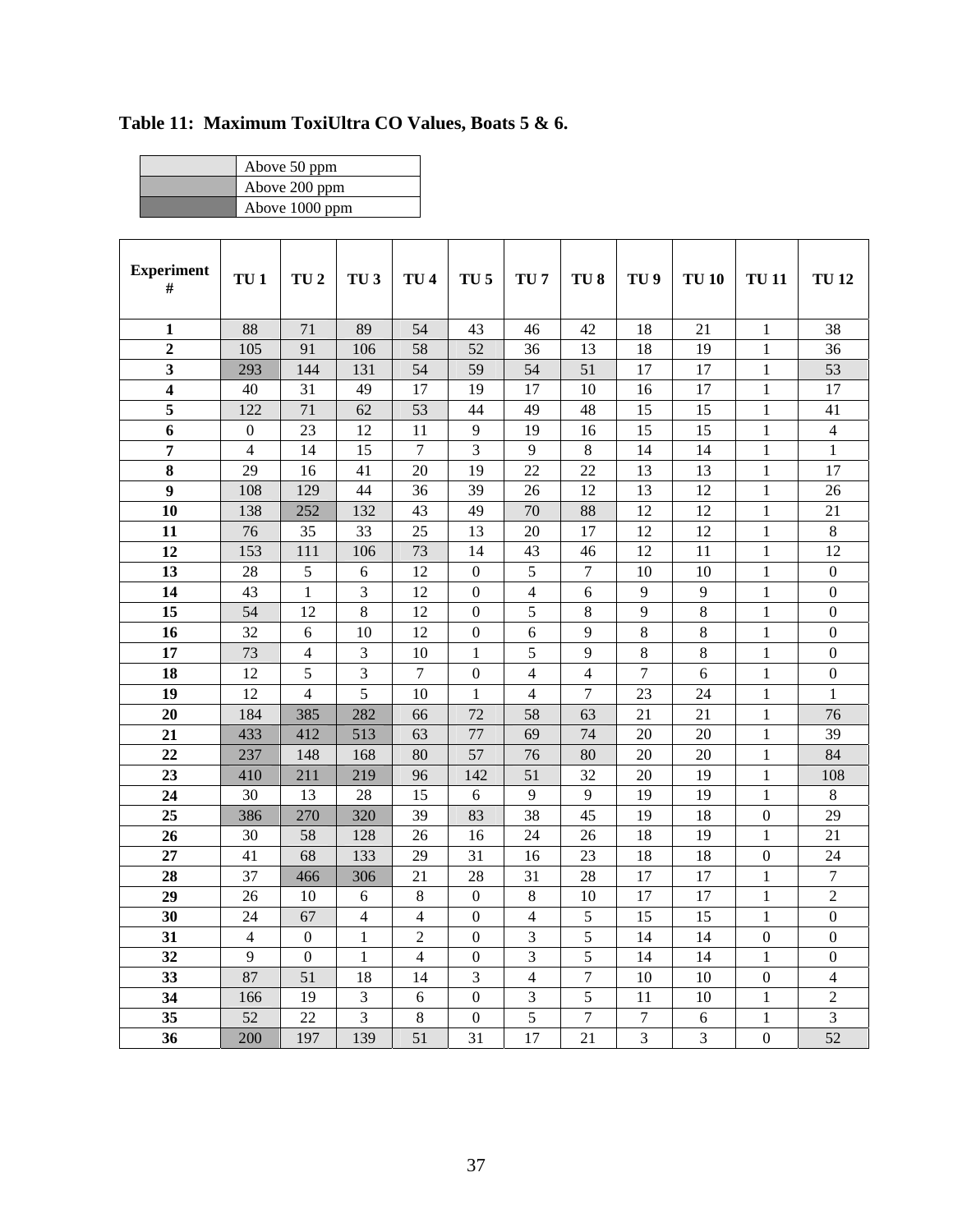**Table 11: Maximum ToxiUltra CO Values, Boats 5 & 6.**

| | |
|---|---|
| (light shading) | Above 50 ppm |
| (medium shading) | Above 200 ppm |
| (dark shading) | Above 1000 ppm |

| Experiment # | TU 1 | TU 2 | TU 3 | TU 4 | TU 5 | TU 7 | TU 8 | TU 9 | TU 10 | TU 11 | TU 12 |
|---|---|---|---|---|---|---|---|---|---|---|---|
| **1** | 88 | 71 | 89 | 54 | 43 | 46 | 42 | 18 | 21 | 1 | 38 |
| **2** | 105 | 91 | 106 | 58 | 52 | 36 | 13 | 18 | 19 | 1 | 36 |
| **3** | 293 | 144 | 131 | 54 | 59 | 54 | 51 | 17 | 17 | 1 | 53 |
| **4** | 40 | 31 | 49 | 17 | 19 | 17 | 10 | 16 | 17 | 1 | 17 |
| **5** | 122 | 71 | 62 | 53 | 44 | 49 | 48 | 15 | 15 | 1 | 41 |
| **6** | 0 | 23 | 12 | 11 | 9 | 19 | 16 | 15 | 15 | 1 | 4 |
| **7** | 4 | 14 | 15 | 7 | 3 | 9 | 8 | 14 | 14 | 1 | 1 |
| **8** | 29 | 16 | 41 | 20 | 19 | 22 | 22 | 13 | 13 | 1 | 17 |
| **9** | 108 | 129 | 44 | 36 | 39 | 26 | 12 | 13 | 12 | 1 | 26 |
| **10** | 138 | 252 | 132 | 43 | 49 | 70 | 88 | 12 | 12 | 1 | 21 |
| **11** | 76 | 35 | 33 | 25 | 13 | 20 | 17 | 12 | 12 | 1 | 8 |
| **12** | 153 | 111 | 106 | 73 | 14 | 43 | 46 | 12 | 11 | 1 | 12 |
| **13** | 28 | 5 | 6 | 12 | 0 | 5 | 7 | 10 | 10 | 1 | 0 |
| **14** | 43 | 1 | 3 | 12 | 0 | 4 | 6 | 9 | 9 | 1 | 0 |
| **15** | 54 | 12 | 8 | 12 | 0 | 5 | 8 | 9 | 8 | 1 | 0 |
| **16** | 32 | 6 | 10 | 12 | 0 | 6 | 9 | 8 | 8 | 1 | 0 |
| **17** | 73 | 4 | 3 | 10 | 1 | 5 | 9 | 8 | 8 | 1 | 0 |
| **18** | 12 | 5 | 3 | 7 | 0 | 4 | 4 | 7 | 6 | 1 | 0 |
| **19** | 12 | 4 | 5 | 10 | 1 | 4 | 7 | 23 | 24 | 1 | 1 |
| **20** | 184 | 385 | 282 | 66 | 72 | 58 | 63 | 21 | 21 | 1 | 76 |
| **21** | 433 | 412 | 513 | 63 | 77 | 69 | 74 | 20 | 20 | 1 | 39 |
| **22** | 237 | 148 | 168 | 80 | 57 | 76 | 80 | 20 | 20 | 1 | 84 |
| **23** | 410 | 211 | 219 | 96 | 142 | 51 | 32 | 20 | 19 | 1 | 108 |
| **24** | 30 | 13 | 28 | 15 | 6 | 9 | 9 | 19 | 19 | 1 | 8 |
| **25** | 386 | 270 | 320 | 39 | 83 | 38 | 45 | 19 | 18 | 0 | 29 |
| **26** | 30 | 58 | 128 | 26 | 16 | 24 | 26 | 18 | 19 | 1 | 21 |
| **27** | 41 | 68 | 133 | 29 | 31 | 16 | 23 | 18 | 18 | 0 | 24 |
| **28** | 37 | 466 | 306 | 21 | 28 | 31 | 28 | 17 | 17 | 1 | 7 |
| **29** | 26 | 10 | 6 | 8 | 0 | 8 | 10 | 17 | 17 | 1 | 2 |
| **30** | 24 | 67 | 4 | 4 | 0 | 4 | 5 | 15 | 15 | 1 | 0 |
| **31** | 4 | 0 | 1 | 2 | 0 | 3 | 5 | 14 | 14 | 0 | 0 |
| **32** | 9 | 0 | 1 | 4 | 0 | 3 | 5 | 14 | 14 | 1 | 0 |
| **33** | 87 | 51 | 18 | 14 | 3 | 4 | 7 | 10 | 10 | 0 | 4 |
| **34** | 166 | 19 | 3 | 6 | 0 | 3 | 5 | 11 | 10 | 1 | 2 |
| **35** | 52 | 22 | 3 | 8 | 0 | 5 | 7 | 7 | 6 | 1 | 3 |
| **36** | 200 | 197 | 139 | 51 | 31 | 17 | 21 | 3 | 3 | 0 | 52 |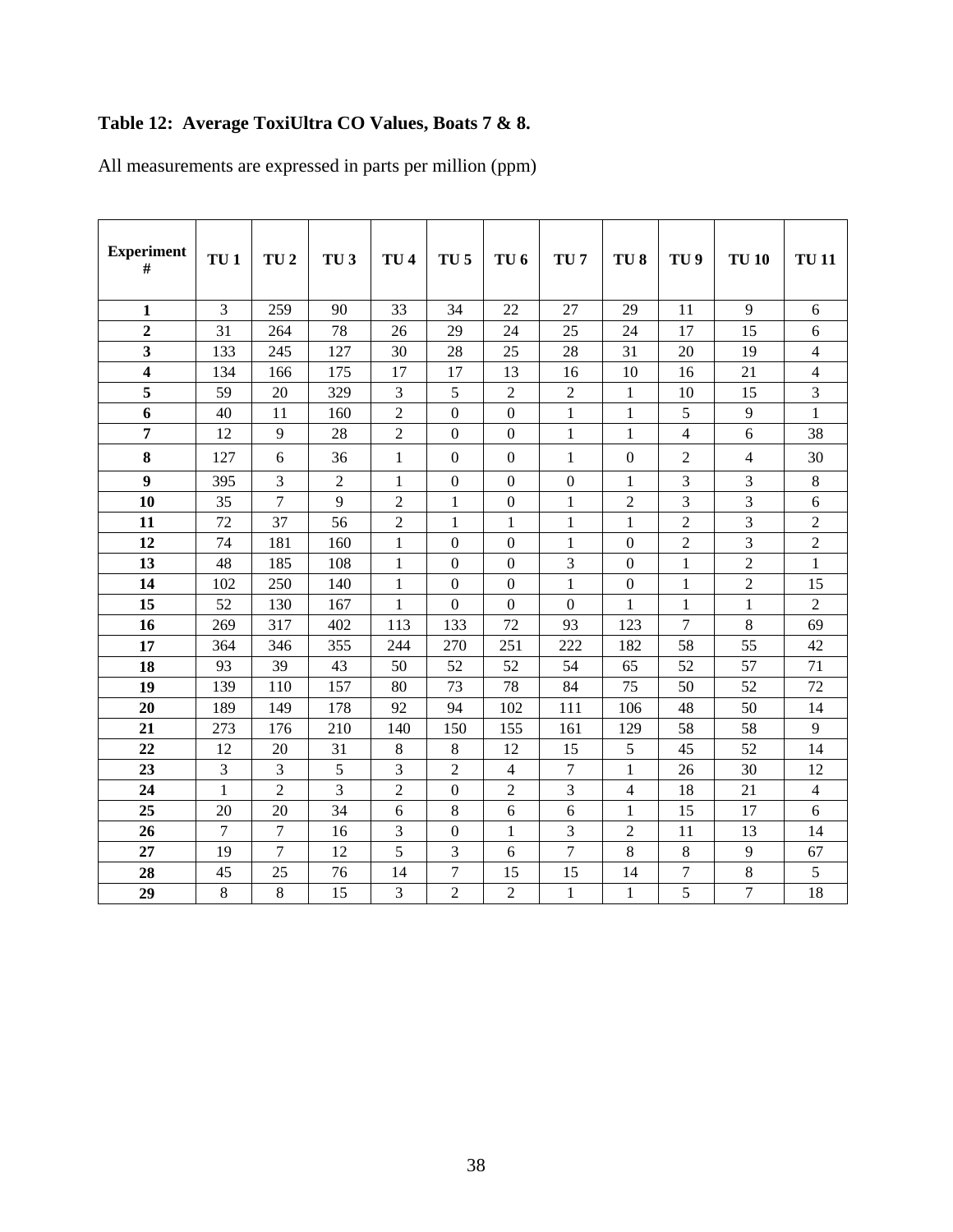**Table 12: Average ToxiUltra CO Values, Boats 7 & 8.**

All measurements are expressed in parts per million (ppm)

| Experiment # | TU 1 | TU 2 | TU 3 | TU 4 | TU 5 | TU 6 | TU 7 | TU 8 | TU 9 | TU 10 | TU 11 |
|---|---|---|---|---|---|---|---|---|---|---|---|
| **1** | 3 | 259 | 90 | 33 | 34 | 22 | 27 | 29 | 11 | 9 | 6 |
| **2** | 31 | 264 | 78 | 26 | 29 | 24 | 25 | 24 | 17 | 15 | 6 |
| **3** | 133 | 245 | 127 | 30 | 28 | 25 | 28 | 31 | 20 | 19 | 4 |
| **4** | 134 | 166 | 175 | 17 | 17 | 13 | 16 | 10 | 16 | 21 | 4 |
| **5** | 59 | 20 | 329 | 3 | 5 | 2 | 2 | 1 | 10 | 15 | 3 |
| **6** | 40 | 11 | 160 | 2 | 0 | 0 | 1 | 1 | 5 | 9 | 1 |
| **7** | 12 | 9 | 28 | 2 | 0 | 0 | 1 | 1 | 4 | 6 | 38 |
| **8** | 127 | 6 | 36 | 1 | 0 | 0 | 1 | 0 | 2 | 4 | 30 |
| **9** | 395 | 3 | 2 | 1 | 0 | 0 | 0 | 1 | 3 | 3 | 8 |
| **10** | 35 | 7 | 9 | 2 | 1 | 0 | 1 | 2 | 3 | 3 | 6 |
| **11** | 72 | 37 | 56 | 2 | 1 | 1 | 1 | 1 | 2 | 3 | 2 |
| **12** | 74 | 181 | 160 | 1 | 0 | 0 | 1 | 0 | 2 | 3 | 2 |
| **13** | 48 | 185 | 108 | 1 | 0 | 0 | 3 | 0 | 1 | 2 | 1 |
| **14** | 102 | 250 | 140 | 1 | 0 | 0 | 1 | 0 | 1 | 2 | 15 |
| **15** | 52 | 130 | 167 | 1 | 0 | 0 | 0 | 1 | 1 | 1 | 2 |
| **16** | 269 | 317 | 402 | 113 | 133 | 72 | 93 | 123 | 7 | 8 | 69 |
| **17** | 364 | 346 | 355 | 244 | 270 | 251 | 222 | 182 | 58 | 55 | 42 |
| **18** | 93 | 39 | 43 | 50 | 52 | 52 | 54 | 65 | 52 | 57 | 71 |
| **19** | 139 | 110 | 157 | 80 | 73 | 78 | 84 | 75 | 50 | 52 | 72 |
| **20** | 189 | 149 | 178 | 92 | 94 | 102 | 111 | 106 | 48 | 50 | 14 |
| **21** | 273 | 176 | 210 | 140 | 150 | 155 | 161 | 129 | 58 | 58 | 9 |
| **22** | 12 | 20 | 31 | 8 | 8 | 12 | 15 | 5 | 45 | 52 | 14 |
| **23** | 3 | 3 | 5 | 3 | 2 | 4 | 7 | 1 | 26 | 30 | 12 |
| **24** | 1 | 2 | 3 | 2 | 0 | 2 | 3 | 4 | 18 | 21 | 4 |
| **25** | 20 | 20 | 34 | 6 | 8 | 6 | 6 | 1 | 15 | 17 | 6 |
| **26** | 7 | 7 | 16 | 3 | 0 | 1 | 3 | 2 | 11 | 13 | 14 |
| **27** | 19 | 7 | 12 | 5 | 3 | 6 | 7 | 8 | 8 | 9 | 67 |
| **28** | 45 | 25 | 76 | 14 | 7 | 15 | 15 | 14 | 7 | 8 | 5 |
| **29** | 8 | 8 | 15 | 3 | 2 | 2 | 1 | 1 | 5 | 7 | 18 |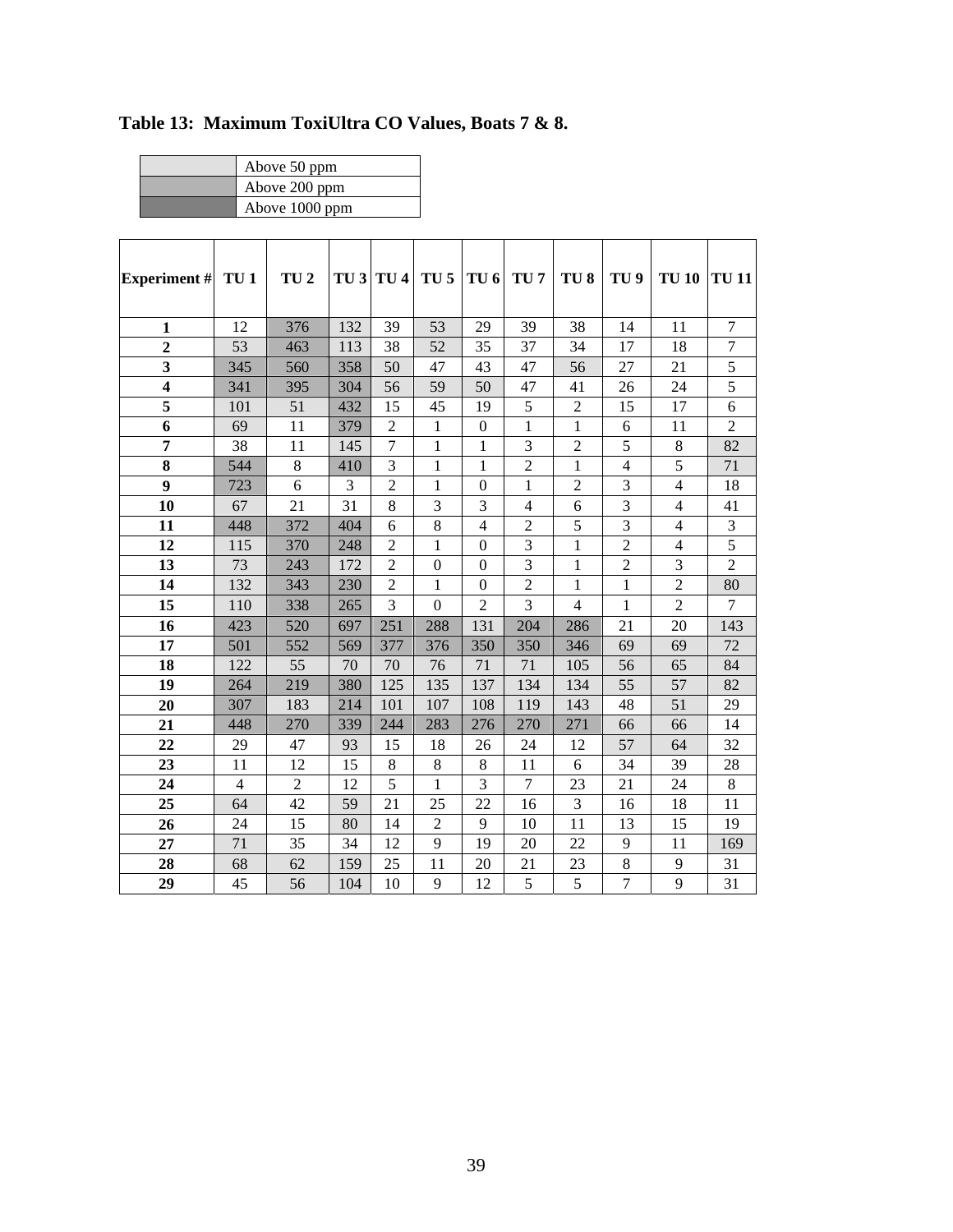**Table 13: Maximum ToxiUltra CO Values, Boats 7 & 8.**

| | |
|---|---|
| | Above 50 ppm |
| | Above 200 ppm |
| | Above 1000 ppm |

| Experiment # | TU 1 | TU 2 | TU 3 | TU 4 | TU 5 | TU 6 | TU 7 | TU 8 | TU 9 | TU 10 | TU 11 |
|---|---|---|---|---|---|---|---|---|---|---|---|
| **1** | 12 | 376 | 132 | 39 | 53 | 29 | 39 | 38 | 14 | 11 | 7 |
| **2** | 53 | 463 | 113 | 38 | 52 | 35 | 37 | 34 | 17 | 18 | 7 |
| **3** | 345 | 560 | 358 | 50 | 47 | 43 | 47 | 56 | 27 | 21 | 5 |
| **4** | 341 | 395 | 304 | 56 | 59 | 50 | 47 | 41 | 26 | 24 | 5 |
| **5** | 101 | 51 | 432 | 15 | 45 | 19 | 5 | 2 | 15 | 17 | 6 |
| **6** | 69 | 11 | 379 | 2 | 1 | 0 | 1 | 1 | 6 | 11 | 2 |
| **7** | 38 | 11 | 145 | 7 | 1 | 1 | 3 | 2 | 5 | 8 | 82 |
| **8** | 544 | 8 | 410 | 3 | 1 | 1 | 2 | 1 | 4 | 5 | 71 |
| **9** | 723 | 6 | 3 | 2 | 1 | 0 | 1 | 2 | 3 | 4 | 18 |
| **10** | 67 | 21 | 31 | 8 | 3 | 3 | 4 | 6 | 3 | 4 | 41 |
| **11** | 448 | 372 | 404 | 6 | 8 | 4 | 2 | 5 | 3 | 4 | 3 |
| **12** | 115 | 370 | 248 | 2 | 1 | 0 | 3 | 1 | 2 | 4 | 5 |
| **13** | 73 | 243 | 172 | 2 | 0 | 0 | 3 | 1 | 2 | 3 | 2 |
| **14** | 132 | 343 | 230 | 2 | 1 | 0 | 2 | 1 | 1 | 2 | 80 |
| **15** | 110 | 338 | 265 | 3 | 0 | 2 | 3 | 4 | 1 | 2 | 7 |
| **16** | 423 | 520 | 697 | 251 | 288 | 131 | 204 | 286 | 21 | 20 | 143 |
| **17** | 501 | 552 | 569 | 377 | 376 | 350 | 350 | 346 | 69 | 69 | 72 |
| **18** | 122 | 55 | 70 | 70 | 76 | 71 | 71 | 105 | 56 | 65 | 84 |
| **19** | 264 | 219 | 380 | 125 | 135 | 137 | 134 | 134 | 55 | 57 | 82 |
| **20** | 307 | 183 | 214 | 101 | 107 | 108 | 119 | 143 | 48 | 51 | 29 |
| **21** | 448 | 270 | 339 | 244 | 283 | 276 | 270 | 271 | 66 | 66 | 14 |
| **22** | 29 | 47 | 93 | 15 | 18 | 26 | 24 | 12 | 57 | 64 | 32 |
| **23** | 11 | 12 | 15 | 8 | 8 | 8 | 11 | 6 | 34 | 39 | 28 |
| **24** | 4 | 2 | 12 | 5 | 1 | 3 | 7 | 23 | 21 | 24 | 8 |
| **25** | 64 | 42 | 59 | 21 | 25 | 22 | 16 | 3 | 16 | 18 | 11 |
| **26** | 24 | 15 | 80 | 14 | 2 | 9 | 10 | 11 | 13 | 15 | 19 |
| **27** | 71 | 35 | 34 | 12 | 9 | 19 | 20 | 22 | 9 | 11 | 169 |
| **28** | 68 | 62 | 159 | 25 | 11 | 20 | 21 | 23 | 8 | 9 | 31 |
| **29** | 45 | 56 | 104 | 10 | 9 | 12 | 5 | 5 | 7 | 9 | 31 |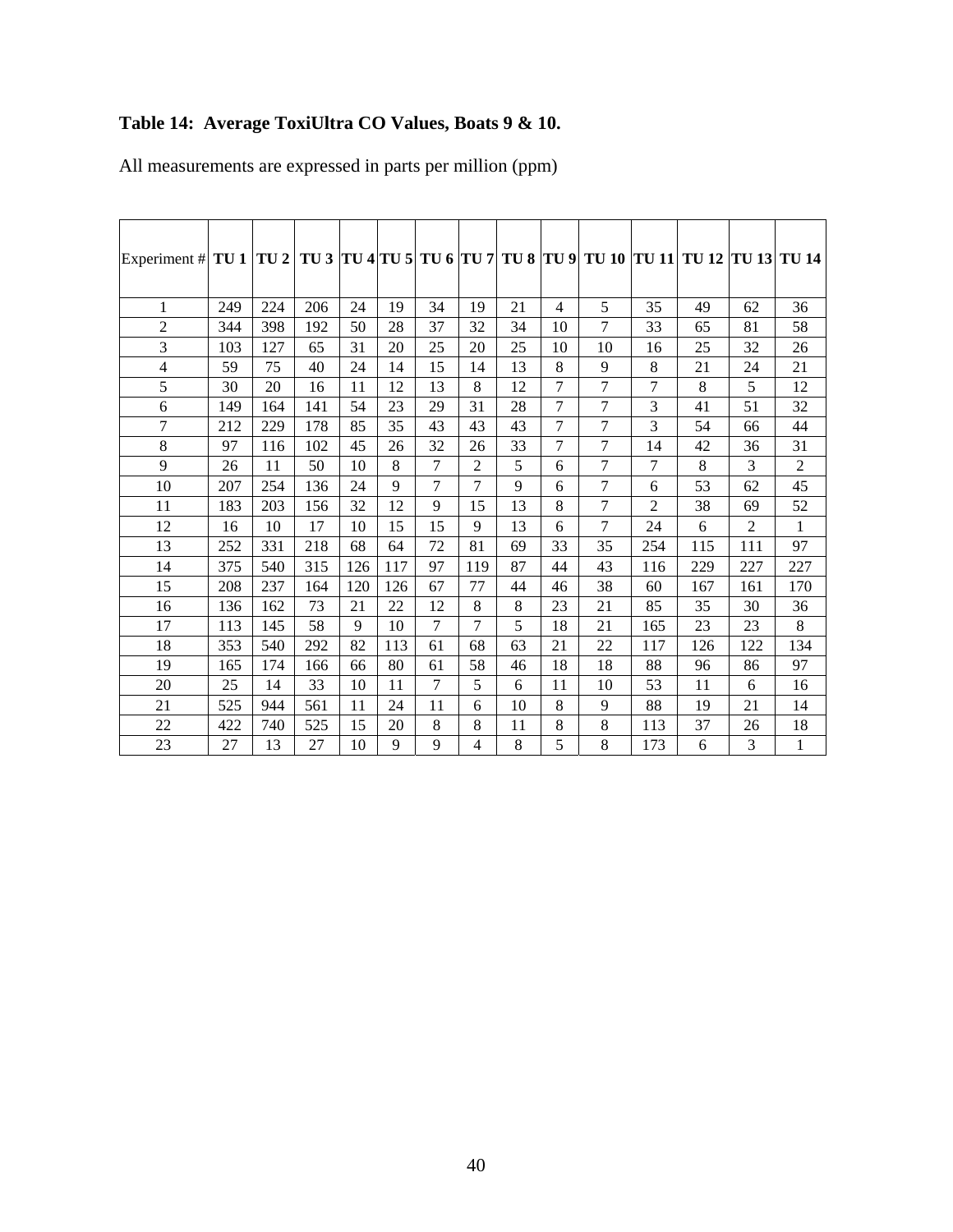**Table 14: Average ToxiUltra CO Values, Boats 9 & 10.**

All measurements are expressed in parts per million (ppm)

| Experiment # | TU 1 | TU 2 | TU 3 | TU 4 | TU 5 | TU 6 | TU 7 | TU 8 | TU 9 | TU 10 | TU 11 | TU 12 | TU 13 | TU 14 |
|---|---|---|---|---|---|---|---|---|---|---|---|---|---|---|
| 1 | 249 | 224 | 206 | 24 | 19 | 34 | 19 | 21 | 4 | 5 | 35 | 49 | 62 | 36 |
| 2 | 344 | 398 | 192 | 50 | 28 | 37 | 32 | 34 | 10 | 7 | 33 | 65 | 81 | 58 |
| 3 | 103 | 127 | 65 | 31 | 20 | 25 | 20 | 25 | 10 | 10 | 16 | 25 | 32 | 26 |
| 4 | 59 | 75 | 40 | 24 | 14 | 15 | 14 | 13 | 8 | 9 | 8 | 21 | 24 | 21 |
| 5 | 30 | 20 | 16 | 11 | 12 | 13 | 8 | 12 | 7 | 7 | 7 | 8 | 5 | 12 |
| 6 | 149 | 164 | 141 | 54 | 23 | 29 | 31 | 28 | 7 | 7 | 3 | 41 | 51 | 32 |
| 7 | 212 | 229 | 178 | 85 | 35 | 43 | 43 | 43 | 7 | 7 | 3 | 54 | 66 | 44 |
| 8 | 97 | 116 | 102 | 45 | 26 | 32 | 26 | 33 | 7 | 7 | 14 | 42 | 36 | 31 |
| 9 | 26 | 11 | 50 | 10 | 8 | 7 | 2 | 5 | 6 | 7 | 7 | 8 | 3 | 2 |
| 10 | 207 | 254 | 136 | 24 | 9 | 7 | 7 | 9 | 6 | 7 | 6 | 53 | 62 | 45 |
| 11 | 183 | 203 | 156 | 32 | 12 | 9 | 15 | 13 | 8 | 7 | 2 | 38 | 69 | 52 |
| 12 | 16 | 10 | 17 | 10 | 15 | 15 | 9 | 13 | 6 | 7 | 24 | 6 | 2 | 1 |
| 13 | 252 | 331 | 218 | 68 | 64 | 72 | 81 | 69 | 33 | 35 | 254 | 115 | 111 | 97 |
| 14 | 375 | 540 | 315 | 126 | 117 | 97 | 119 | 87 | 44 | 43 | 116 | 229 | 227 | 227 |
| 15 | 208 | 237 | 164 | 120 | 126 | 67 | 77 | 44 | 46 | 38 | 60 | 167 | 161 | 170 |
| 16 | 136 | 162 | 73 | 21 | 22 | 12 | 8 | 8 | 23 | 21 | 85 | 35 | 30 | 36 |
| 17 | 113 | 145 | 58 | 9 | 10 | 7 | 7 | 5 | 18 | 21 | 165 | 23 | 23 | 8 |
| 18 | 353 | 540 | 292 | 82 | 113 | 61 | 68 | 63 | 21 | 22 | 117 | 126 | 122 | 134 |
| 19 | 165 | 174 | 166 | 66 | 80 | 61 | 58 | 46 | 18 | 18 | 88 | 96 | 86 | 97 |
| 20 | 25 | 14 | 33 | 10 | 11 | 7 | 5 | 6 | 11 | 10 | 53 | 11 | 6 | 16 |
| 21 | 525 | 944 | 561 | 11 | 24 | 11 | 6 | 10 | 8 | 9 | 88 | 19 | 21 | 14 |
| 22 | 422 | 740 | 525 | 15 | 20 | 8 | 8 | 11 | 8 | 8 | 113 | 37 | 26 | 18 |
| 23 | 27 | 13 | 27 | 10 | 9 | 9 | 4 | 8 | 5 | 8 | 173 | 6 | 3 | 1 |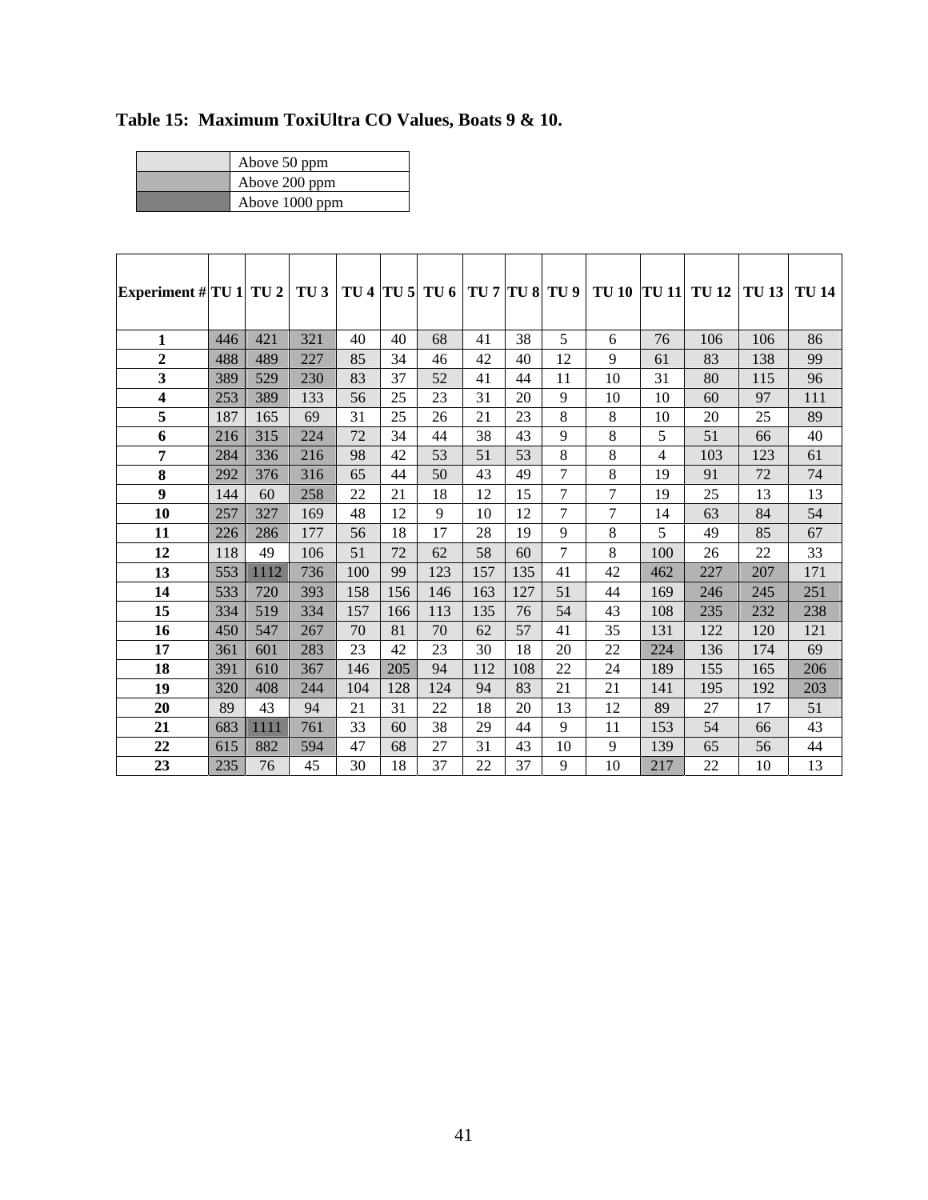**Table 15: Maximum ToxiUltra CO Values, Boats 9 & 10.**

| | |
|---|---|
| | Above 50 ppm |
| | Above 200 ppm |
| | Above 1000 ppm |

| Experiment # | TU 1 | TU 2 | TU 3 | TU 4 | TU 5 | TU 6 | TU 7 | TU 8 | TU 9 | TU 10 | TU 11 | TU 12 | TU 13 | TU 14 |
|---|---|---|---|---|---|---|---|---|---|---|---|---|---|---|
| **1** | 446 | 421 | 321 | 40 | 40 | 68 | 41 | 38 | 5 | 6 | 76 | 106 | 106 | 86 |
| **2** | 488 | 489 | 227 | 85 | 34 | 46 | 42 | 40 | 12 | 9 | 61 | 83 | 138 | 99 |
| **3** | 389 | 529 | 230 | 83 | 37 | 52 | 41 | 44 | 11 | 10 | 31 | 80 | 115 | 96 |
| **4** | 253 | 389 | 133 | 56 | 25 | 23 | 31 | 20 | 9 | 10 | 10 | 60 | 97 | 111 |
| **5** | 187 | 165 | 69 | 31 | 25 | 26 | 21 | 23 | 8 | 8 | 10 | 20 | 25 | 89 |
| **6** | 216 | 315 | 224 | 72 | 34 | 44 | 38 | 43 | 9 | 8 | 5 | 51 | 66 | 40 |
| **7** | 284 | 336 | 216 | 98 | 42 | 53 | 51 | 53 | 8 | 8 | 4 | 103 | 123 | 61 |
| **8** | 292 | 376 | 316 | 65 | 44 | 50 | 43 | 49 | 7 | 8 | 19 | 91 | 72 | 74 |
| **9** | 144 | 60 | 258 | 22 | 21 | 18 | 12 | 15 | 7 | 7 | 19 | 25 | 13 | 13 |
| **10** | 257 | 327 | 169 | 48 | 12 | 9 | 10 | 12 | 7 | 7 | 14 | 63 | 84 | 54 |
| **11** | 226 | 286 | 177 | 56 | 18 | 17 | 28 | 19 | 9 | 8 | 5 | 49 | 85 | 67 |
| **12** | 118 | 49 | 106 | 51 | 72 | 62 | 58 | 60 | 7 | 8 | 100 | 26 | 22 | 33 |
| **13** | 553 | 1112 | 736 | 100 | 99 | 123 | 157 | 135 | 41 | 42 | 462 | 227 | 207 | 171 |
| **14** | 533 | 720 | 393 | 158 | 156 | 146 | 163 | 127 | 51 | 44 | 169 | 246 | 245 | 251 |
| **15** | 334 | 519 | 334 | 157 | 166 | 113 | 135 | 76 | 54 | 43 | 108 | 235 | 232 | 238 |
| **16** | 450 | 547 | 267 | 70 | 81 | 70 | 62 | 57 | 41 | 35 | 131 | 122 | 120 | 121 |
| **17** | 361 | 601 | 283 | 23 | 42 | 23 | 30 | 18 | 20 | 22 | 224 | 136 | 174 | 69 |
| **18** | 391 | 610 | 367 | 146 | 205 | 94 | 112 | 108 | 22 | 24 | 189 | 155 | 165 | 206 |
| **19** | 320 | 408 | 244 | 104 | 128 | 124 | 94 | 83 | 21 | 21 | 141 | 195 | 192 | 203 |
| **20** | 89 | 43 | 94 | 21 | 31 | 22 | 18 | 20 | 13 | 12 | 89 | 27 | 17 | 51 |
| **21** | 683 | 1111 | 761 | 33 | 60 | 38 | 29 | 44 | 9 | 11 | 153 | 54 | 66 | 43 |
| **22** | 615 | 882 | 594 | 47 | 68 | 27 | 31 | 43 | 10 | 9 | 139 | 65 | 56 | 44 |
| **23** | 235 | 76 | 45 | 30 | 18 | 37 | 22 | 37 | 9 | 10 | 217 | 22 | 10 | 13 |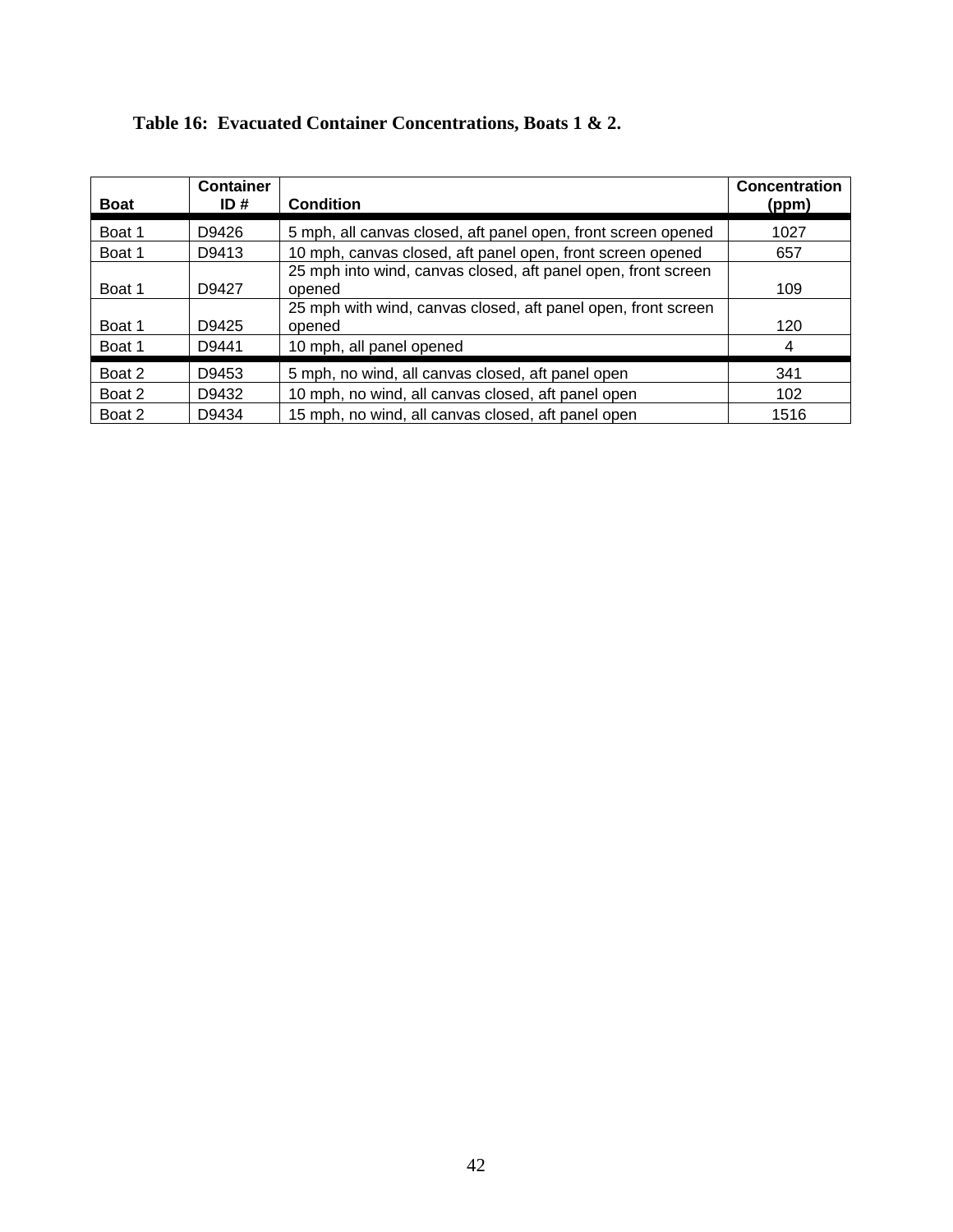**Table 16: Evacuated Container Concentrations, Boats 1 & 2.**

| Boat | Container ID # | Condition | Concentration (ppm) |
|---|---|---|---|
| Boat 1 | D9426 | 5 mph, all canvas closed, aft panel open, front screen opened | 1027 |
| Boat 1 | D9413 | 10 mph, canvas closed, aft panel open, front screen opened | 657 |
| Boat 1 | D9427 | 25 mph into wind, canvas closed, aft panel open, front screen opened | 109 |
| Boat 1 | D9425 | 25 mph with wind, canvas closed, aft panel open, front screen opened | 120 |
| Boat 1 | D9441 | 10 mph, all panel opened | 4 |
| Boat 2 | D9453 | 5 mph, no wind, all canvas closed, aft panel open | 341 |
| Boat 2 | D9432 | 10 mph, no wind, all canvas closed, aft panel open | 102 |
| Boat 2 | D9434 | 15 mph, no wind, all canvas closed, aft panel open | 1516 |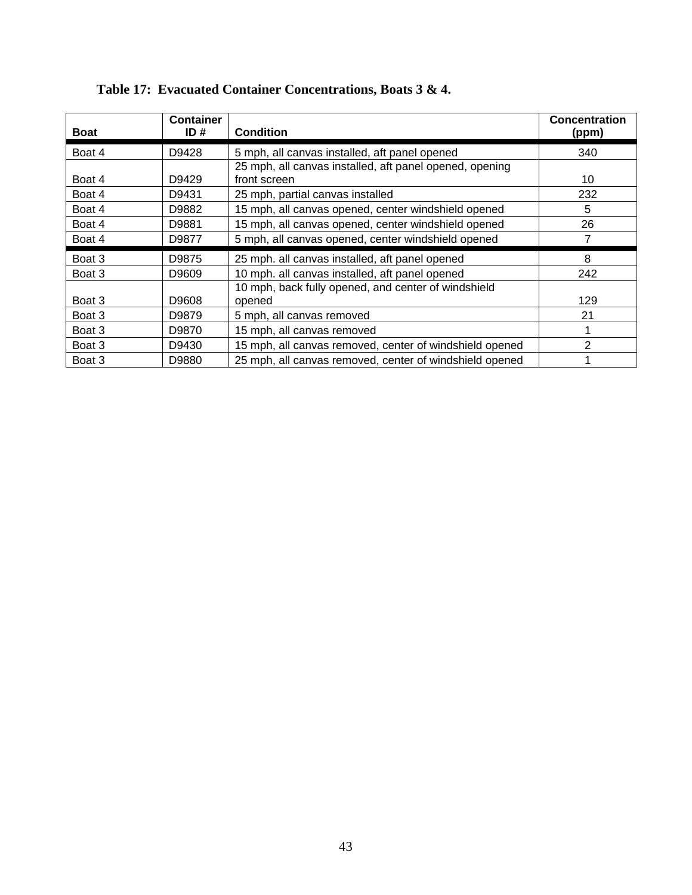**Table 17: Evacuated Container Concentrations, Boats 3 & 4.**

| Boat | Container ID # | Condition | Concentration (ppm) |
|---|---|---|---|
| Boat 4 | D9428 | 5 mph, all canvas installed, aft panel opened | 340 |
| Boat 4 | D9429 | 25 mph, all canvas installed, aft panel opened, opening front screen | 10 |
| Boat 4 | D9431 | 25 mph, partial canvas installed | 232 |
| Boat 4 | D9882 | 15 mph, all canvas opened, center windshield opened | 5 |
| Boat 4 | D9881 | 15 mph, all canvas opened, center windshield opened | 26 |
| Boat 4 | D9877 | 5 mph, all canvas opened, center windshield opened | 7 |
| Boat 3 | D9875 | 25 mph. all canvas installed, aft panel opened | 8 |
| Boat 3 | D9609 | 10 mph. all canvas installed, aft panel opened | 242 |
| Boat 3 | D9608 | 10 mph, back fully opened, and center of windshield opened | 129 |
| Boat 3 | D9879 | 5 mph, all canvas removed | 21 |
| Boat 3 | D9870 | 15 mph, all canvas removed | 1 |
| Boat 3 | D9430 | 15 mph, all canvas removed, center of windshield opened | 2 |
| Boat 3 | D9880 | 25 mph, all canvas removed, center of windshield opened | 1 |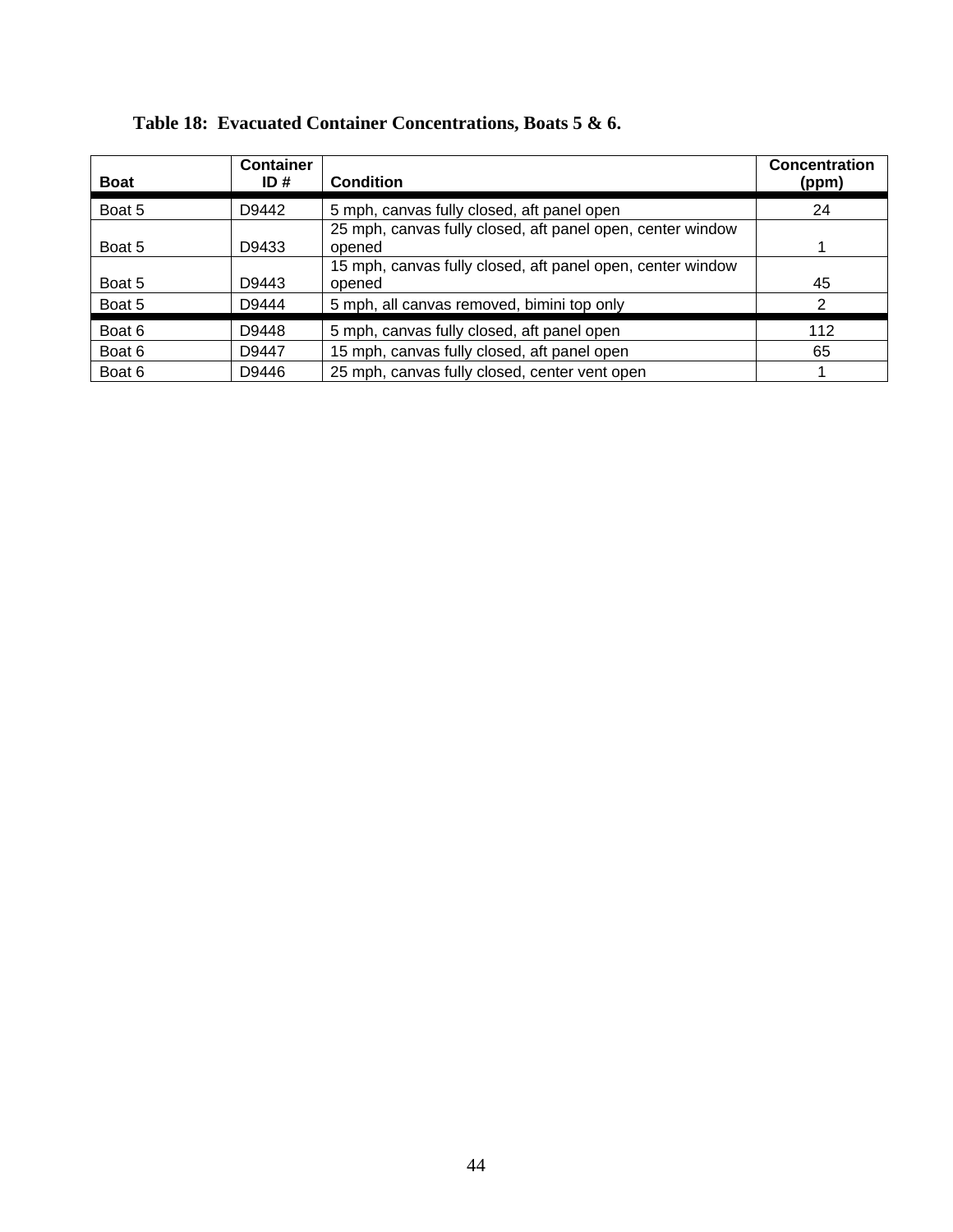**Table 18: Evacuated Container Concentrations, Boats 5 & 6.**

| Boat | Container ID # | Condition | Concentration (ppm) |
|---|---|---|---|
| Boat 5 | D9442 | 5 mph, canvas fully closed, aft panel open | 24 |
| Boat 5 | D9433 | 25 mph, canvas fully closed, aft panel open, center window opened | 1 |
| Boat 5 | D9443 | 15 mph, canvas fully closed, aft panel open, center window opened | 45 |
| Boat 5 | D9444 | 5 mph, all canvas removed, bimini top only | 2 |
| Boat 6 | D9448 | 5 mph, canvas fully closed, aft panel open | 112 |
| Boat 6 | D9447 | 15 mph, canvas fully closed, aft panel open | 65 |
| Boat 6 | D9446 | 25 mph, canvas fully closed, center vent open | 1 |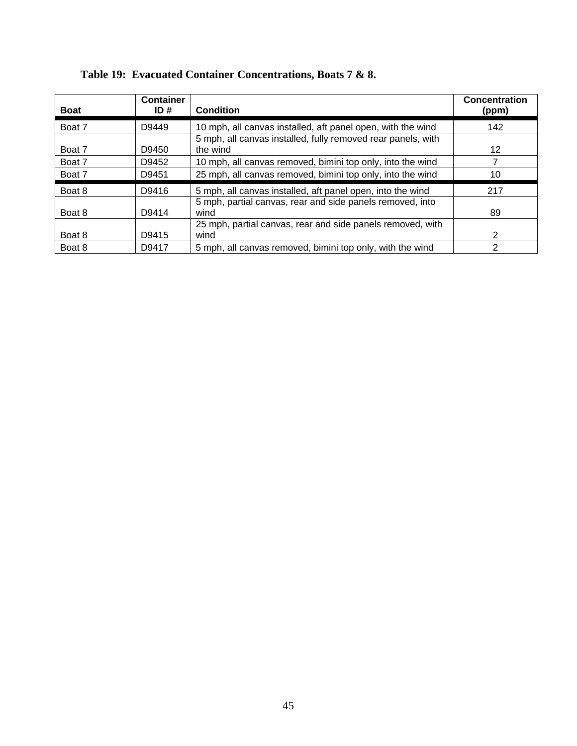**Table 19: Evacuated Container Concentrations, Boats 7 & 8.**

| Boat | Container ID # | Condition | Concentration (ppm) |
|---|---|---|---|
| Boat 7 | D9449 | 10 mph, all canvas installed, aft panel open, with the wind | 142 |
| Boat 7 | D9450 | 5 mph, all canvas installed, fully removed rear panels, with the wind | 12 |
| Boat 7 | D9452 | 10 mph, all canvas removed, bimini top only, into the wind | 7 |
| Boat 7 | D9451 | 25 mph, all canvas removed, bimini top only, into the wind | 10 |
| Boat 8 | D9416 | 5 mph, all canvas installed, aft panel open, into the wind | 217 |
| Boat 8 | D9414 | 5 mph, partial canvas, rear and side panels removed, into wind | 89 |
| Boat 8 | D9415 | 25 mph, partial canvas, rear and side panels removed, with wind | 2 |
| Boat 8 | D9417 | 5 mph, all canvas removed, bimini top only, with the wind | 2 |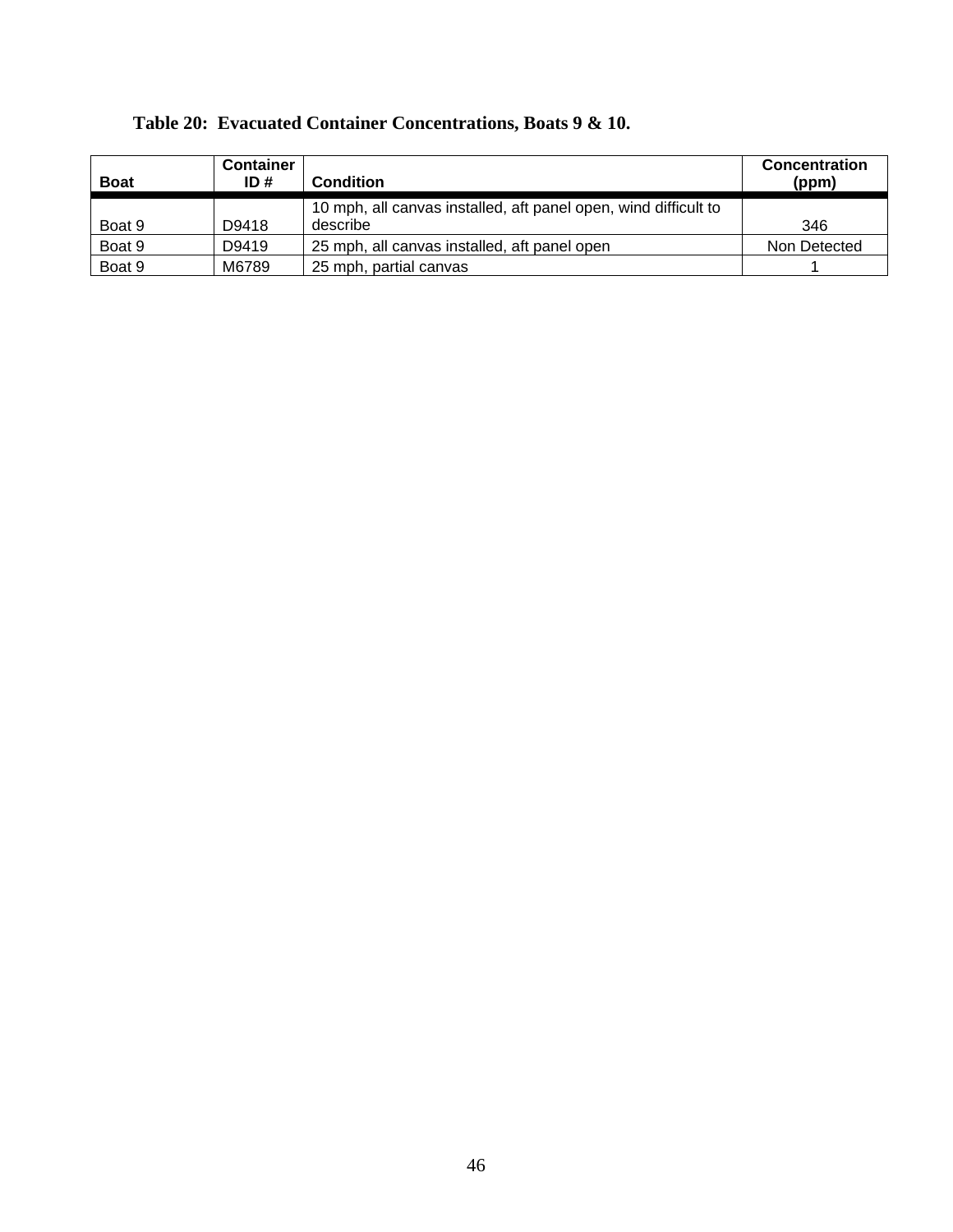**Table 20: Evacuated Container Concentrations, Boats 9 & 10.**

| Boat | Container ID # | Condition | Concentration (ppm) |
|---|---|---|---|
| Boat 9 | D9418 | 10 mph, all canvas installed, aft panel open, wind difficult to describe | 346 |
| Boat 9 | D9419 | 25 mph, all canvas installed, aft panel open | Non Detected |
| Boat 9 | M6789 | 25 mph, partial canvas | 1 |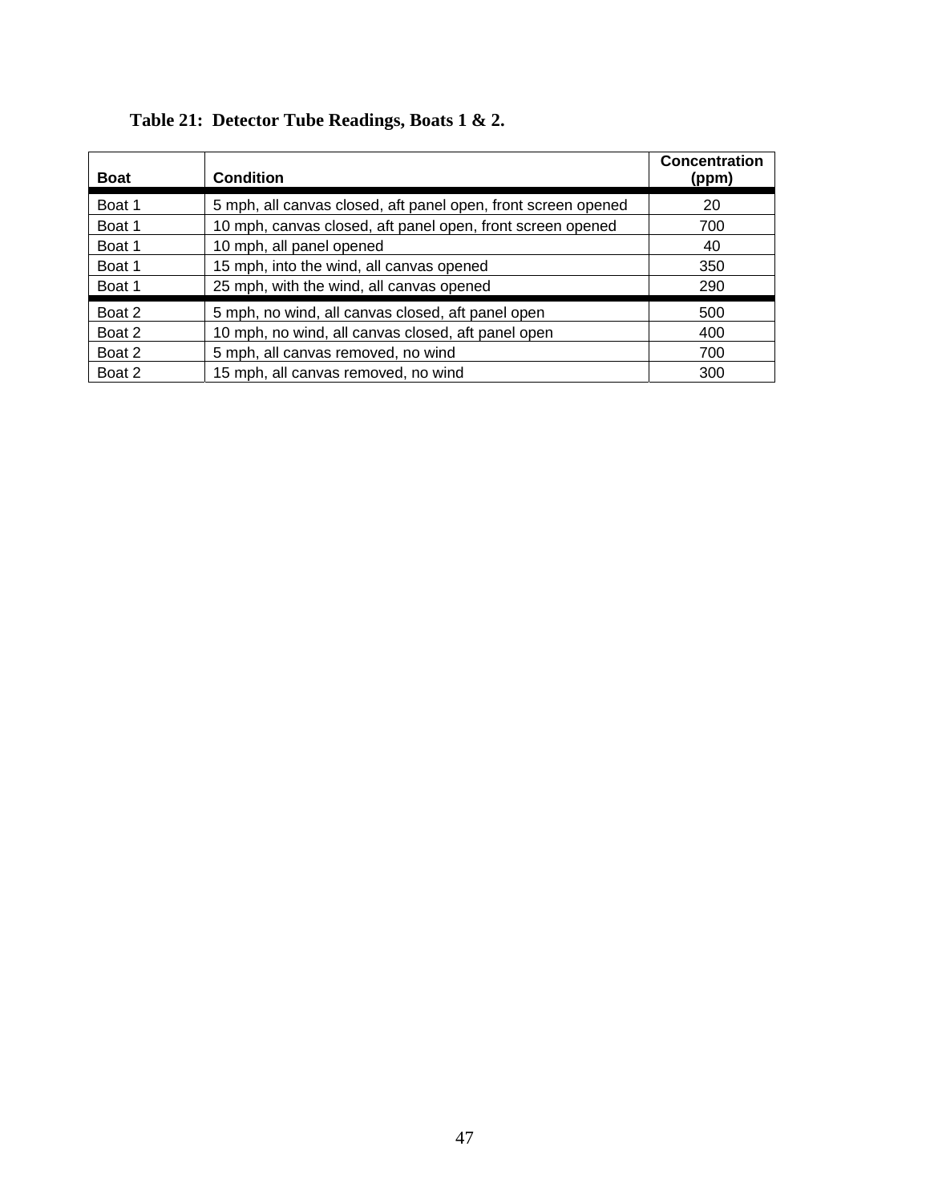**Table 21: Detector Tube Readings, Boats 1 & 2.**

| Boat | Condition | Concentration (ppm) |
|---|---|---|
| Boat 1 | 5 mph, all canvas closed, aft panel open, front screen opened | 20 |
| Boat 1 | 10 mph, canvas closed, aft panel open, front screen opened | 700 |
| Boat 1 | 10 mph, all panel opened | 40 |
| Boat 1 | 15 mph, into the wind, all canvas opened | 350 |
| Boat 1 | 25 mph, with the wind, all canvas opened | 290 |
| Boat 2 | 5 mph, no wind, all canvas closed, aft panel open | 500 |
| Boat 2 | 10 mph, no wind, all canvas closed, aft panel open | 400 |
| Boat 2 | 5 mph, all canvas removed, no wind | 700 |
| Boat 2 | 15 mph, all canvas removed, no wind | 300 |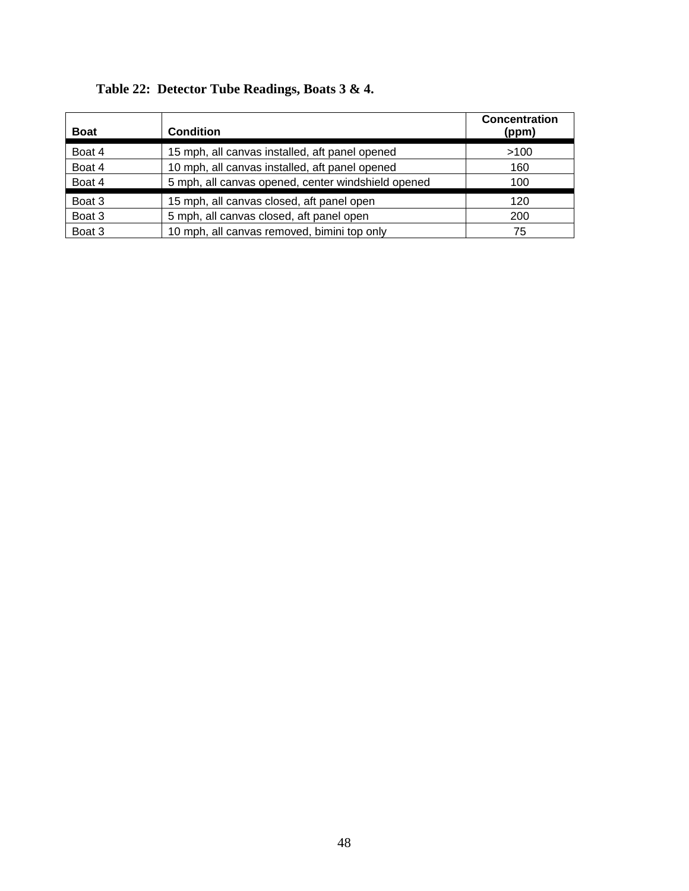**Table 22: Detector Tube Readings, Boats 3 & 4.**

| Boat | Condition | Concentration (ppm) |
| --- | --- | --- |
| Boat 4 | 15 mph, all canvas installed, aft panel opened | >100 |
| Boat 4 | 10 mph, all canvas installed, aft panel opened | 160 |
| Boat 4 | 5 mph, all canvas opened, center windshield opened | 100 |
| Boat 3 | 15 mph, all canvas closed, aft panel open | 120 |
| Boat 3 | 5 mph, all canvas closed, aft panel open | 200 |
| Boat 3 | 10 mph, all canvas removed, bimini top only | 75 |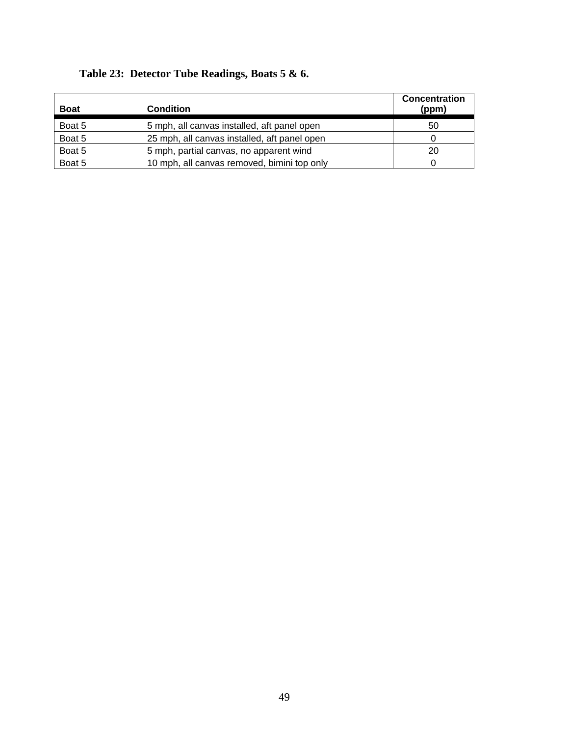**Table 23: Detector Tube Readings, Boats 5 & 6.**

| Boat | Condition | Concentration (ppm) |
|---|---|---|
| Boat 5 | 5 mph, all canvas installed, aft panel open | 50 |
| Boat 5 | 25 mph, all canvas installed, aft panel open | 0 |
| Boat 5 | 5 mph, partial canvas, no apparent wind | 20 |
| Boat 5 | 10 mph, all canvas removed, bimini top only | 0 |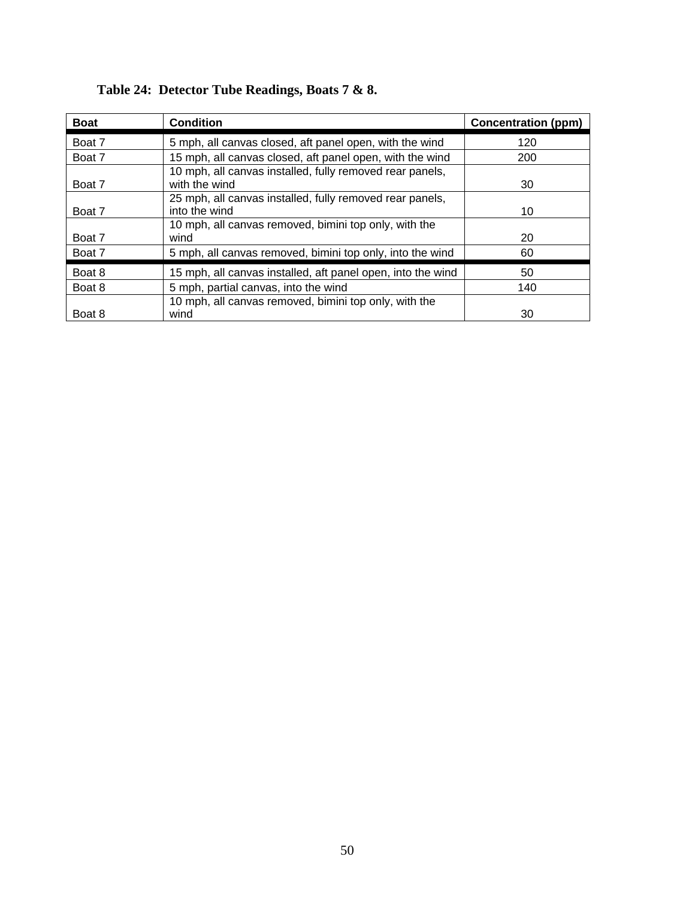**Table 24: Detector Tube Readings, Boats 7 & 8.**

| Boat | Condition | Concentration (ppm) |
|---|---|---|
| Boat 7 | 5 mph, all canvas closed, aft panel open, with the wind | 120 |
| Boat 7 | 15 mph, all canvas closed, aft panel open, with the wind | 200 |
| Boat 7 | 10 mph, all canvas installed, fully removed rear panels, with the wind | 30 |
| Boat 7 | 25 mph, all canvas installed, fully removed rear panels, into the wind | 10 |
| Boat 7 | 10 mph, all canvas removed, bimini top only, with the wind | 20 |
| Boat 7 | 5 mph, all canvas removed, bimini top only, into the wind | 60 |
| Boat 8 | 15 mph, all canvas installed, aft panel open, into the wind | 50 |
| Boat 8 | 5 mph, partial canvas, into the wind | 140 |
| Boat 8 | 10 mph, all canvas removed, bimini top only, with the wind | 30 |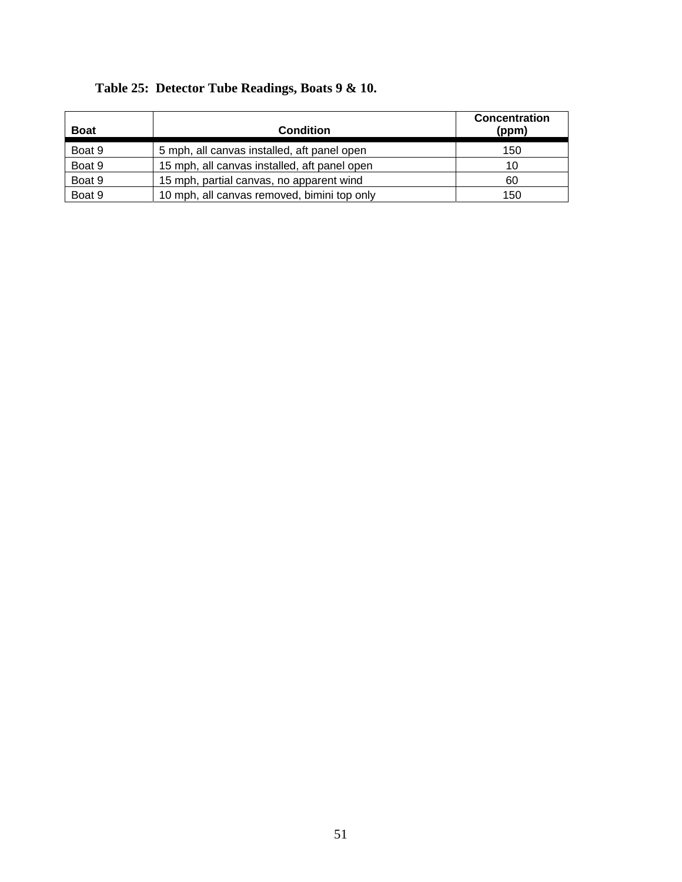**Table 25: Detector Tube Readings, Boats 9 & 10.**

| Boat | Condition | Concentration (ppm) |
|---|---|---|
| Boat 9 | 5 mph, all canvas installed, aft panel open | 150 |
| Boat 9 | 15 mph, all canvas installed, aft panel open | 10 |
| Boat 9 | 15 mph, partial canvas, no apparent wind | 60 |
| Boat 9 | 10 mph, all canvas removed, bimini top only | 150 |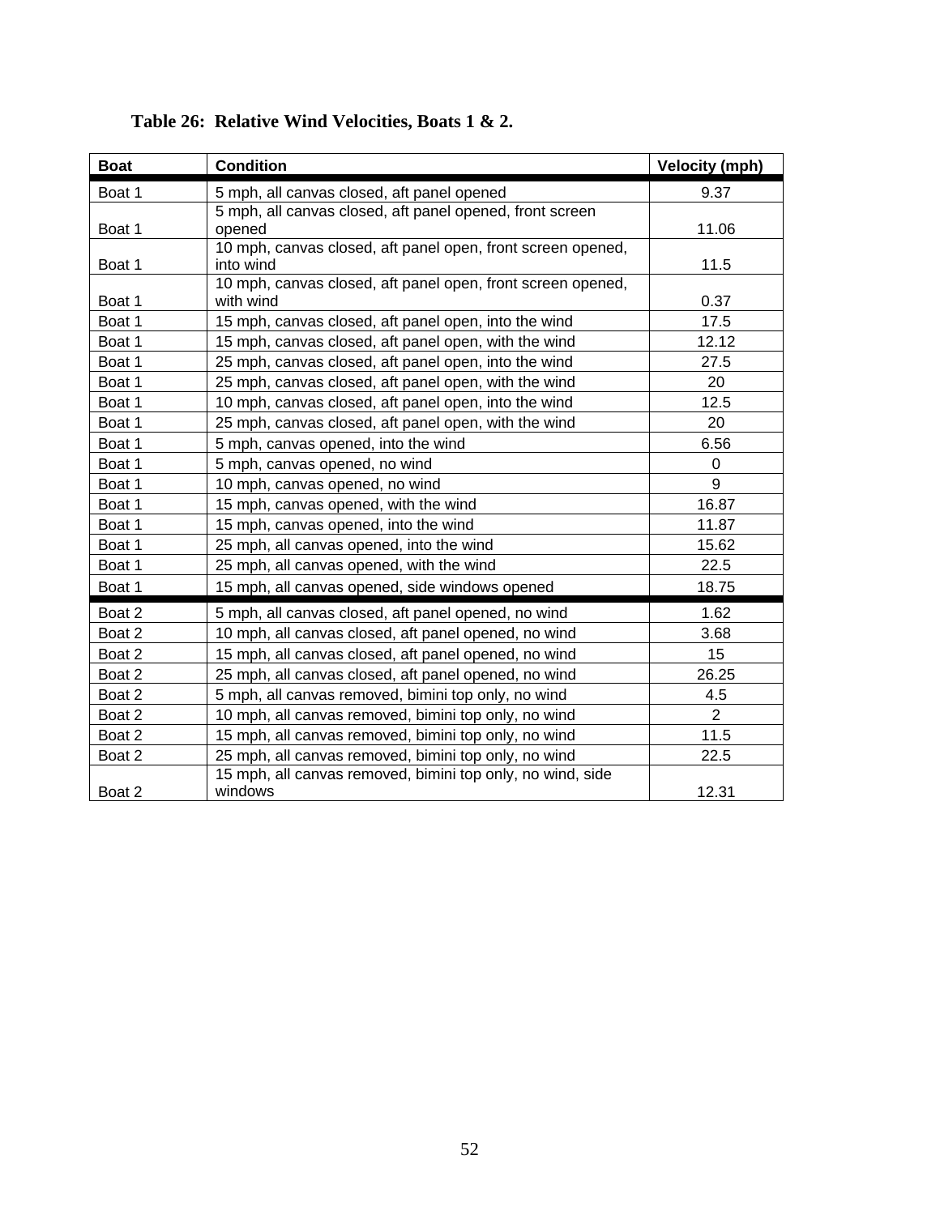**Table 26: Relative Wind Velocities, Boats 1 & 2.**

| Boat | Condition | Velocity (mph) |
|---|---|---|
| Boat 1 | 5 mph, all canvas closed, aft panel opened | 9.37 |
| Boat 1 | 5 mph, all canvas closed, aft panel opened, front screen opened | 11.06 |
| Boat 1 | 10 mph, canvas closed, aft panel open, front screen opened, into wind | 11.5 |
| Boat 1 | 10 mph, canvas closed, aft panel open, front screen opened, with wind | 0.37 |
| Boat 1 | 15 mph, canvas closed, aft panel open, into the wind | 17.5 |
| Boat 1 | 15 mph, canvas closed, aft panel open, with the wind | 12.12 |
| Boat 1 | 25 mph, canvas closed, aft panel open, into the wind | 27.5 |
| Boat 1 | 25 mph, canvas closed, aft panel open, with the wind | 20 |
| Boat 1 | 10 mph, canvas closed, aft panel open, into the wind | 12.5 |
| Boat 1 | 25 mph, canvas closed, aft panel open, with the wind | 20 |
| Boat 1 | 5 mph, canvas opened, into the wind | 6.56 |
| Boat 1 | 5 mph, canvas opened, no wind | 0 |
| Boat 1 | 10 mph, canvas opened, no wind | 9 |
| Boat 1 | 15 mph, canvas opened, with the wind | 16.87 |
| Boat 1 | 15 mph, canvas opened, into the wind | 11.87 |
| Boat 1 | 25 mph, all canvas opened, into the wind | 15.62 |
| Boat 1 | 25 mph, all canvas opened, with the wind | 22.5 |
| Boat 1 | 15 mph, all canvas opened, side windows opened | 18.75 |
| Boat 2 | 5 mph, all canvas closed, aft panel opened, no wind | 1.62 |
| Boat 2 | 10 mph, all canvas closed, aft panel opened, no wind | 3.68 |
| Boat 2 | 15 mph, all canvas closed, aft panel opened, no wind | 15 |
| Boat 2 | 25 mph, all canvas closed, aft panel opened, no wind | 26.25 |
| Boat 2 | 5 mph, all canvas removed, bimini top only, no wind | 4.5 |
| Boat 2 | 10 mph, all canvas removed, bimini top only, no wind | 2 |
| Boat 2 | 15 mph, all canvas removed, bimini top only, no wind | 11.5 |
| Boat 2 | 25 mph, all canvas removed, bimini top only, no wind | 22.5 |
| Boat 2 | 15 mph, all canvas removed, bimini top only, no wind, side windows | 12.31 |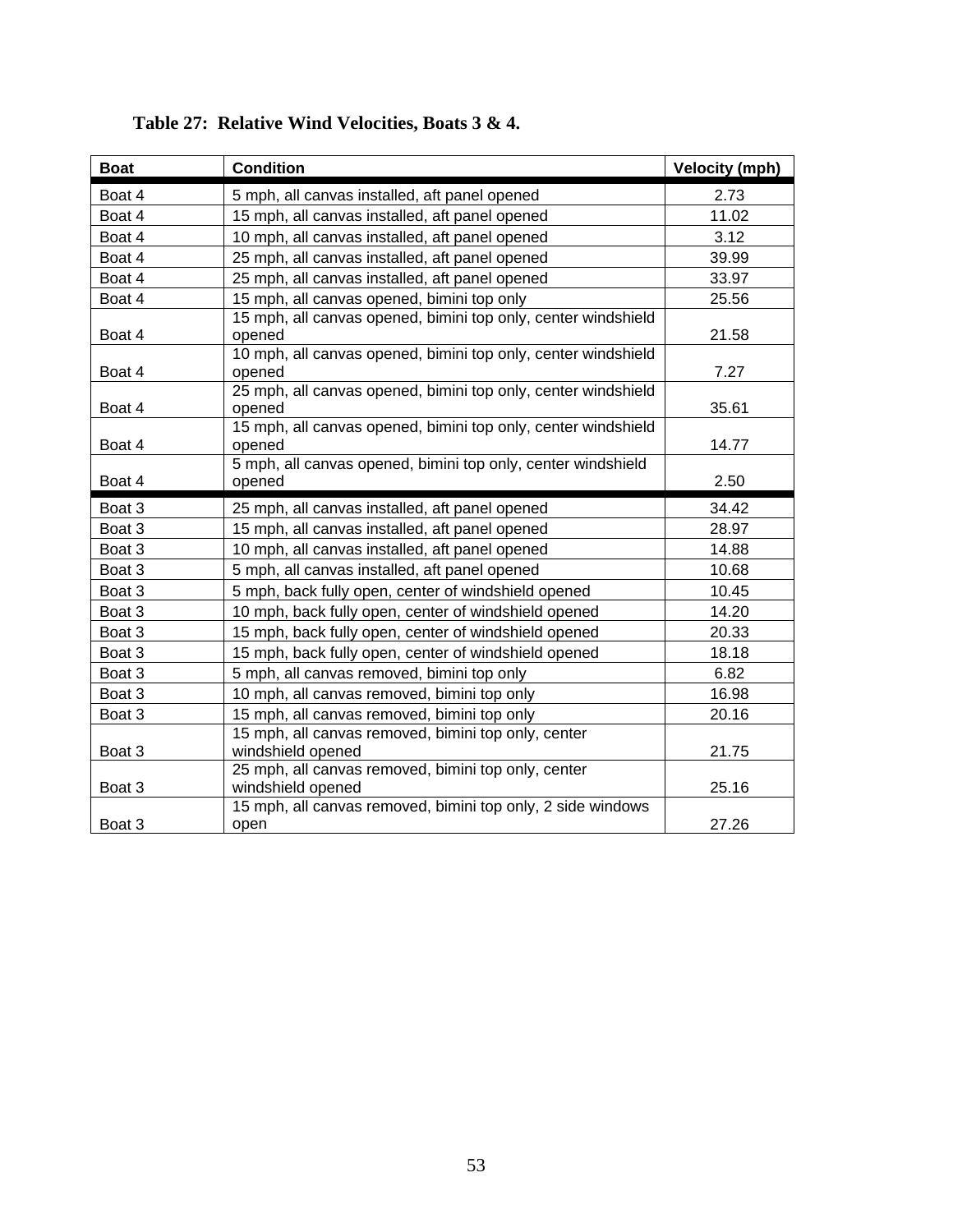**Table 27: Relative Wind Velocities, Boats 3 & 4.**

| Boat | Condition | Velocity (mph) |
|---|---|---|
| Boat 4 | 5 mph, all canvas installed, aft panel opened | 2.73 |
| Boat 4 | 15 mph, all canvas installed, aft panel opened | 11.02 |
| Boat 4 | 10 mph, all canvas installed, aft panel opened | 3.12 |
| Boat 4 | 25 mph, all canvas installed, aft panel opened | 39.99 |
| Boat 4 | 25 mph, all canvas installed, aft panel opened | 33.97 |
| Boat 4 | 15 mph, all canvas opened, bimini top only | 25.56 |
| Boat 4 | 15 mph, all canvas opened, bimini top only, center windshield opened | 21.58 |
| Boat 4 | 10 mph, all canvas opened, bimini top only, center windshield opened | 7.27 |
| Boat 4 | 25 mph, all canvas opened, bimini top only, center windshield opened | 35.61 |
| Boat 4 | 15 mph, all canvas opened, bimini top only, center windshield opened | 14.77 |
| Boat 4 | 5 mph, all canvas opened, bimini top only, center windshield opened | 2.50 |
| Boat 3 | 25 mph, all canvas installed, aft panel opened | 34.42 |
| Boat 3 | 15 mph, all canvas installed, aft panel opened | 28.97 |
| Boat 3 | 10 mph, all canvas installed, aft panel opened | 14.88 |
| Boat 3 | 5 mph, all canvas installed, aft panel opened | 10.68 |
| Boat 3 | 5 mph, back fully open, center of windshield opened | 10.45 |
| Boat 3 | 10 mph, back fully open, center of windshield opened | 14.20 |
| Boat 3 | 15 mph, back fully open, center of windshield opened | 20.33 |
| Boat 3 | 15 mph, back fully open, center of windshield opened | 18.18 |
| Boat 3 | 5 mph, all canvas removed, bimini top only | 6.82 |
| Boat 3 | 10 mph, all canvas removed, bimini top only | 16.98 |
| Boat 3 | 15 mph, all canvas removed, bimini top only | 20.16 |
| Boat 3 | 15 mph, all canvas removed, bimini top only, center windshield opened | 21.75 |
| Boat 3 | 25 mph, all canvas removed, bimini top only, center windshield opened | 25.16 |
| Boat 3 | 15 mph, all canvas removed, bimini top only, 2 side windows open | 27.26 |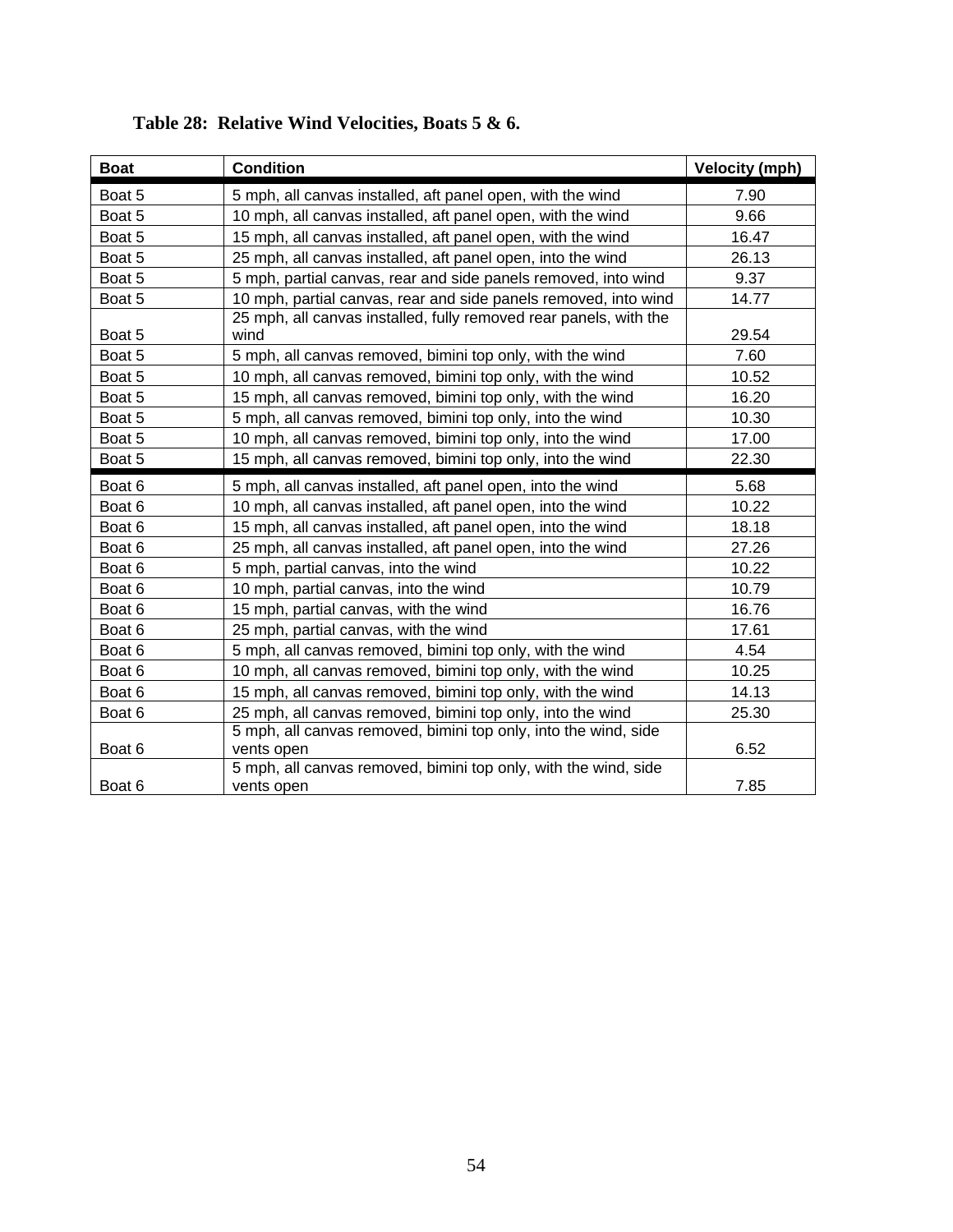**Table 28: Relative Wind Velocities, Boats 5 & 6.**

| Boat | Condition | Velocity (mph) |
|---|---|---|
| Boat 5 | 5 mph, all canvas installed, aft panel open, with the wind | 7.90 |
| Boat 5 | 10 mph, all canvas installed, aft panel open, with the wind | 9.66 |
| Boat 5 | 15 mph, all canvas installed, aft panel open, with the wind | 16.47 |
| Boat 5 | 25 mph, all canvas installed, aft panel open, into the wind | 26.13 |
| Boat 5 | 5 mph, partial canvas, rear and side panels removed, into wind | 9.37 |
| Boat 5 | 10 mph, partial canvas, rear and side panels removed, into wind | 14.77 |
| Boat 5 | 25 mph, all canvas installed, fully removed rear panels, with the wind | 29.54 |
| Boat 5 | 5 mph, all canvas removed, bimini top only, with the wind | 7.60 |
| Boat 5 | 10 mph, all canvas removed, bimini top only, with the wind | 10.52 |
| Boat 5 | 15 mph, all canvas removed, bimini top only, with the wind | 16.20 |
| Boat 5 | 5 mph, all canvas removed, bimini top only, into the wind | 10.30 |
| Boat 5 | 10 mph, all canvas removed, bimini top only, into the wind | 17.00 |
| Boat 5 | 15 mph, all canvas removed, bimini top only, into the wind | 22.30 |
| Boat 6 | 5 mph, all canvas installed, aft panel open, into the wind | 5.68 |
| Boat 6 | 10 mph, all canvas installed, aft panel open, into the wind | 10.22 |
| Boat 6 | 15 mph, all canvas installed, aft panel open, into the wind | 18.18 |
| Boat 6 | 25 mph, all canvas installed, aft panel open, into the wind | 27.26 |
| Boat 6 | 5 mph, partial canvas, into the wind | 10.22 |
| Boat 6 | 10 mph, partial canvas, into the wind | 10.79 |
| Boat 6 | 15 mph, partial canvas, with the wind | 16.76 |
| Boat 6 | 25 mph, partial canvas, with the wind | 17.61 |
| Boat 6 | 5 mph, all canvas removed, bimini top only, with the wind | 4.54 |
| Boat 6 | 10 mph, all canvas removed, bimini top only, with the wind | 10.25 |
| Boat 6 | 15 mph, all canvas removed, bimini top only, with the wind | 14.13 |
| Boat 6 | 25 mph, all canvas removed, bimini top only, into the wind | 25.30 |
| Boat 6 | 5 mph, all canvas removed, bimini top only, into the wind, side vents open | 6.52 |
| Boat 6 | 5 mph, all canvas removed, bimini top only, with the wind, side vents open | 7.85 |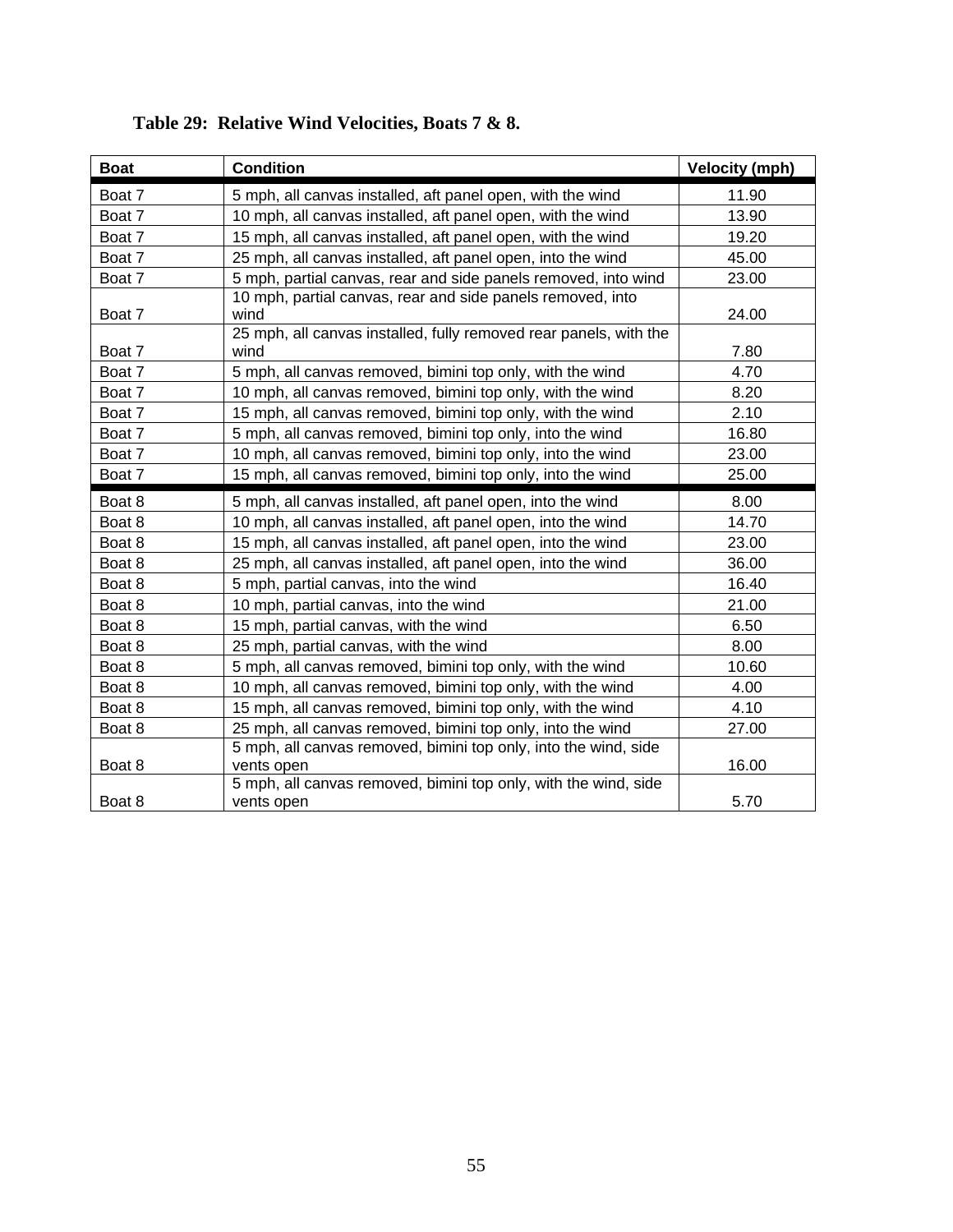**Table 29: Relative Wind Velocities, Boats 7 & 8.**

| Boat | Condition | Velocity (mph) |
|---|---|---|
| Boat 7 | 5 mph, all canvas installed, aft panel open, with the wind | 11.90 |
| Boat 7 | 10 mph, all canvas installed, aft panel open, with the wind | 13.90 |
| Boat 7 | 15 mph, all canvas installed, aft panel open, with the wind | 19.20 |
| Boat 7 | 25 mph, all canvas installed, aft panel open, into the wind | 45.00 |
| Boat 7 | 5 mph, partial canvas, rear and side panels removed, into wind | 23.00 |
| Boat 7 | 10 mph, partial canvas, rear and side panels removed, into wind | 24.00 |
| Boat 7 | 25 mph, all canvas installed, fully removed rear panels, with the wind | 7.80 |
| Boat 7 | 5 mph, all canvas removed, bimini top only, with the wind | 4.70 |
| Boat 7 | 10 mph, all canvas removed, bimini top only, with the wind | 8.20 |
| Boat 7 | 15 mph, all canvas removed, bimini top only, with the wind | 2.10 |
| Boat 7 | 5 mph, all canvas removed, bimini top only, into the wind | 16.80 |
| Boat 7 | 10 mph, all canvas removed, bimini top only, into the wind | 23.00 |
| Boat 7 | 15 mph, all canvas removed, bimini top only, into the wind | 25.00 |
| Boat 8 | 5 mph, all canvas installed, aft panel open, into the wind | 8.00 |
| Boat 8 | 10 mph, all canvas installed, aft panel open, into the wind | 14.70 |
| Boat 8 | 15 mph, all canvas installed, aft panel open, into the wind | 23.00 |
| Boat 8 | 25 mph, all canvas installed, aft panel open, into the wind | 36.00 |
| Boat 8 | 5 mph, partial canvas, into the wind | 16.40 |
| Boat 8 | 10 mph, partial canvas, into the wind | 21.00 |
| Boat 8 | 15 mph, partial canvas, with the wind | 6.50 |
| Boat 8 | 25 mph, partial canvas, with the wind | 8.00 |
| Boat 8 | 5 mph, all canvas removed, bimini top only, with the wind | 10.60 |
| Boat 8 | 10 mph, all canvas removed, bimini top only, with the wind | 4.00 |
| Boat 8 | 15 mph, all canvas removed, bimini top only, with the wind | 4.10 |
| Boat 8 | 25 mph, all canvas removed, bimini top only, into the wind | 27.00 |
| Boat 8 | 5 mph, all canvas removed, bimini top only, into the wind, side vents open | 16.00 |
| Boat 8 | 5 mph, all canvas removed, bimini top only, with the wind, side vents open | 5.70 |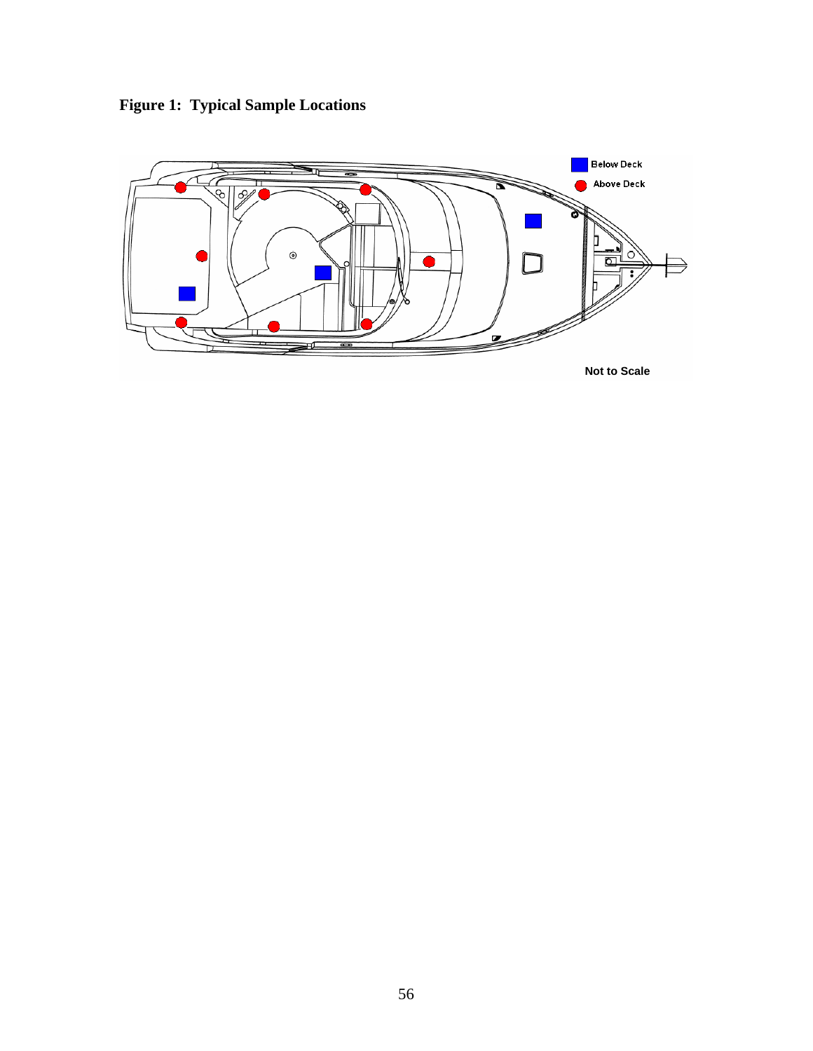**Figure 1: Typical Sample Locations**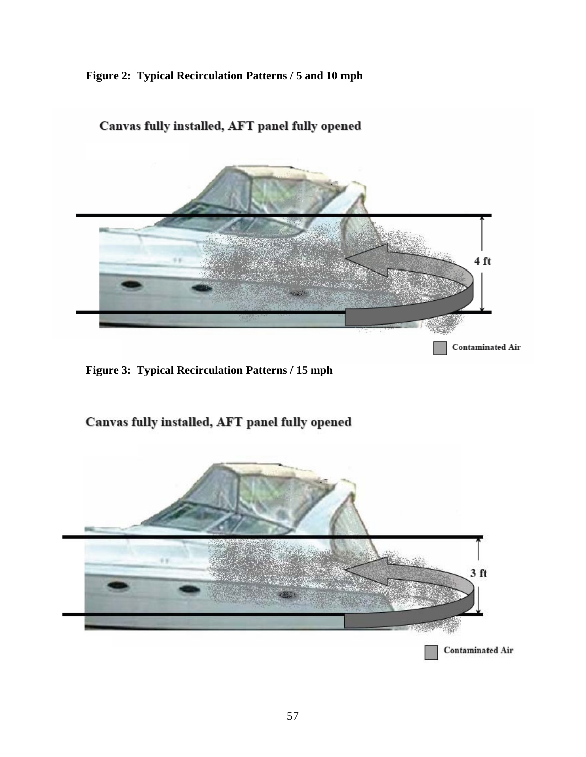**Figure 2: Typical Recirculation Patterns / 5 and 10 mph**

Canvas fully installed, AFT panel fully opened

4 ft

Contaminated Air

**Figure 3: Typical Recirculation Patterns / 15 mph**

Canvas fully installed, AFT panel fully opened

3 ft

Contaminated Air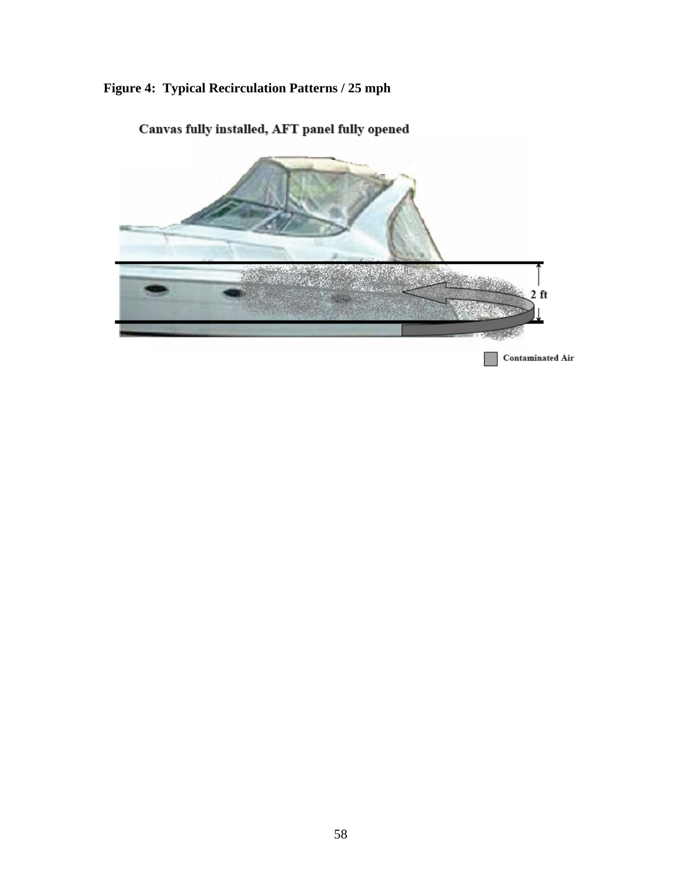**Figure 4: Typical Recirculation Patterns / 25 mph**

Canvas fully installed, AFT panel fully opened

2 ft

Contaminated Air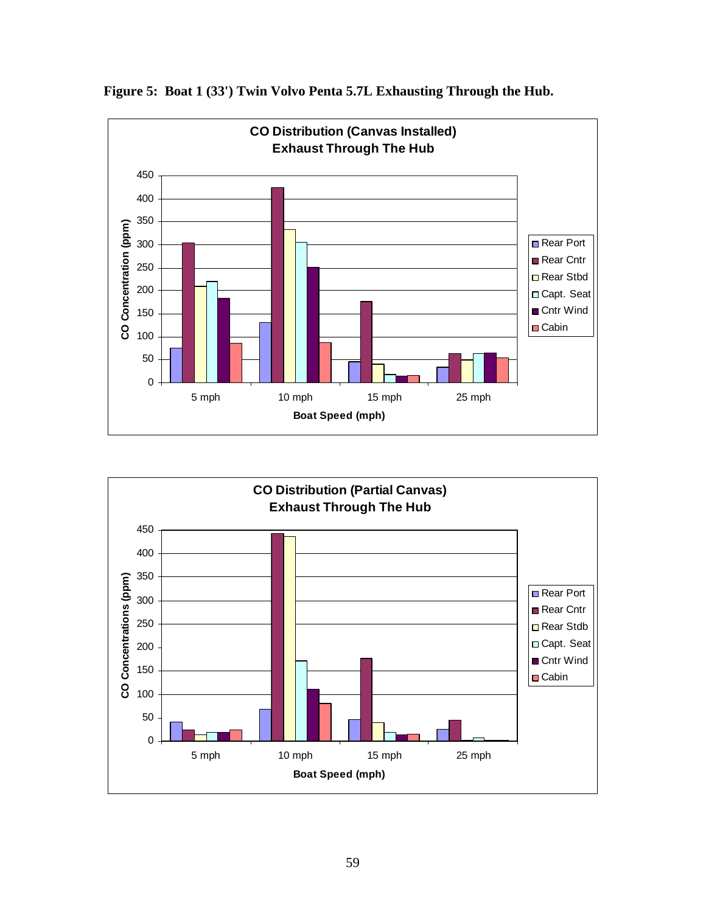**Figure 5: Boat 1 (33') Twin Volvo Penta 5.7L Exhausting Through the Hub.**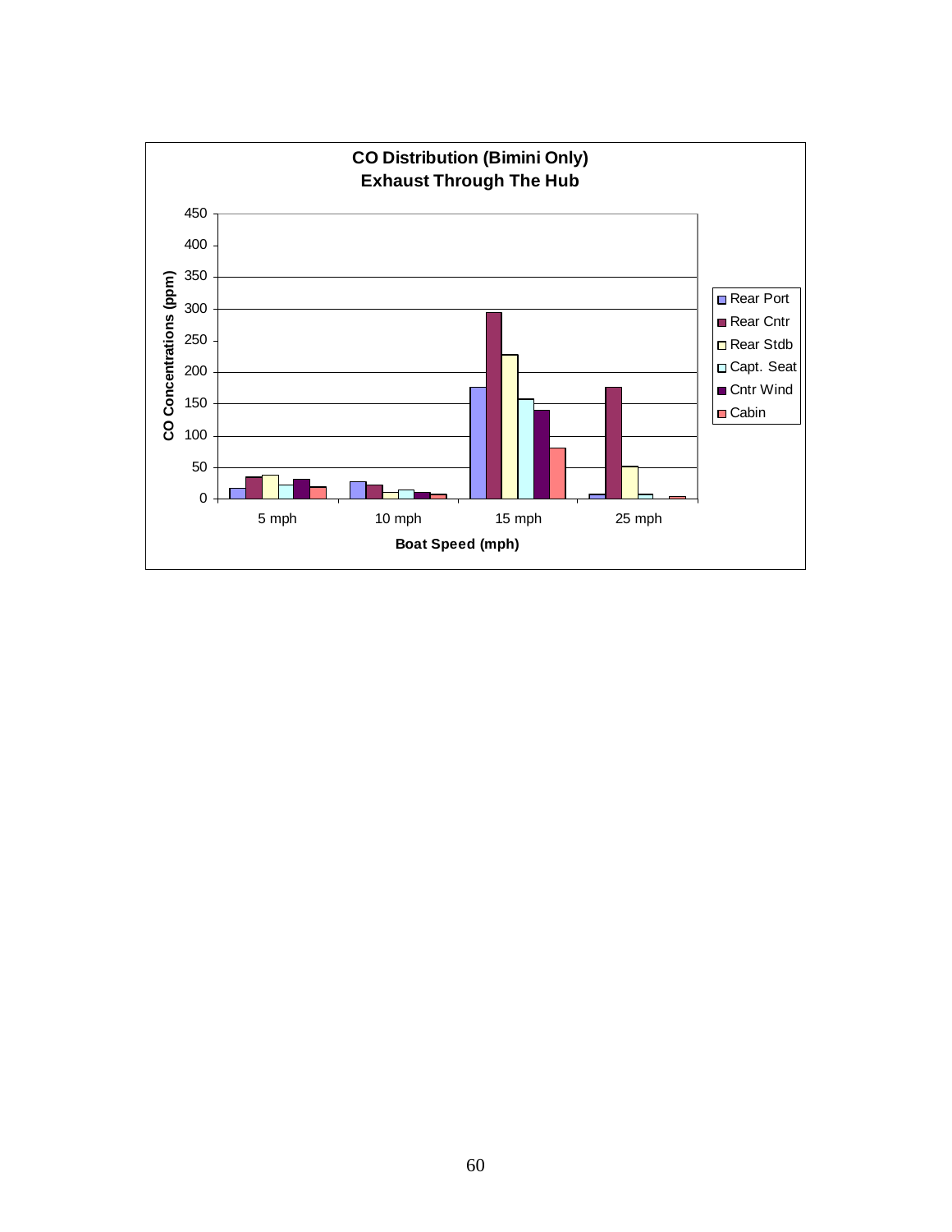**CO Distribution (Bimini Only)**
**Exhaust Through The Hub**

CO Concentrations (ppm): 0, 50, 100, 150, 200, 250, 300, 350, 400, 450

Boat Speed (mph): 5 mph, 10 mph, 15 mph, 25 mph

Legend: Rear Port, Rear Cntr, Rear Stdb, Capt. Seat, Cntr Wind, Cabin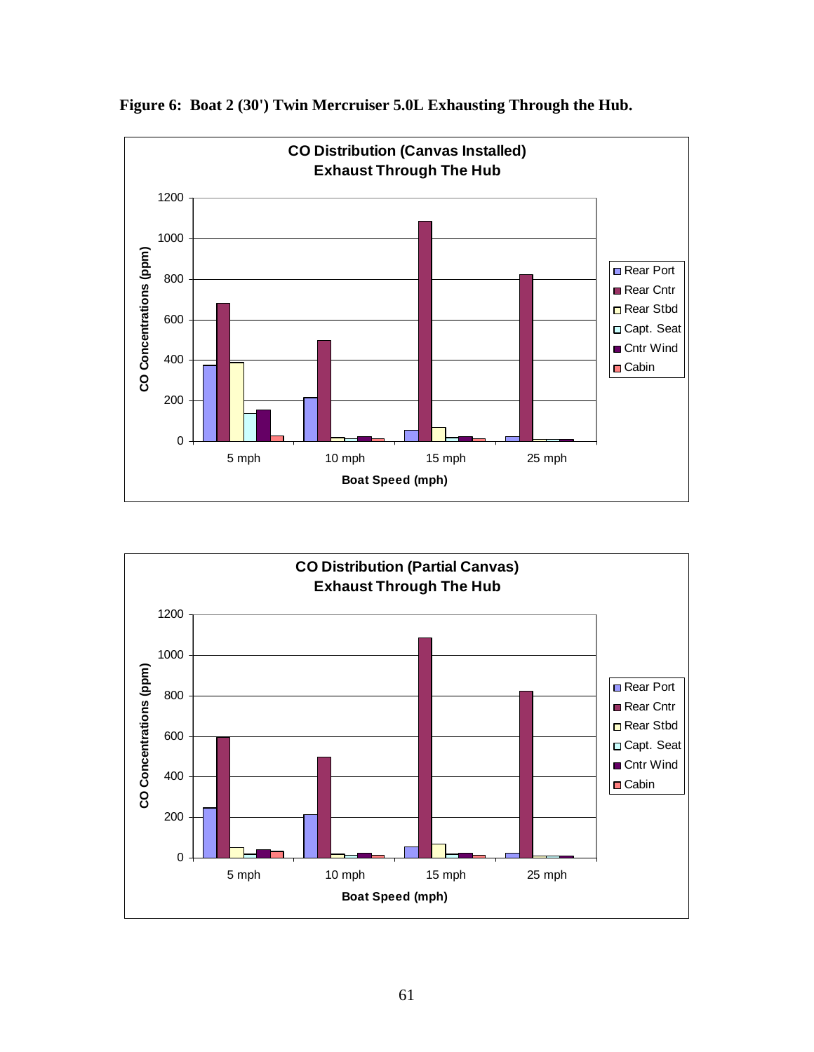**Figure 6: Boat 2 (30') Twin Mercruiser 5.0L Exhausting Through the Hub.**

**CO Distribution (Canvas Installed)**
**Exhaust Through The Hub**

CO Concentrations (ppm)

Boat Speed (mph)

Legend: Rear Port, Rear Cntr, Rear Stbd, Capt. Seat, Cntr Wind, Cabin

X-axis: 5 mph, 10 mph, 15 mph, 25 mph

Y-axis: 0, 200, 400, 600, 800, 1000, 1200

**CO Distribution (Partial Canvas)**
**Exhaust Through The Hub**

CO Concentrations (ppm)

Boat Speed (mph)

Legend: Rear Port, Rear Cntr, Rear Stbd, Capt. Seat, Cntr Wind, Cabin

X-axis: 5 mph, 10 mph, 15 mph, 25 mph

Y-axis: 0, 200, 400, 600, 800, 1000, 1200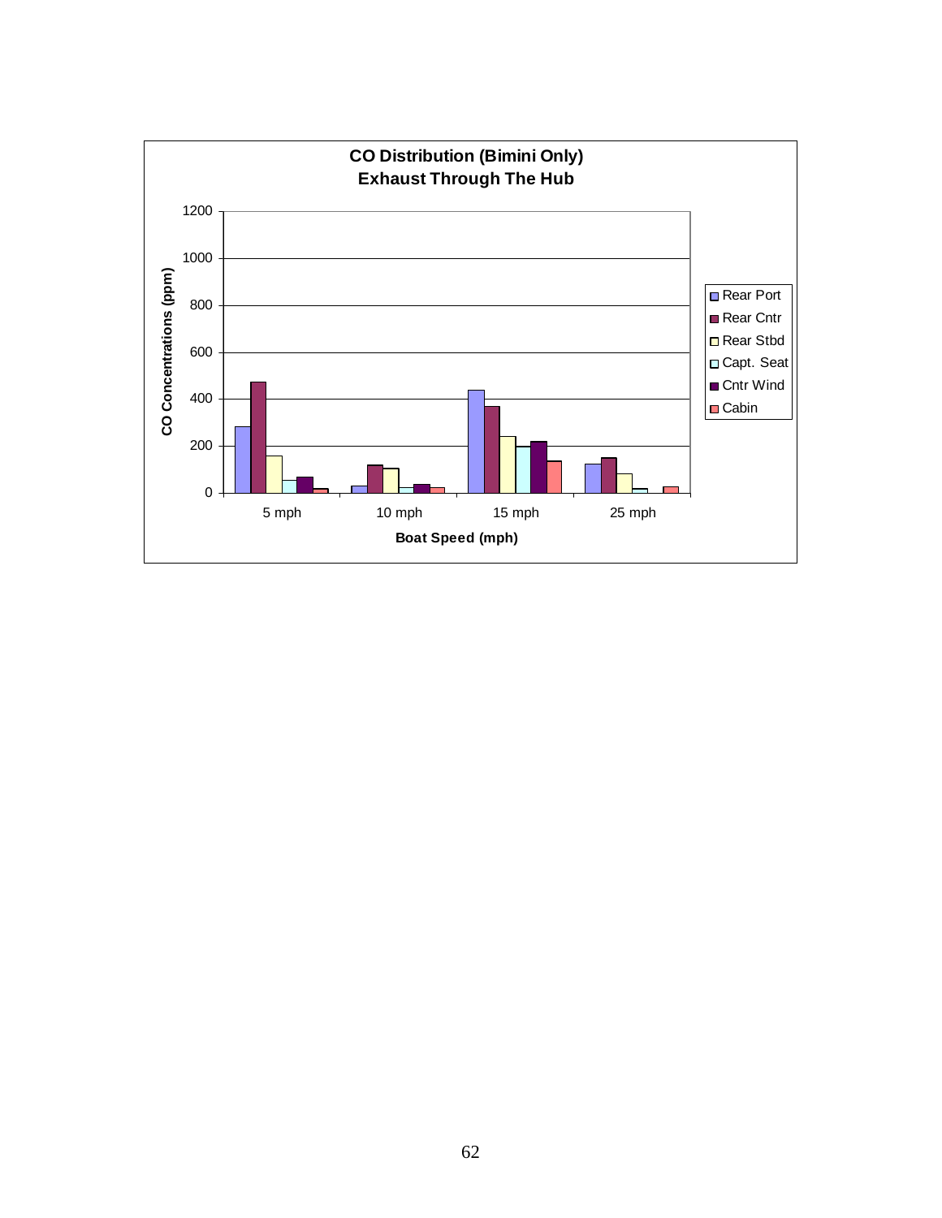**CO Distribution (Bimini Only)**
**Exhaust Through The Hub**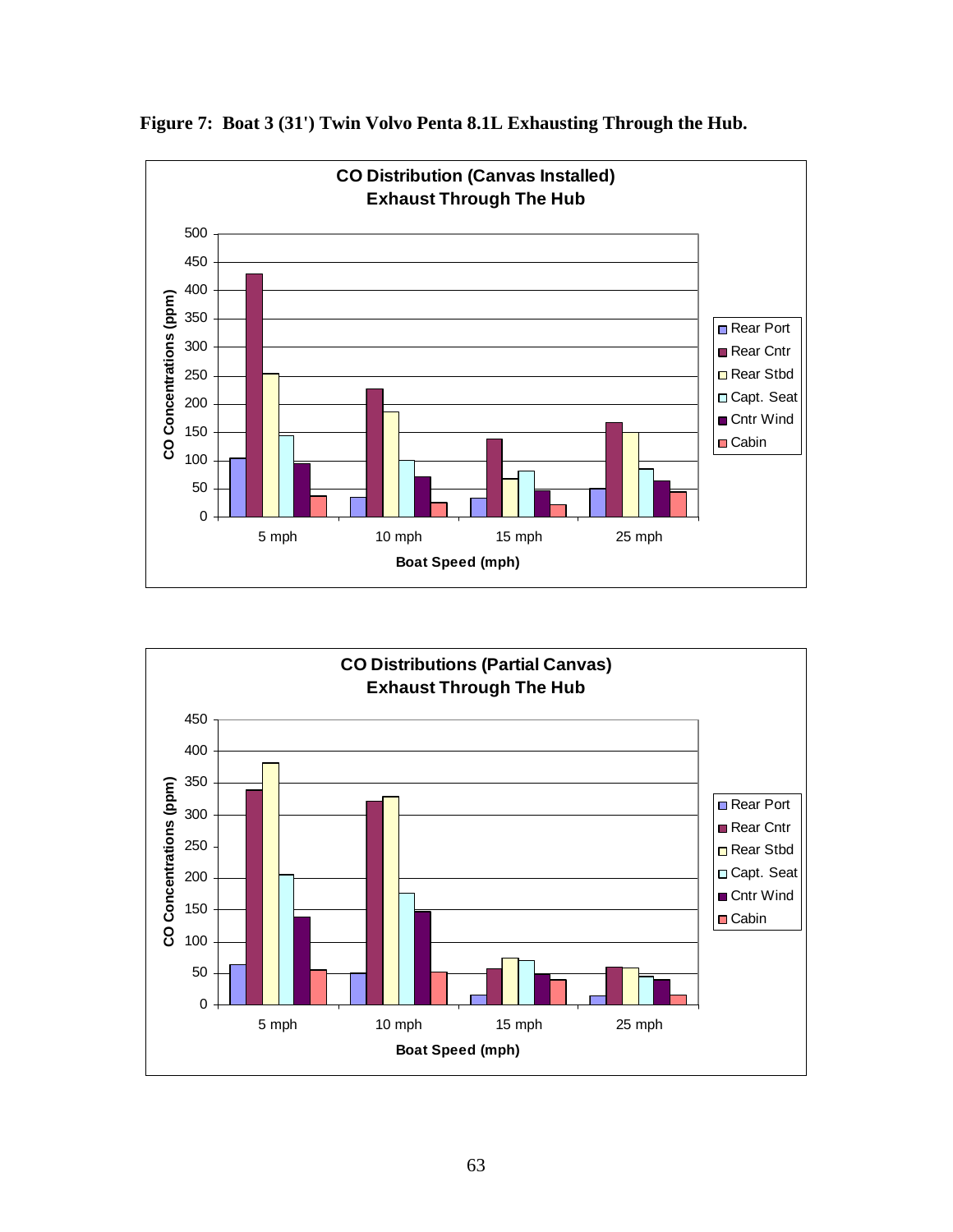**Figure 7: Boat 3 (31') Twin Volvo Penta 8.1L Exhausting Through the Hub.**

**CO Distribution (Canvas Installed)**
**Exhaust Through The Hub**

CO Concentrations (ppm) vs. Boat Speed (mph)

Legend: Rear Port, Rear Cntr, Rear Stbd, Capt. Seat, Cntr Wind, Cabin

X-axis: 5 mph, 10 mph, 15 mph, 25 mph

Y-axis: 0, 50, 100, 150, 200, 250, 300, 350, 400, 450, 500

**CO Distributions (Partial Canvas)**
**Exhaust Through The Hub**

CO Concentrations (ppm) vs. Boat Speed (mph)

Legend: Rear Port, Rear Cntr, Rear Stbd, Capt. Seat, Cntr Wind, Cabin

X-axis: 5 mph, 10 mph, 15 mph, 25 mph

Y-axis: 0, 50, 100, 150, 200, 250, 300, 350, 400, 450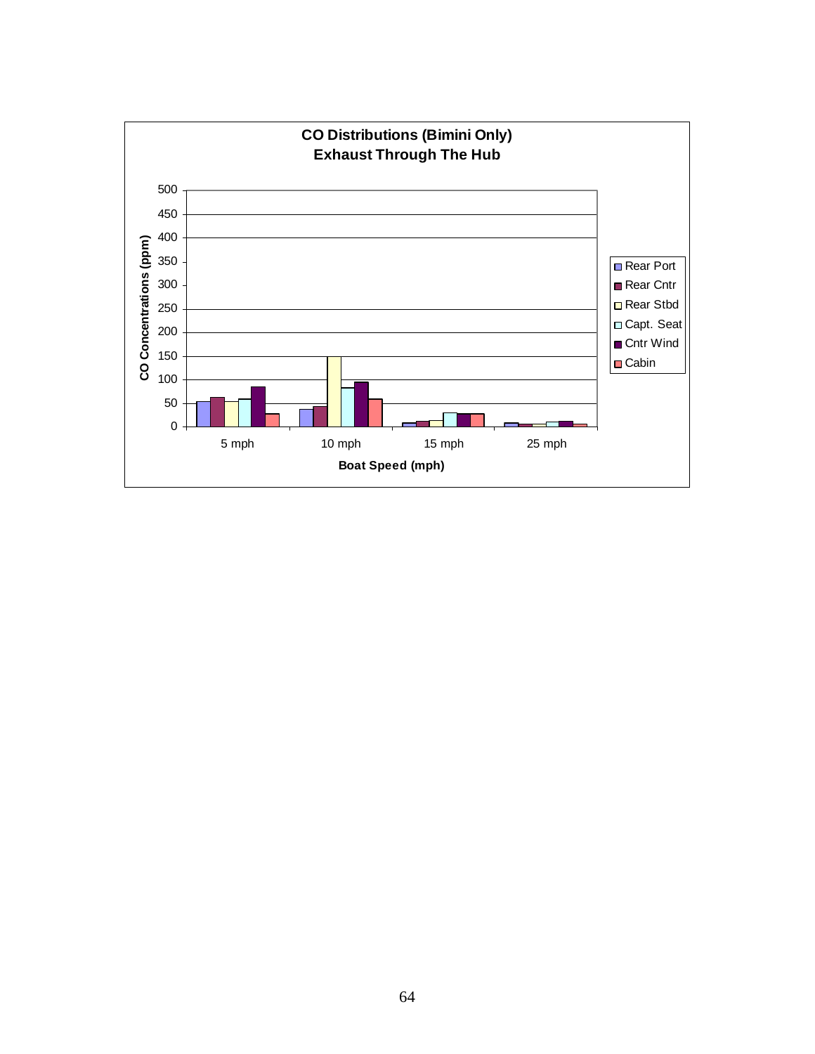**CO Distributions (Bimini Only)**
**Exhaust Through The Hub**

| Boat Speed (mph) | Rear Port | Rear Cntr | Rear Stbd | Capt. Seat | Cntr Wind | Cabin |
|---|---|---|---|---|---|---|
| 5 mph | 54 | 63 | 54 | 59 | 85 | 28 |
| 10 mph | 38 | 44 | 150 | 83 | 95 | 59 |
| 15 mph | 8 | 12 | 14 | 30 | 28 | 28 |
| 25 mph | 8 | 6 | 6 | 10 | 12 | 6 |

CO Concentrations (ppm)

Boat Speed (mph)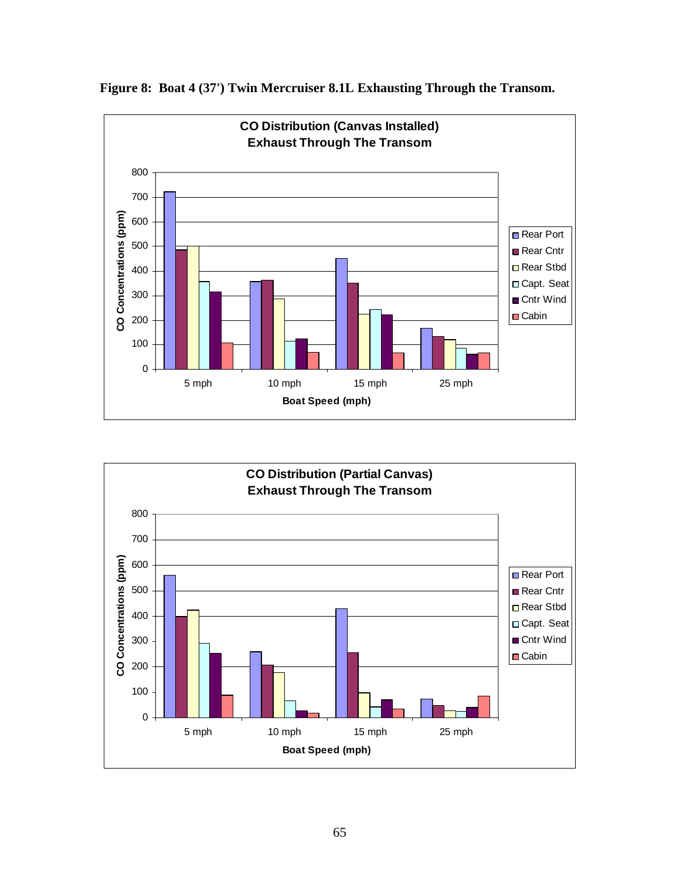**Figure 8: Boat 4 (37') Twin Mercruiser 8.1L Exhausting Through the Transom.**

**CO Distribution (Canvas Installed)**
**Exhaust Through The Transom**

**CO Distribution (Partial Canvas)**
**Exhaust Through The Transom**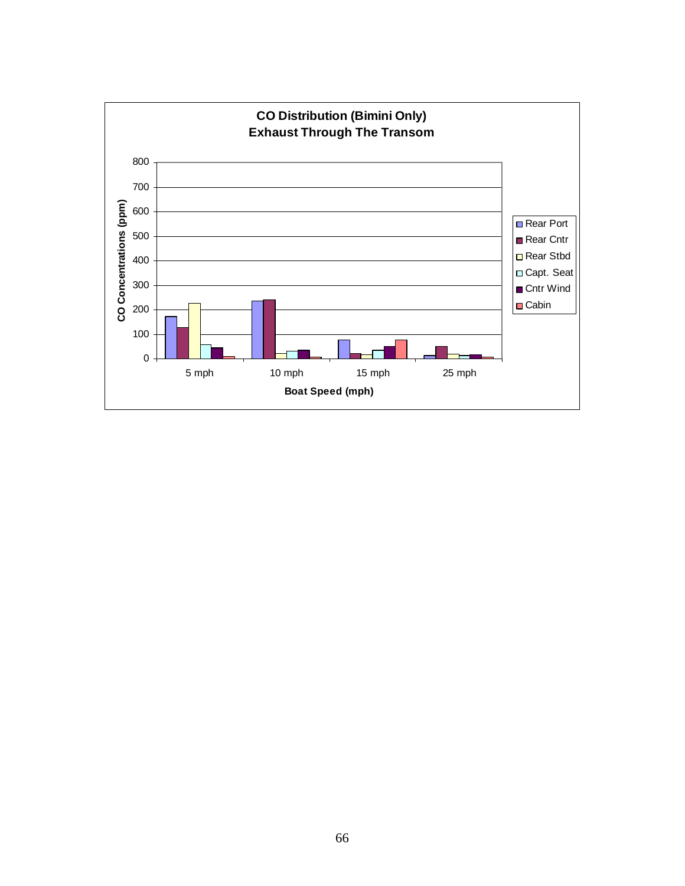**CO Distribution (Bimini Only)**
**Exhaust Through The Transom**

CO Concentrations (ppm)

Boat Speed (mph)

Legend: Rear Port, Rear Cntr, Rear Stbd, Capt. Seat, Cntr Wind, Cabin

X-axis: 5 mph, 10 mph, 15 mph, 25 mph

Y-axis: 0, 100, 200, 300, 400, 500, 600, 700, 800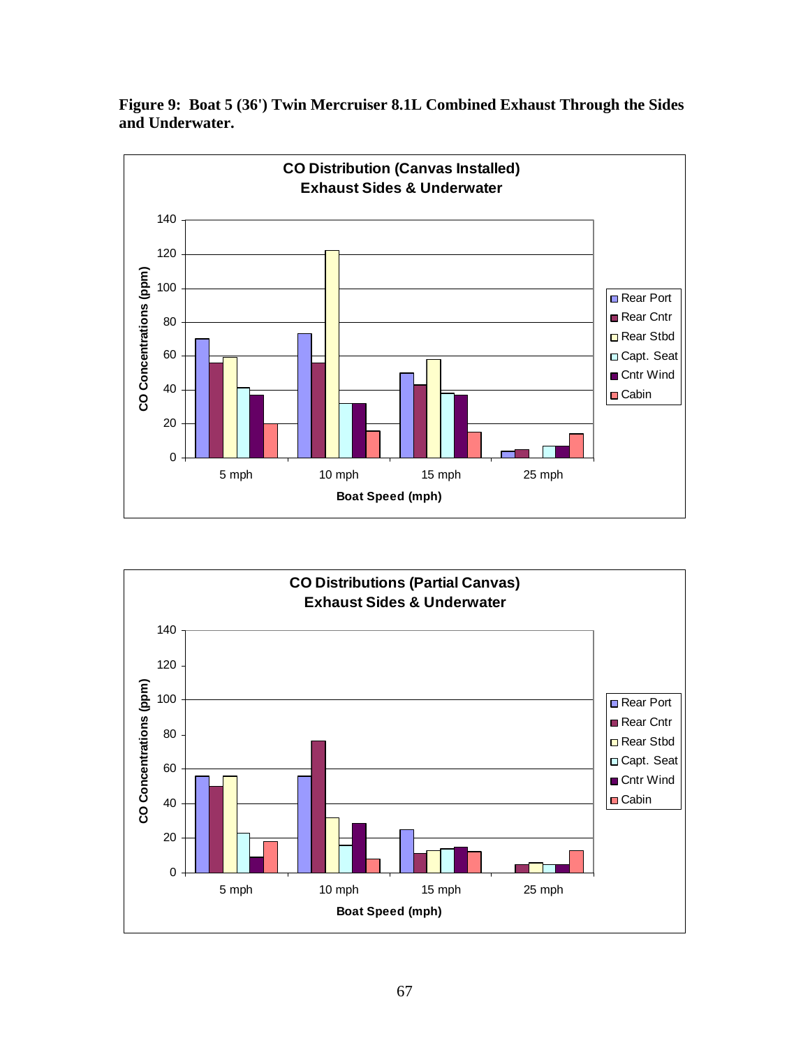**Figure 9: Boat 5 (36') Twin Mercruiser 8.1L Combined Exhaust Through the Sides and Underwater.**

**CO Distribution (Canvas Installed)**
**Exhaust Sides & Underwater**

CO Concentrations (ppm) vs. Boat Speed (mph)

Legend: Rear Port, Rear Cntr, Rear Stbd, Capt. Seat, Cntr Wind, Cabin

X-axis: 5 mph, 10 mph, 15 mph, 25 mph

Y-axis: 0, 20, 40, 60, 80, 100, 120, 140

**CO Distributions (Partial Canvas)**
**Exhaust Sides & Underwater**

CO Concentrations (ppm) vs. Boat Speed (mph)

Legend: Rear Port, Rear Cntr, Rear Stbd, Capt. Seat, Cntr Wind, Cabin

X-axis: 5 mph, 10 mph, 15 mph, 25 mph

Y-axis: 0, 20, 40, 60, 80, 100, 120, 140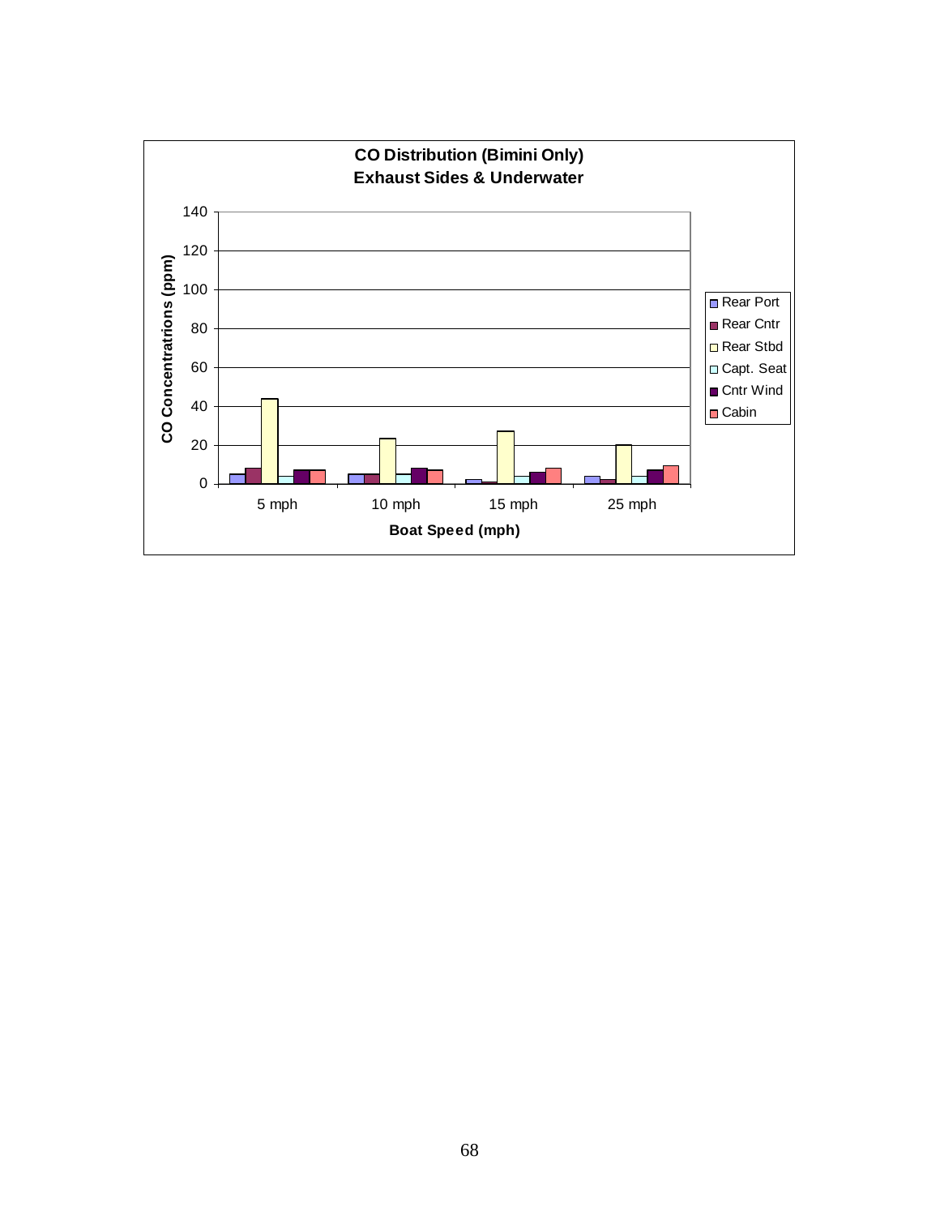**CO Distribution (Bimini Only)**
**Exhaust Sides & Underwater**

| Boat Speed (mph) | Rear Port | Rear Cntr | Rear Stbd | Capt. Seat | Cntr Wind | Cabin |
|---|---|---|---|---|---|---|
| 5 mph | 5 | 8 | 44 | 4 | 7 | 7 |
| 10 mph | 5 | 5 | 23 | 5 | 8 | 7 |
| 15 mph | 2 | 1 | 27 | 4 | 6 | 8 |
| 25 mph | 4 | 2 | 20 | 4 | 7 | 9 |

CO Concentratrions (ppm)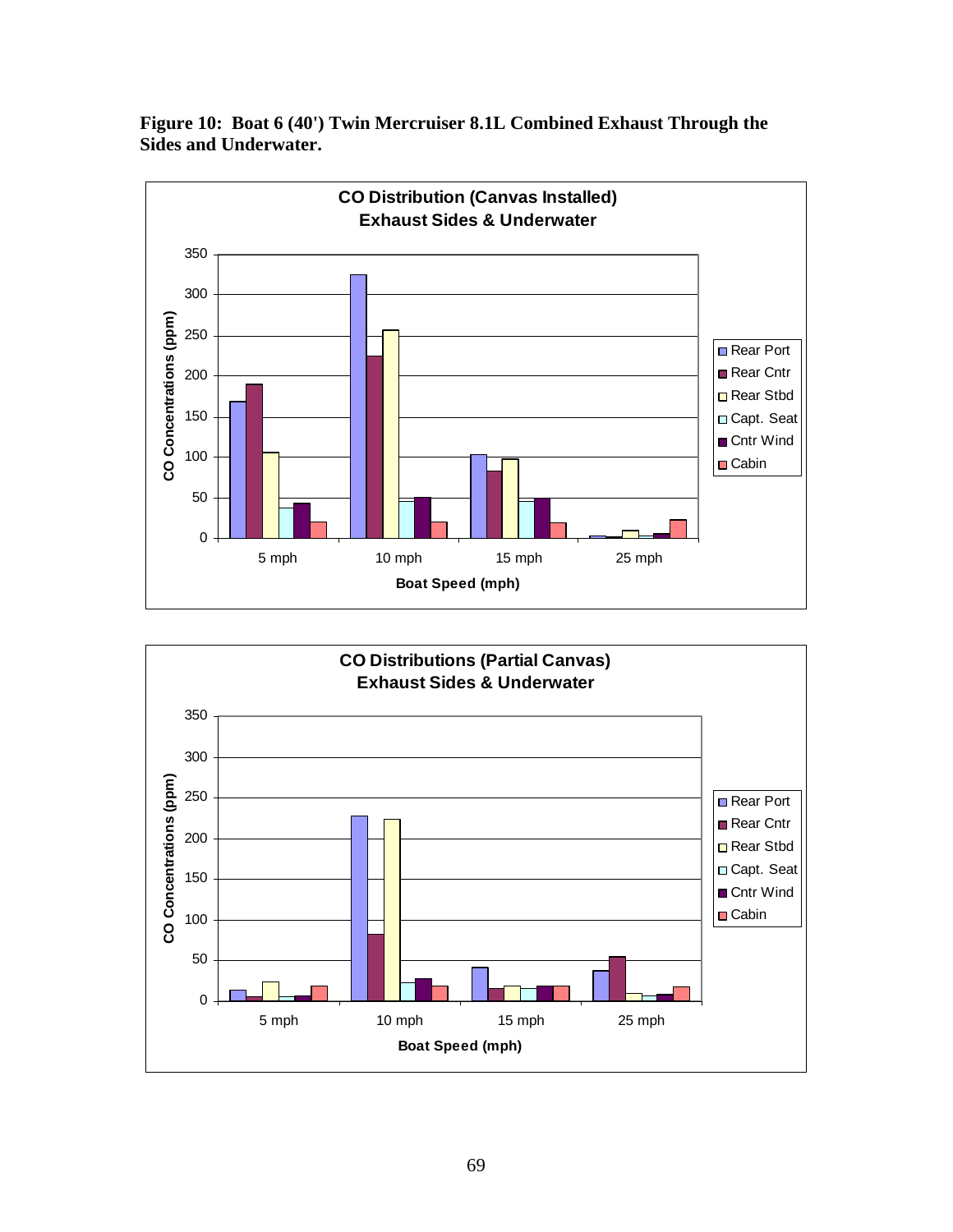**Figure 10: Boat 6 (40') Twin Mercruiser 8.1L Combined Exhaust Through the Sides and Underwater.**

**CO Distribution (Canvas Installed)**
**Exhaust Sides & Underwater**

CO Concentrations (ppm) vs. Boat Speed (mph)

Legend: Rear Port, Rear Cntr, Rear Stbd, Capt. Seat, Cntr Wind, Cabin

Boat Speed (mph): 5 mph, 10 mph, 15 mph, 25 mph

**CO Distributions (Partial Canvas)**
**Exhaust Sides & Underwater**

CO Concentrations (ppm) vs. Boat Speed (mph)

Legend: Rear Port, Rear Cntr, Rear Stbd, Capt. Seat, Cntr Wind, Cabin

Boat Speed (mph): 5 mph, 10 mph, 15 mph, 25 mph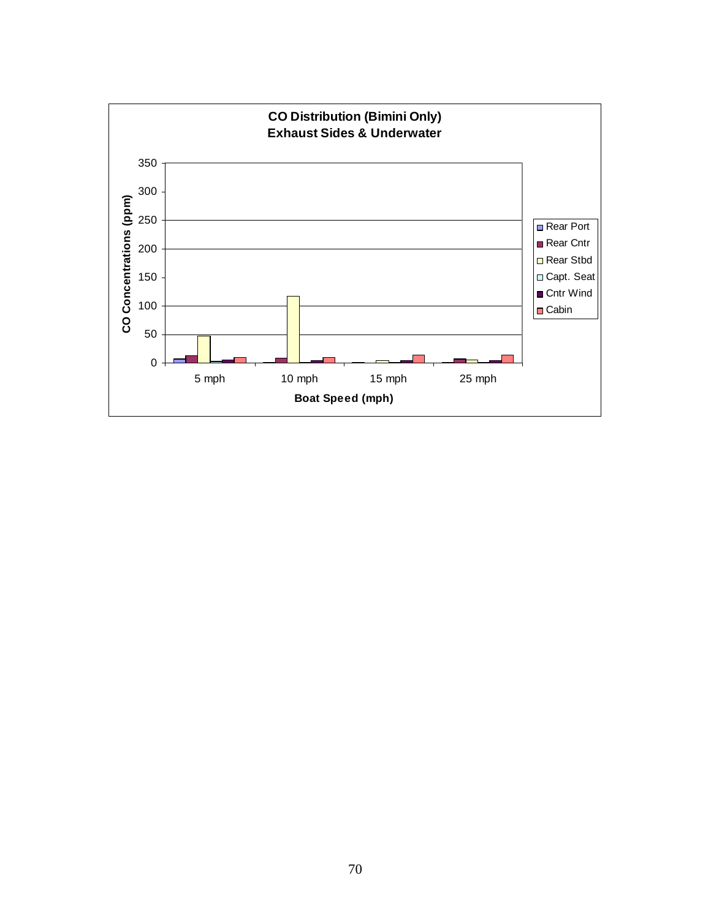**CO Distribution (Bimini Only)**
**Exhaust Sides & Underwater**

CO Concentrations (ppm)

350
300
250
200
150
100
50
0

5 mph | 10 mph | 15 mph | 25 mph

**Boat Speed (mph)**

Rear Port
Rear Cntr
Rear Stbd
Capt. Seat
Cntr Wind
Cabin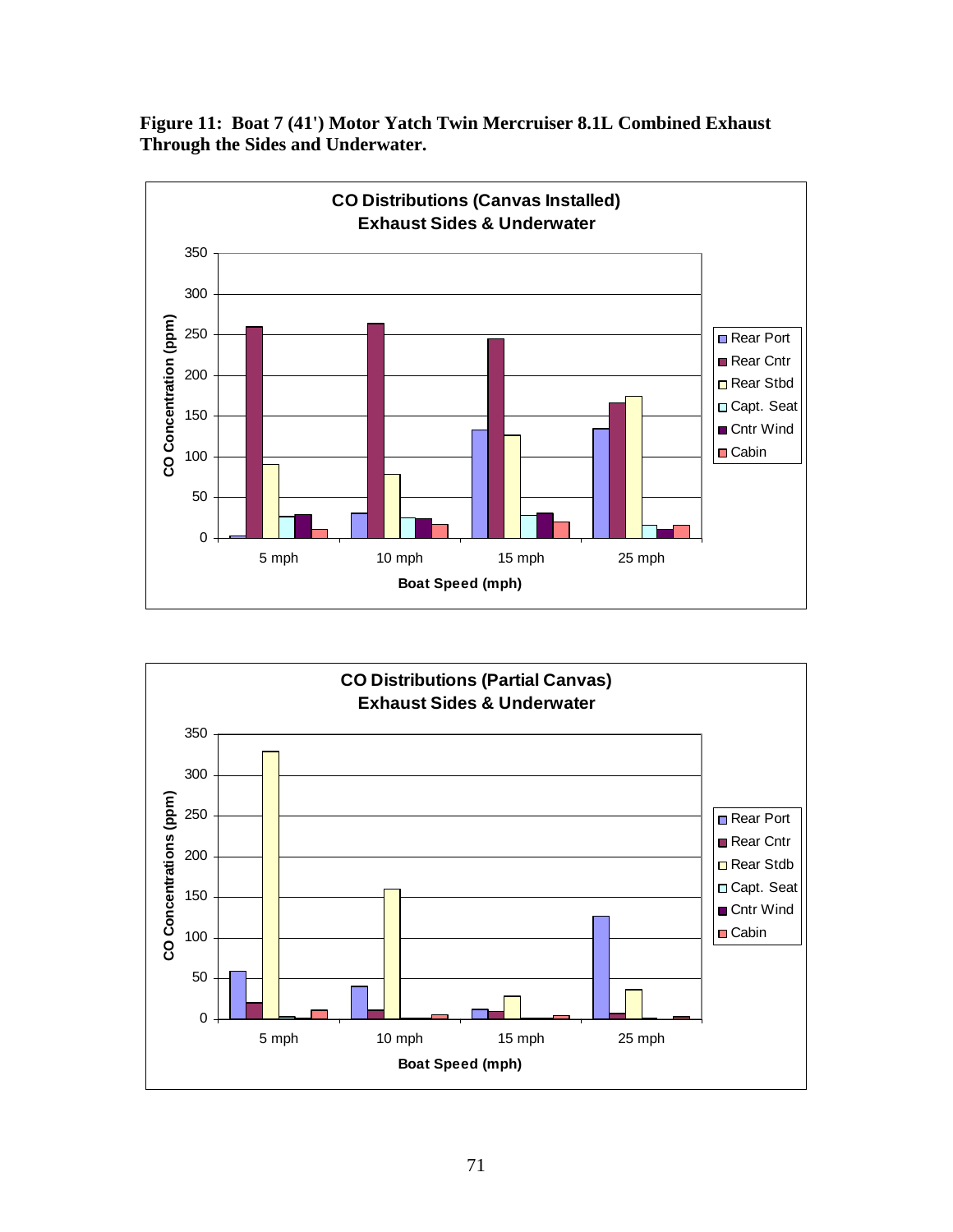**Figure 11: Boat 7 (41') Motor Yatch Twin Mercruiser 8.1L Combined Exhaust Through the Sides and Underwater.**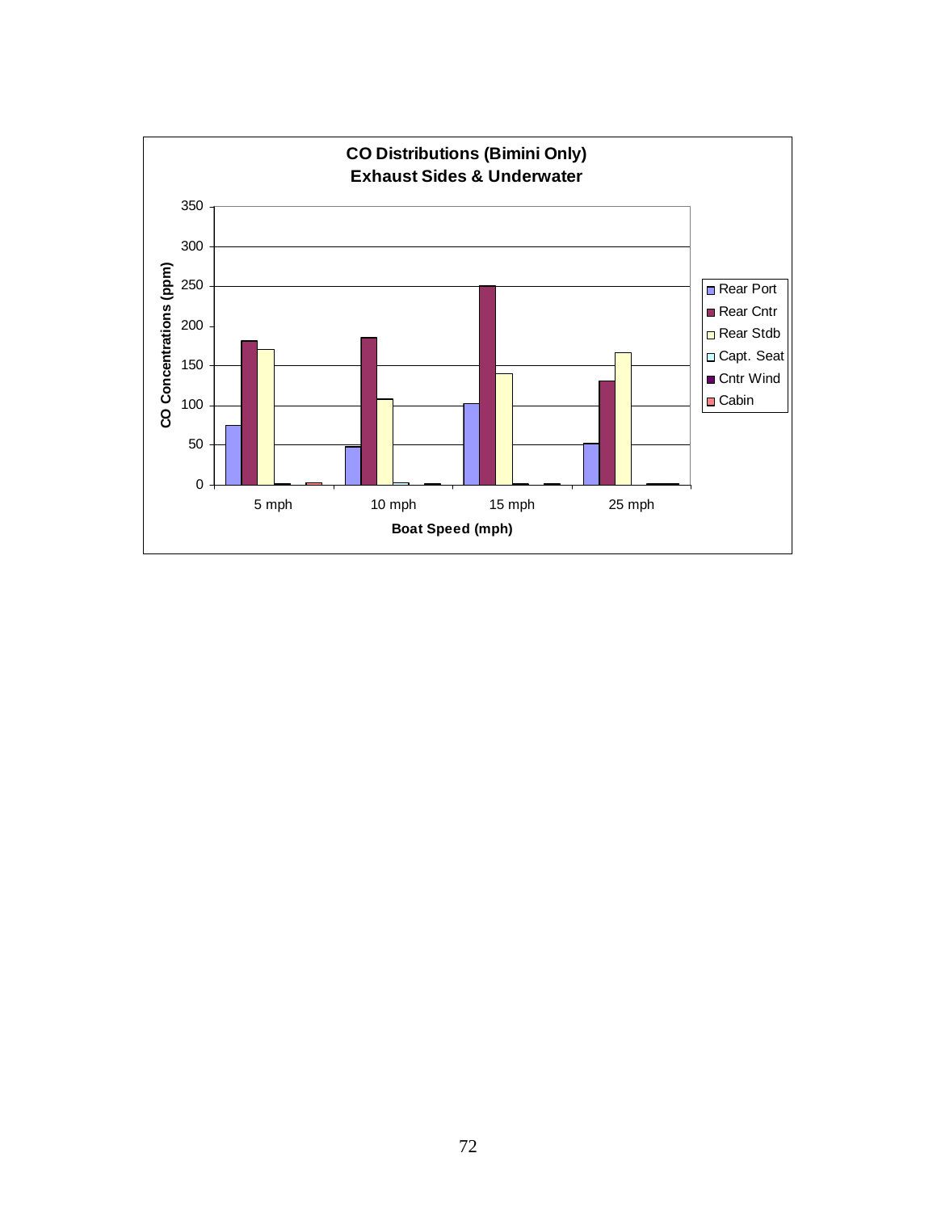**CO Distributions (Bimini Only)**
**Exhaust Sides & Underwater**

CO Concentrations (ppm)

350
300
250
200
150
100
50
0

5 mph | 10 mph | 15 mph | 25 mph

Boat Speed (mph)

- Rear Port
- Rear Cntr
- Rear Stdb
- Capt. Seat
- Cntr Wind
- Cabin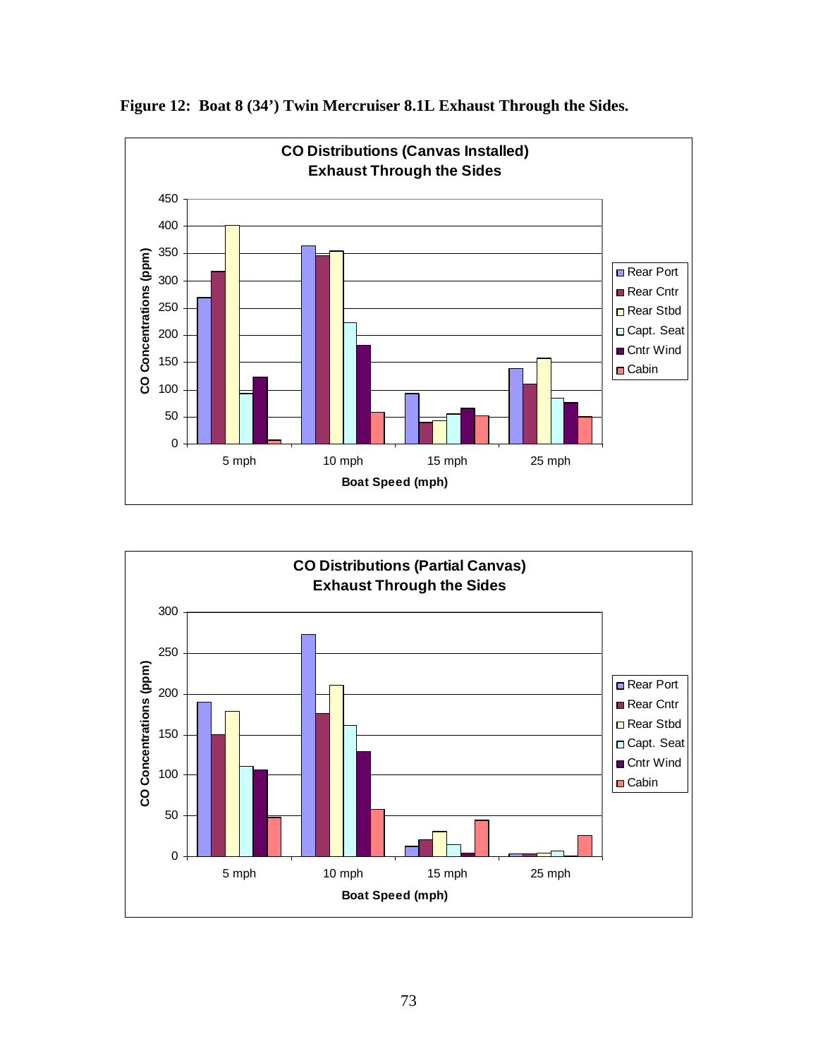**Figure 12: Boat 8 (34') Twin Mercruiser 8.1L Exhaust Through the Sides.**

**CO Distributions (Canvas Installed)**
**Exhaust Through the Sides**

CO Concentrations (ppm) vs. Boat Speed (mph)

Legend: Rear Port, Rear Cntr, Rear Stbd, Capt. Seat, Cntr Wind, Cabin

X-axis: 5 mph, 10 mph, 15 mph, 25 mph

**CO Distributions (Partial Canvas)**
**Exhaust Through the Sides**

CO Concentrations (ppm) vs. Boat Speed (mph)

Legend: Rear Port, Rear Cntr, Rear Stbd, Capt. Seat, Cntr Wind, Cabin

X-axis: 5 mph, 10 mph, 15 mph, 25 mph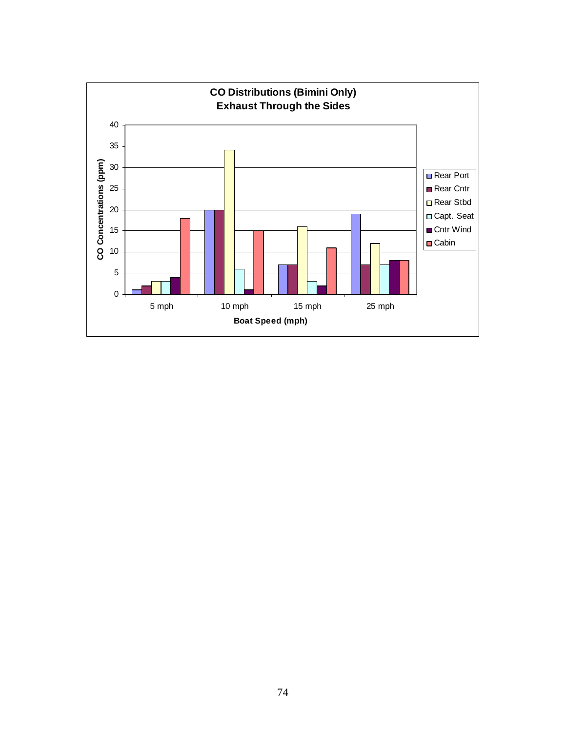**CO Distributions (Bimini Only)**
**Exhaust Through the Sides**

CO Concentrations (ppm): 0, 5, 10, 15, 20, 25, 30, 35, 40

Boat Speed (mph): 5 mph, 10 mph, 15 mph, 25 mph

Legend: Rear Port, Rear Cntr, Rear Stbd, Capt. Seat, Cntr Wind, Cabin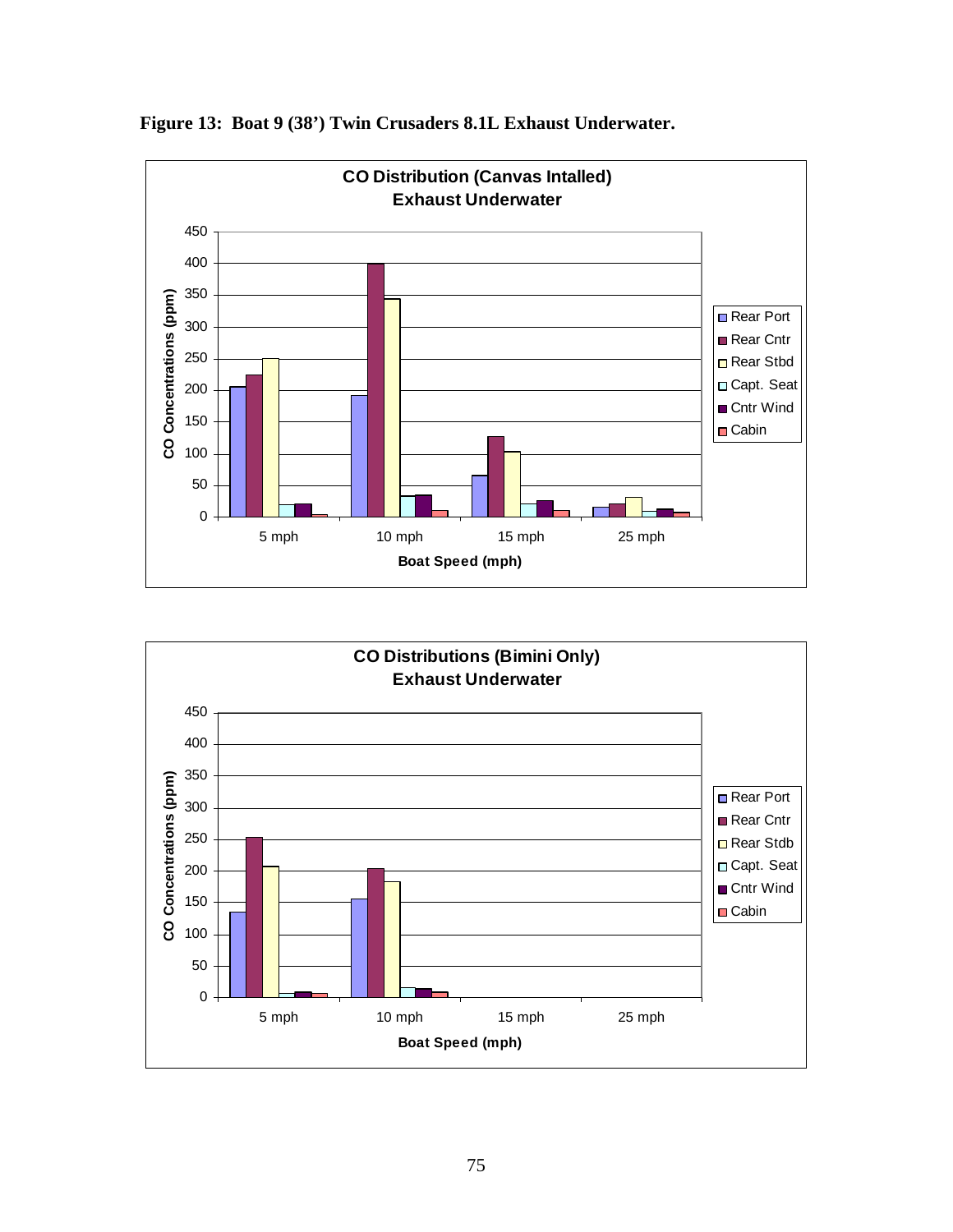**Figure 13: Boat 9 (38') Twin Crusaders 8.1L Exhaust Underwater.**

**CO Distribution (Canvas Intalled)**
**Exhaust Underwater**

CO Concentrations (ppm) vs. Boat Speed (mph)

Legend: Rear Port, Rear Cntr, Rear Stbd, Capt. Seat, Cntr Wind, Cabin

X-axis: 5 mph, 10 mph, 15 mph, 25 mph

Y-axis: 0, 50, 100, 150, 200, 250, 300, 350, 400, 450

**CO Distributions (Bimini Only)**
**Exhaust Underwater**

CO Concentrations (ppm) vs. Boat Speed (mph)

Legend: Rear Port, Rear Cntr, Rear Stdb, Capt. Seat, Cntr Wind, Cabin

X-axis: 5 mph, 10 mph, 15 mph, 25 mph

Y-axis: 0, 50, 100, 150, 200, 250, 300, 350, 400, 450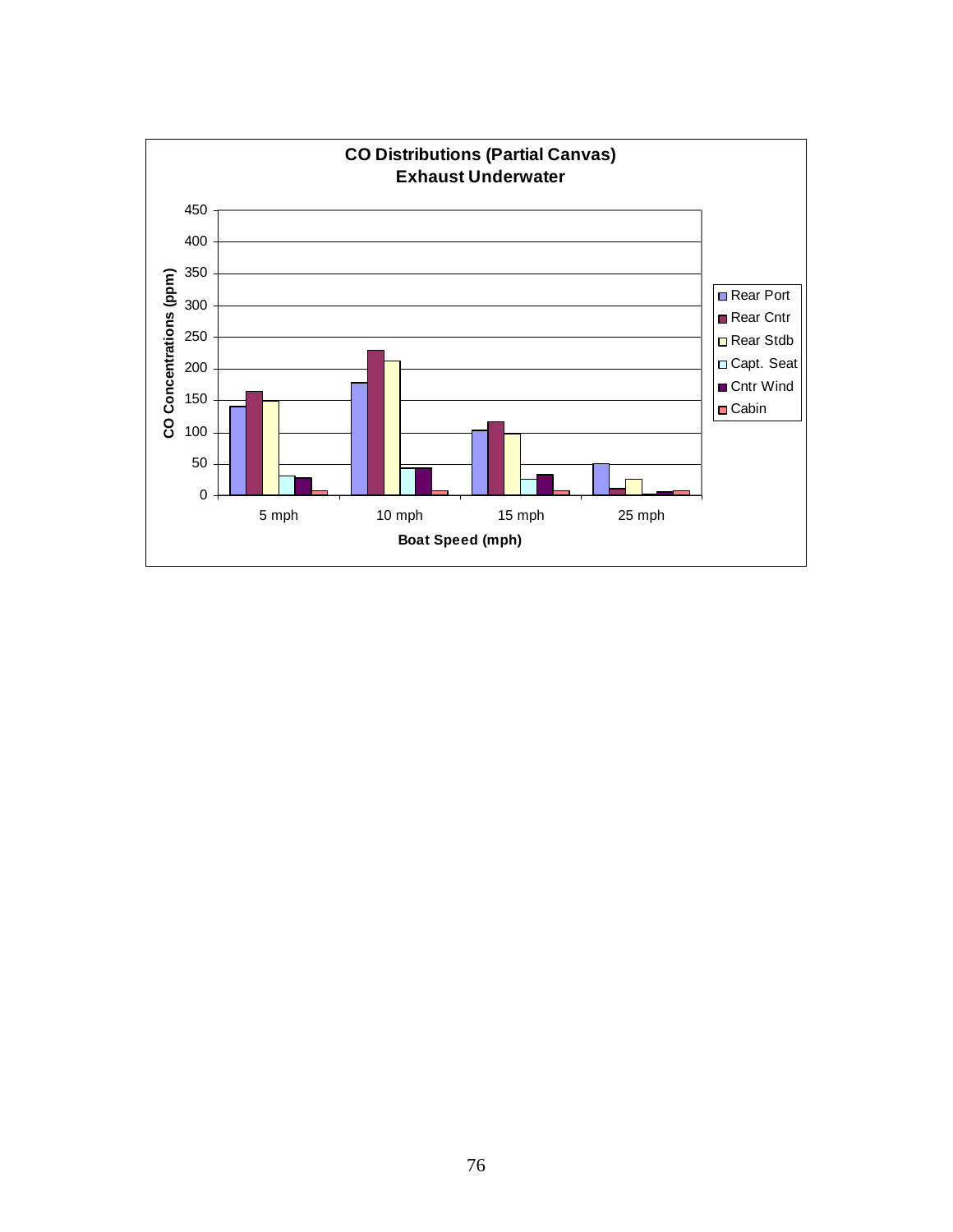**CO Distributions (Partial Canvas)**
**Exhaust Underwater**

CO Concentrations (ppm)

450, 400, 350, 300, 250, 200, 150, 100, 50, 0

5 mph, 10 mph, 15 mph, 25 mph

**Boat Speed (mph)**

Rear Port
Rear Cntr
Rear Stdb
Capt. Seat
Cntr Wind
Cabin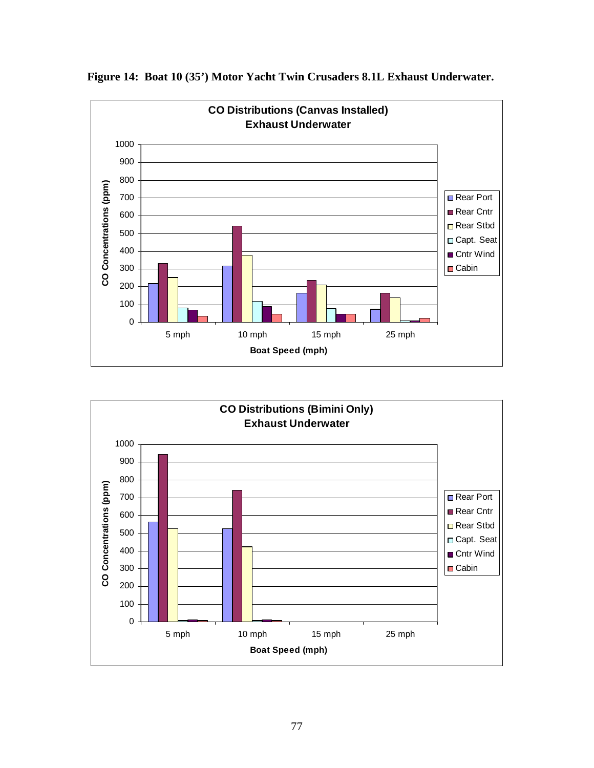**Figure 14: Boat 10 (35') Motor Yacht Twin Crusaders 8.1L Exhaust Underwater.**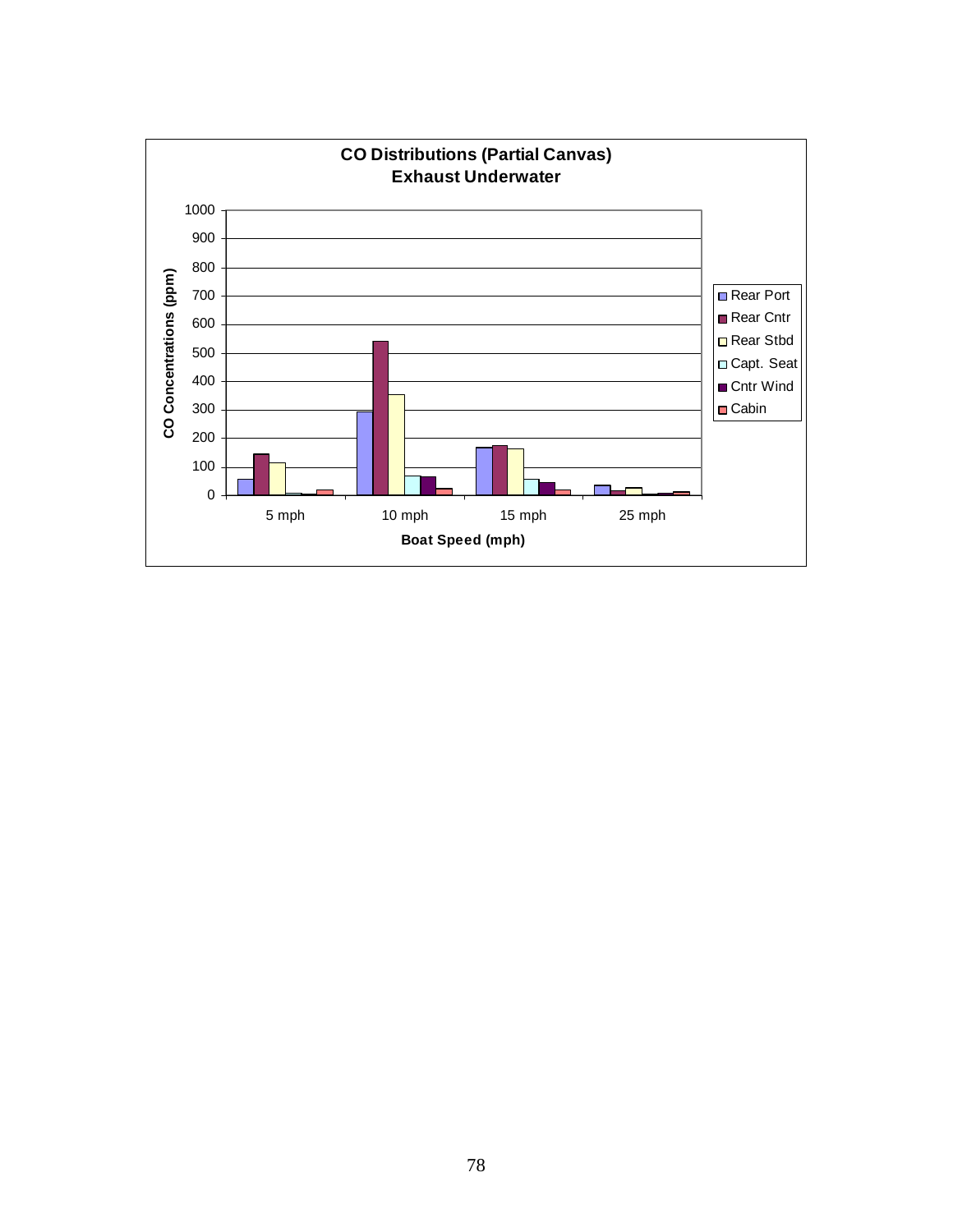CO Distributions (Partial Canvas)
Exhaust Underwater

CO Concentrations (ppm)

1000
900
800
700
600
500
400
300
200
100
0

5 mph
10 mph
15 mph
25 mph

Boat Speed (mph)

Rear Port
Rear Cntr
Rear Stbd
Capt. Seat
Cntr Wind
Cabin